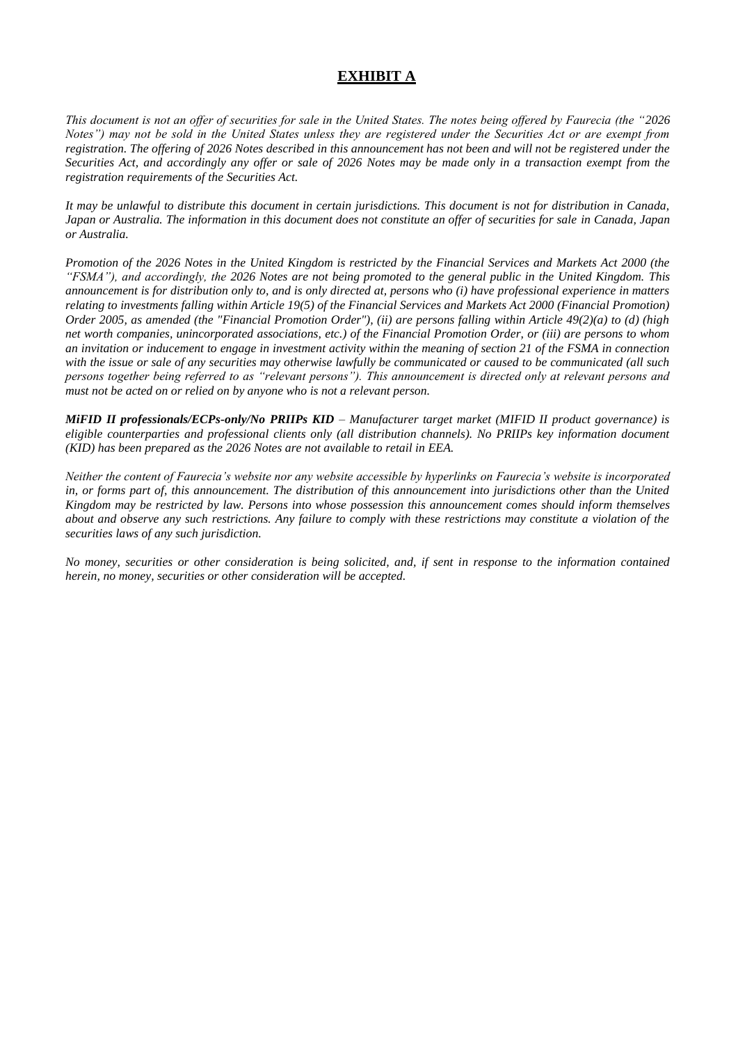# <u>EXHIBIT A</u>

*This document is not an offer of securities for sale in the United States. The notes being offered by Faurecia (the "2026 Notes") may not be sold in the United States unless they are registered under the Securities Act or are exempt from registration. The offering of 2026 Notes described in this announcement has not been and will not be registered under the Securities Act, and accordingly any offer or sale of 2026 Notes may be made only in a transaction exempt from the registration requirements of the Securities Act.*

*It may be unlawful to distribute this document in certain jurisdictions. This document is not for distribution in Canada, Japan or Australia. The information in this document does not constitute an offer of securities for sale in Canada, Japan or Australia.*

*Promotion of the 2026 Notes in the United Kingdom is restricted by the Financial Services and Markets Act 2000 (the "FSMA"), and accordingly, the 2026 Notes are not being promoted to the general public in the United Kingdom. This announcement is for distribution only to, and is only directed at, persons who (i) have professional experience in matters relating to investments falling within Article 19(5) of the Financial Services and Markets Act 2000 (Financial Promotion) Order 2005, as amended (the "Financial Promotion Order"), (ii) are persons falling within Article 49(2)(a) to (d) (high net worth companies, unincorporated associations, etc.) of the Financial Promotion Order, or (iii) are persons to whom an invitation or inducement to engage in investment activity within the meaning of section 21 of the FSMA in connection with the issue or sale of any securities may otherwise lawfully be communicated or caused to be communicated (all such persons together being referred to as "relevant persons"). This announcement is directed only at relevant persons and must not be acted on or relied on by anyone who is not a relevant person.*

***MiFID II professionals/ECPs-only/No PRIIPs KID*** *– Manufacturer target market (MIFID II product governance) is eligible counterparties and professional clients only (all distribution channels). No PRIIPs key information document (KID) has been prepared as the 2026 Notes are not available to retail in EEA.*

*Neither the content of Faurecia's website nor any website accessible by hyperlinks on Faurecia's website is incorporated in, or forms part of, this announcement. The distribution of this announcement into jurisdictions other than the United Kingdom may be restricted by law. Persons into whose possession this announcement comes should inform themselves about and observe any such restrictions. Any failure to comply with these restrictions may constitute a violation of the securities laws of any such jurisdiction.*

*No money, securities or other consideration is being solicited, and, if sent in response to the information contained herein, no money, securities or other consideration will be accepted.*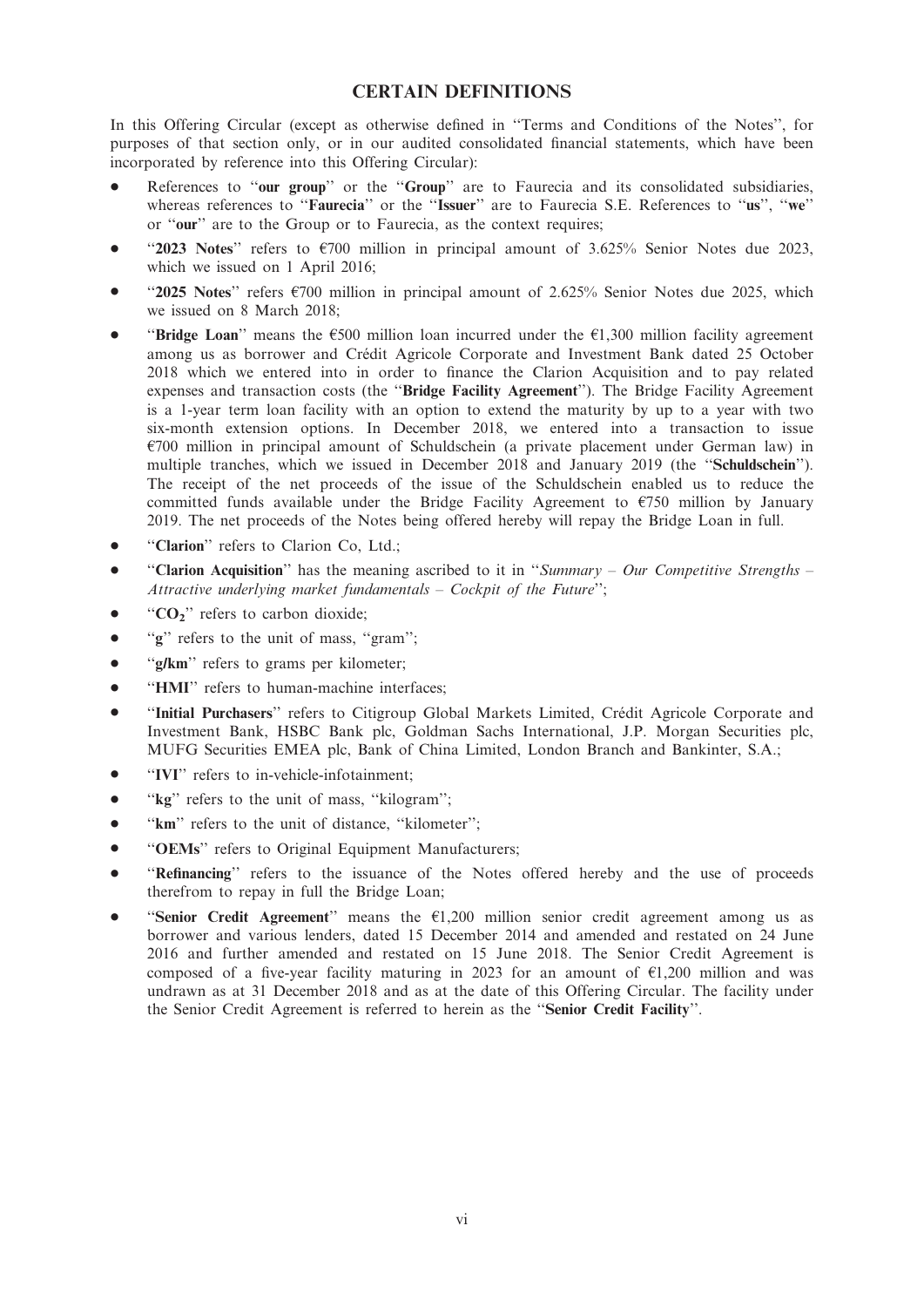# CERTAIN DEFINITIONS

In this Offering Circular (except as otherwise defined in ''Terms and Conditions of the Notes'', for purposes of that section only, or in our audited consolidated financial statements, which have been incorporated by reference into this Offering Circular):

- References to ''**our group**'' or the ''**Group**'' are to Faurecia and its consolidated subsidiaries, whereas references to ''**Faurecia**'' or the ''**Issuer**'' are to Faurecia S.E. References to ''**us**'', ''**we**'' or ''**our**'' are to the Group or to Faurecia, as the context requires;
- ''**2023 Notes**'' refers to €700 million in principal amount of 3.625% Senior Notes due 2023, which we issued on 1 April 2016;
- ''**2025 Notes**'' refers €700 million in principal amount of 2.625% Senior Notes due 2025, which we issued on 8 March 2018;
- ''**Bridge Loan**'' means the €500 million loan incurred under the €1,300 million facility agreement among us as borrower and Crédit Agricole Corporate and Investment Bank dated 25 October 2018 which we entered into in order to finance the Clarion Acquisition and to pay related expenses and transaction costs (the ''**Bridge Facility Agreement**''). The Bridge Facility Agreement is a 1-year term loan facility with an option to extend the maturity by up to a year with two six-month extension options. In December 2018, we entered into a transaction to issue €700 million in principal amount of Schuldschein (a private placement under German law) in multiple tranches, which we issued in December 2018 and January 2019 (the ''**Schuldschein**''). The receipt of the net proceeds of the issue of the Schuldschein enabled us to reduce the committed funds available under the Bridge Facility Agreement to €750 million by January 2019. The net proceeds of the Notes being offered hereby will repay the Bridge Loan in full.
- ''**Clarion**'' refers to Clarion Co, Ltd.;
- ''**Clarion Acquisition**'' has the meaning ascribed to it in ''*Summary – Our Competitive Strengths – Attractive underlying market fundamentals – Cockpit of the Future*'';
- ''**$CO_2$**'' refers to carbon dioxide;
- ''**g**'' refers to the unit of mass, ''gram'';
- ''**g/km**'' refers to grams per kilometer;
- ''**HMI**'' refers to human-machine interfaces;
- ''**Initial Purchasers**'' refers to Citigroup Global Markets Limited, Crédit Agricole Corporate and Investment Bank, HSBC Bank plc, Goldman Sachs International, J.P. Morgan Securities plc, MUFG Securities EMEA plc, Bank of China Limited, London Branch and Bankinter, S.A.;
- ''**IVI**'' refers to in-vehicle-infotainment;
- ''**kg**'' refers to the unit of mass, ''kilogram'';
- ''**km**'' refers to the unit of distance, ''kilometer'';
- ''**OEMs**'' refers to Original Equipment Manufacturers;
- ''**Refinancing**'' refers to the issuance of the Notes offered hereby and the use of proceeds therefrom to repay in full the Bridge Loan;
- ''**Senior Credit Agreement**'' means the €1,200 million senior credit agreement among us as borrower and various lenders, dated 15 December 2014 and amended and restated on 24 June 2016 and further amended and restated on 15 June 2018. The Senior Credit Agreement is composed of a five-year facility maturing in 2023 for an amount of €1,200 million and was undrawn as at 31 December 2018 and as at the date of this Offering Circular. The facility under the Senior Credit Agreement is referred to herein as the ''**Senior Credit Facility**''.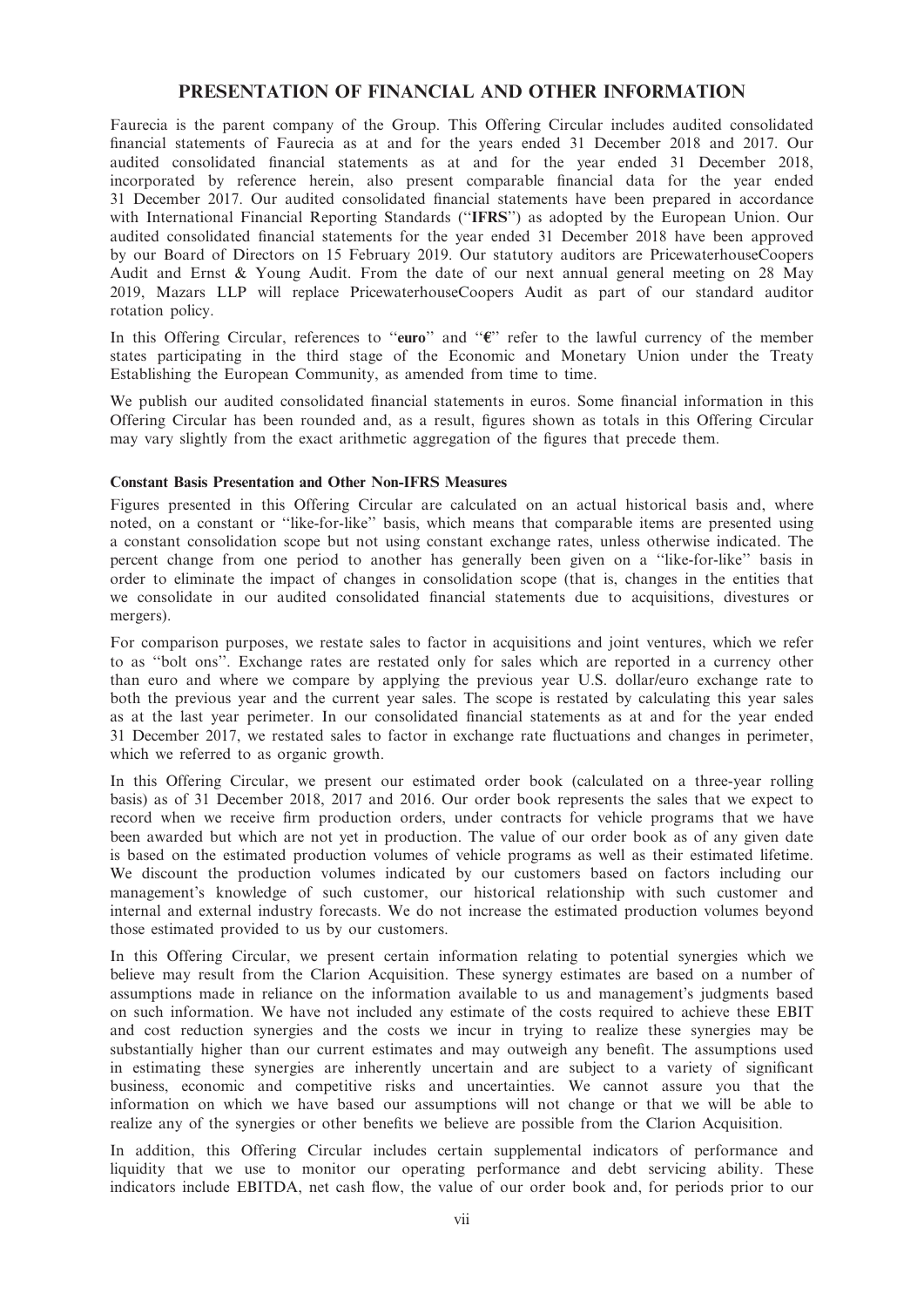## PRESENTATION OF FINANCIAL AND OTHER INFORMATION

Faurecia is the parent company of the Group. This Offering Circular includes audited consolidated financial statements of Faurecia as at and for the years ended 31 December 2018 and 2017. Our audited consolidated financial statements as at and for the year ended 31 December 2018, incorporated by reference herein, also present comparable financial data for the year ended 31 December 2017. Our audited consolidated financial statements have been prepared in accordance with International Financial Reporting Standards (''**IFRS**'') as adopted by the European Union. Our audited consolidated financial statements for the year ended 31 December 2018 have been approved by our Board of Directors on 15 February 2019. Our statutory auditors are PricewaterhouseCoopers Audit and Ernst & Young Audit. From the date of our next annual general meeting on 28 May 2019, Mazars LLP will replace PricewaterhouseCoopers Audit as part of our standard auditor rotation policy.

In this Offering Circular, references to ''**euro**'' and ''**€**'' refer to the lawful currency of the member states participating in the third stage of the Economic and Monetary Union under the Treaty Establishing the European Community, as amended from time to time.

We publish our audited consolidated financial statements in euros. Some financial information in this Offering Circular has been rounded and, as a result, figures shown as totals in this Offering Circular may vary slightly from the exact arithmetic aggregation of the figures that precede them.

### Constant Basis Presentation and Other Non-IFRS Measures

Figures presented in this Offering Circular are calculated on an actual historical basis and, where noted, on a constant or ''like-for-like'' basis, which means that comparable items are presented using a constant consolidation scope but not using constant exchange rates, unless otherwise indicated. The percent change from one period to another has generally been given on a ''like-for-like'' basis in order to eliminate the impact of changes in consolidation scope (that is, changes in the entities that we consolidate in our audited consolidated financial statements due to acquisitions, divestures or mergers).

For comparison purposes, we restate sales to factor in acquisitions and joint ventures, which we refer to as ''bolt ons''. Exchange rates are restated only for sales which are reported in a currency other than euro and where we compare by applying the previous year U.S. dollar/euro exchange rate to both the previous year and the current year sales. The scope is restated by calculating this year sales as at the last year perimeter. In our consolidated financial statements as at and for the year ended 31 December 2017, we restated sales to factor in exchange rate fluctuations and changes in perimeter, which we referred to as organic growth.

In this Offering Circular, we present our estimated order book (calculated on a three-year rolling basis) as of 31 December 2018, 2017 and 2016. Our order book represents the sales that we expect to record when we receive firm production orders, under contracts for vehicle programs that we have been awarded but which are not yet in production. The value of our order book as of any given date is based on the estimated production volumes of vehicle programs as well as their estimated lifetime. We discount the production volumes indicated by our customers based on factors including our management's knowledge of such customer, our historical relationship with such customer and internal and external industry forecasts. We do not increase the estimated production volumes beyond those estimated provided to us by our customers.

In this Offering Circular, we present certain information relating to potential synergies which we believe may result from the Clarion Acquisition. These synergy estimates are based on a number of assumptions made in reliance on the information available to us and management's judgments based on such information. We have not included any estimate of the costs required to achieve these EBIT and cost reduction synergies and the costs we incur in trying to realize these synergies may be substantially higher than our current estimates and may outweigh any benefit. The assumptions used in estimating these synergies are inherently uncertain and are subject to a variety of significant business, economic and competitive risks and uncertainties. We cannot assure you that the information on which we have based our assumptions will not change or that we will be able to realize any of the synergies or other benefits we believe are possible from the Clarion Acquisition.

In addition, this Offering Circular includes certain supplemental indicators of performance and liquidity that we use to monitor our operating performance and debt servicing ability. These indicators include EBITDA, net cash flow, the value of our order book and, for periods prior to our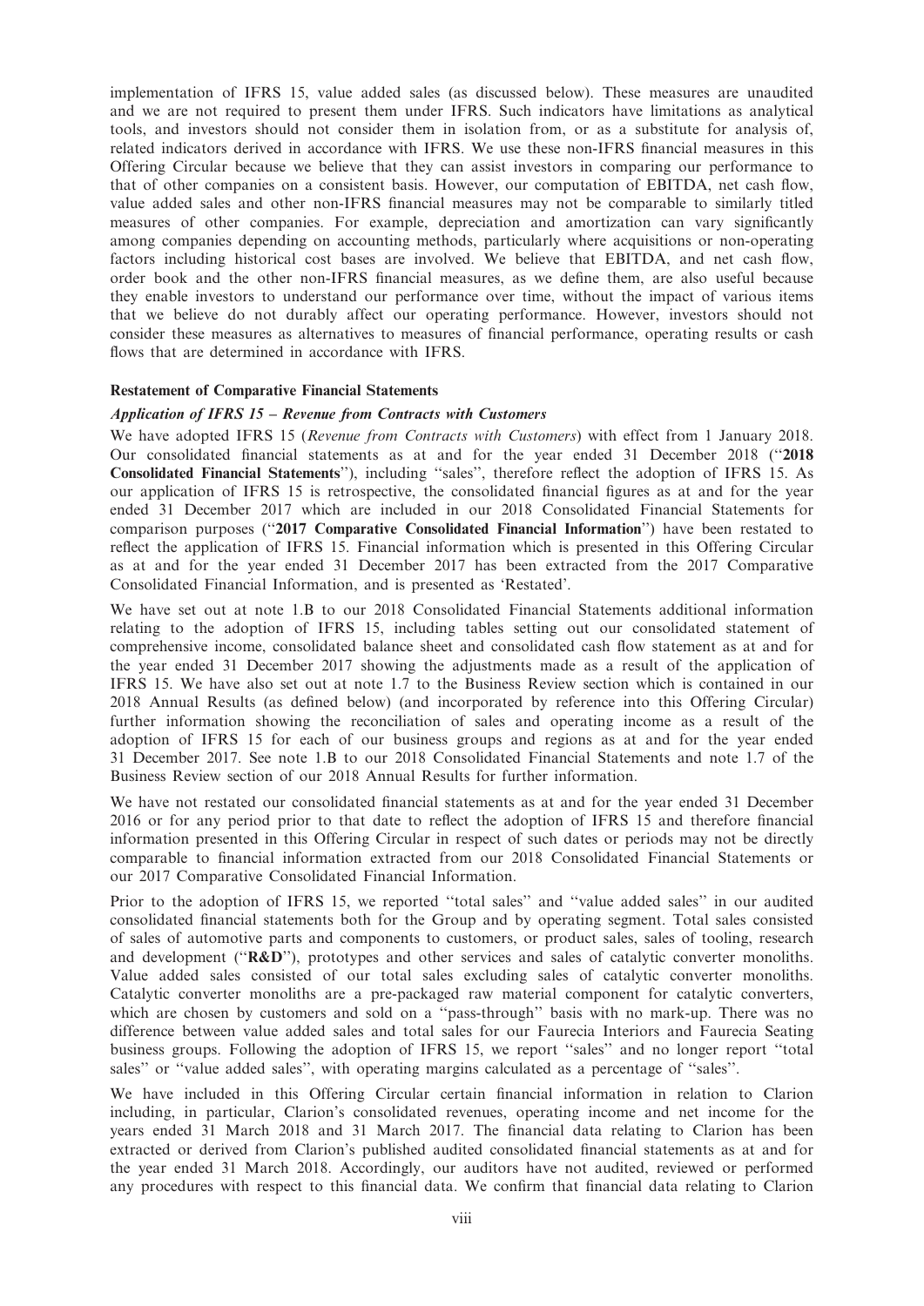implementation of IFRS 15, value added sales (as discussed below). These measures are unaudited and we are not required to present them under IFRS. Such indicators have limitations as analytical tools, and investors should not consider them in isolation from, or as a substitute for analysis of, related indicators derived in accordance with IFRS. We use these non-IFRS financial measures in this Offering Circular because we believe that they can assist investors in comparing our performance to that of other companies on a consistent basis. However, our computation of EBITDA, net cash flow, value added sales and other non-IFRS financial measures may not be comparable to similarly titled measures of other companies. For example, depreciation and amortization can vary significantly among companies depending on accounting methods, particularly where acquisitions or non-operating factors including historical cost bases are involved. We believe that EBITDA, and net cash flow, order book and the other non-IFRS financial measures, as we define them, are also useful because they enable investors to understand our performance over time, without the impact of various items that we believe do not durably affect our operating performance. However, investors should not consider these measures as alternatives to measures of financial performance, operating results or cash flows that are determined in accordance with IFRS.

**Restatement of Comparative Financial Statements**

***Application of IFRS 15 – Revenue from Contracts with Customers***

We have adopted IFRS 15 (*Revenue from Contracts with Customers*) with effect from 1 January 2018. Our consolidated financial statements as at and for the year ended 31 December 2018 (''**2018 Consolidated Financial Statements**''), including ''sales'', therefore reflect the adoption of IFRS 15. As our application of IFRS 15 is retrospective, the consolidated financial figures as at and for the year ended 31 December 2017 which are included in our 2018 Consolidated Financial Statements for comparison purposes (''**2017 Comparative Consolidated Financial Information**'') have been restated to reflect the application of IFRS 15. Financial information which is presented in this Offering Circular as at and for the year ended 31 December 2017 has been extracted from the 2017 Comparative Consolidated Financial Information, and is presented as 'Restated'.

We have set out at note 1.B to our 2018 Consolidated Financial Statements additional information relating to the adoption of IFRS 15, including tables setting out our consolidated statement of comprehensive income, consolidated balance sheet and consolidated cash flow statement as at and for the year ended 31 December 2017 showing the adjustments made as a result of the application of IFRS 15. We have also set out at note 1.7 to the Business Review section which is contained in our 2018 Annual Results (as defined below) (and incorporated by reference into this Offering Circular) further information showing the reconciliation of sales and operating income as a result of the adoption of IFRS 15 for each of our business groups and regions as at and for the year ended 31 December 2017. See note 1.B to our 2018 Consolidated Financial Statements and note 1.7 of the Business Review section of our 2018 Annual Results for further information.

We have not restated our consolidated financial statements as at and for the year ended 31 December 2016 or for any period prior to that date to reflect the adoption of IFRS 15 and therefore financial information presented in this Offering Circular in respect of such dates or periods may not be directly comparable to financial information extracted from our 2018 Consolidated Financial Statements or our 2017 Comparative Consolidated Financial Information.

Prior to the adoption of IFRS 15, we reported ''total sales'' and ''value added sales'' in our audited consolidated financial statements both for the Group and by operating segment. Total sales consisted of sales of automotive parts and components to customers, or product sales, sales of tooling, research and development (''**R&D**''), prototypes and other services and sales of catalytic converter monoliths. Value added sales consisted of our total sales excluding sales of catalytic converter monoliths. Catalytic converter monoliths are a pre-packaged raw material component for catalytic converters, which are chosen by customers and sold on a ''pass-through'' basis with no mark-up. There was no difference between value added sales and total sales for our Faurecia Interiors and Faurecia Seating business groups. Following the adoption of IFRS 15, we report ''sales'' and no longer report ''total sales'' or ''value added sales'', with operating margins calculated as a percentage of ''sales''.

We have included in this Offering Circular certain financial information in relation to Clarion including, in particular, Clarion's consolidated revenues, operating income and net income for the years ended 31 March 2018 and 31 March 2017. The financial data relating to Clarion has been extracted or derived from Clarion's published audited consolidated financial statements as at and for the year ended 31 March 2018. Accordingly, our auditors have not audited, reviewed or performed any procedures with respect to this financial data. We confirm that financial data relating to Clarion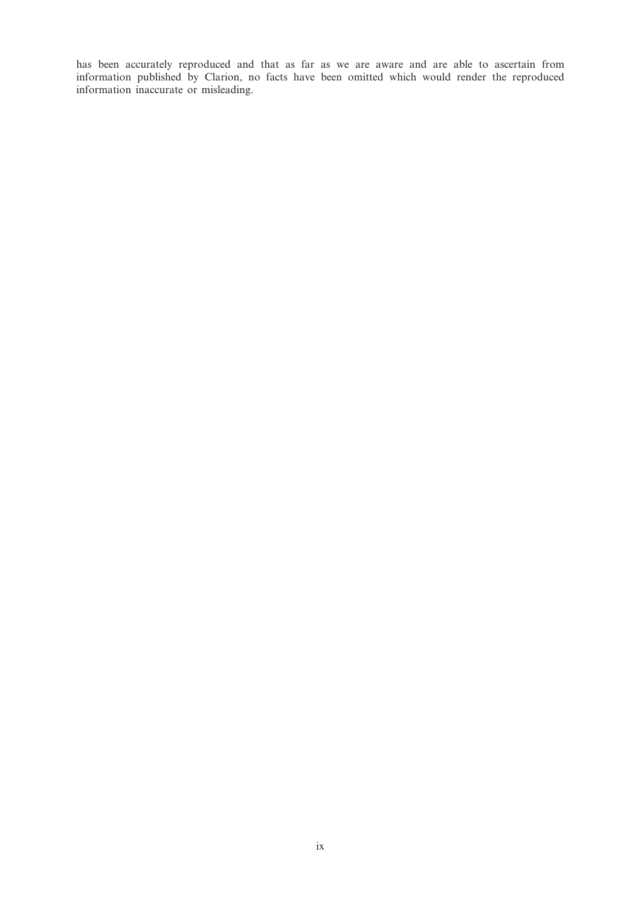has been accurately reproduced and that as far as we are aware and are able to ascertain from information published by Clarion, no facts have been omitted which would render the reproduced information inaccurate or misleading.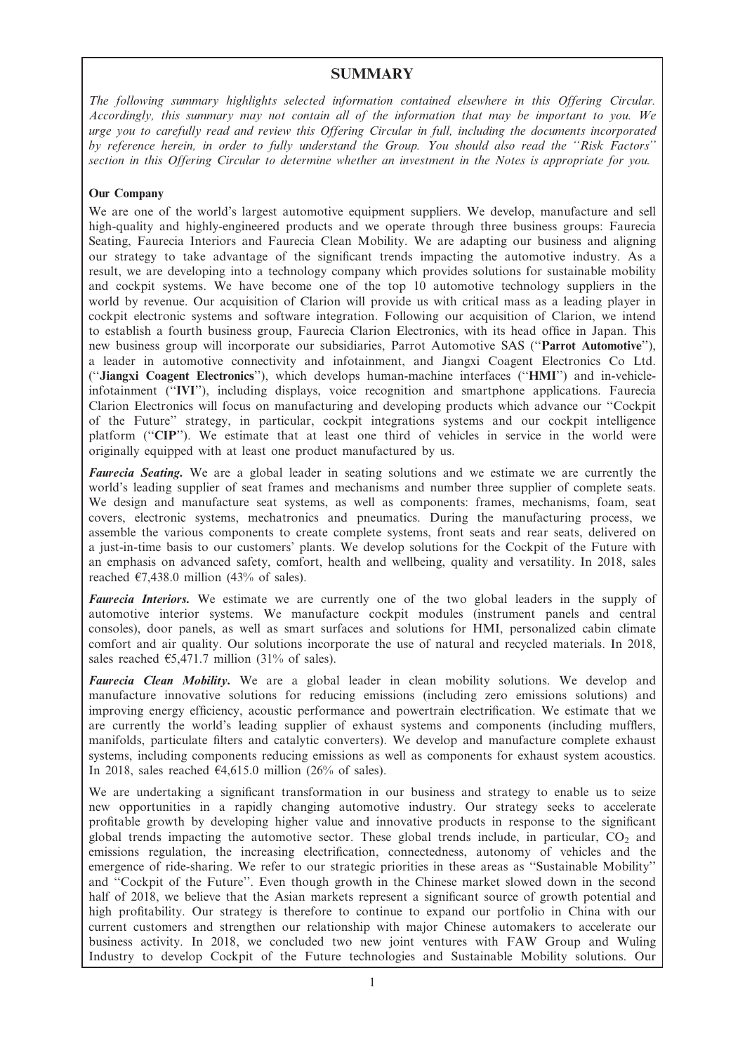# SUMMARY

*The following summary highlights selected information contained elsewhere in this Offering Circular. Accordingly, this summary may not contain all of the information that may be important to you. We urge you to carefully read and review this Offering Circular in full, including the documents incorporated by reference herein, in order to fully understand the Group. You should also read the ''Risk Factors'' section in this Offering Circular to determine whether an investment in the Notes is appropriate for you.*

**Our Company**

We are one of the world's largest automotive equipment suppliers. We develop, manufacture and sell high-quality and highly-engineered products and we operate through three business groups: Faurecia Seating, Faurecia Interiors and Faurecia Clean Mobility. We are adapting our business and aligning our strategy to take advantage of the significant trends impacting the automotive industry. As a result, we are developing into a technology company which provides solutions for sustainable mobility and cockpit systems. We have become one of the top 10 automotive technology suppliers in the world by revenue. Our acquisition of Clarion will provide us with critical mass as a leading player in cockpit electronic systems and software integration. Following our acquisition of Clarion, we intend to establish a fourth business group, Faurecia Clarion Electronics, with its head office in Japan. This new business group will incorporate our subsidiaries, Parrot Automotive SAS (''**Parrot Automotive**''), a leader in automotive connectivity and infotainment, and Jiangxi Coagent Electronics Co Ltd. (''**Jiangxi Coagent Electronics**''), which develops human-machine interfaces (''**HMI**'') and in-vehicle-infotainment (''**IVI**''), including displays, voice recognition and smartphone applications. Faurecia Clarion Electronics will focus on manufacturing and developing products which advance our ''Cockpit of the Future'' strategy, in particular, cockpit integrations systems and our cockpit intelligence platform (''**CIP**''). We estimate that at least one third of vehicles in service in the world were originally equipped with at least one product manufactured by us.

***Faurecia Seating.*** We are a global leader in seating solutions and we estimate we are currently the world's leading supplier of seat frames and mechanisms and number three supplier of complete seats. We design and manufacture seat systems, as well as components: frames, mechanisms, foam, seat covers, electronic systems, mechatronics and pneumatics. During the manufacturing process, we assemble the various components to create complete systems, front seats and rear seats, delivered on a just-in-time basis to our customers' plants. We develop solutions for the Cockpit of the Future with an emphasis on advanced safety, comfort, health and wellbeing, quality and versatility. In 2018, sales reached €7,438.0 million (43% of sales).

***Faurecia Interiors.*** We estimate we are currently one of the two global leaders in the supply of automotive interior systems. We manufacture cockpit modules (instrument panels and central consoles), door panels, as well as smart surfaces and solutions for HMI, personalized cabin climate comfort and air quality. Our solutions incorporate the use of natural and recycled materials. In 2018, sales reached €5,471.7 million (31% of sales).

***Faurecia Clean Mobility.*** We are a global leader in clean mobility solutions. We develop and manufacture innovative solutions for reducing emissions (including zero emissions solutions) and improving energy efficiency, acoustic performance and powertrain electrification. We estimate that we are currently the world's leading supplier of exhaust systems and components (including mufflers, manifolds, particulate filters and catalytic converters). We develop and manufacture complete exhaust systems, including components reducing emissions as well as components for exhaust system acoustics. In 2018, sales reached €4,615.0 million (26% of sales).

We are undertaking a significant transformation in our business and strategy to enable us to seize new opportunities in a rapidly changing automotive industry. Our strategy seeks to accelerate profitable growth by developing higher value and innovative products in response to the significant global trends impacting the automotive sector. These global trends include, in particular, $CO_2$ and emissions regulation, the increasing electrification, connectedness, autonomy of vehicles and the emergence of ride-sharing. We refer to our strategic priorities in these areas as ''Sustainable Mobility'' and ''Cockpit of the Future''. Even though growth in the Chinese market slowed down in the second half of 2018, we believe that the Asian markets represent a significant source of growth potential and high profitability. Our strategy is therefore to continue to expand our portfolio in China with our current customers and strengthen our relationship with major Chinese automakers to accelerate our business activity. In 2018, we concluded two new joint ventures with FAW Group and Wuling Industry to develop Cockpit of the Future technologies and Sustainable Mobility solutions. Our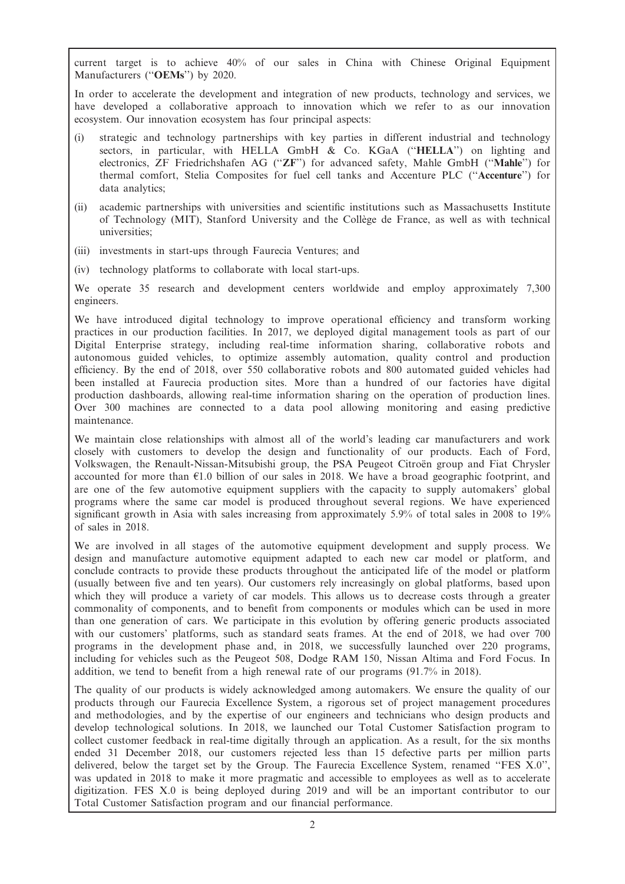current target is to achieve 40% of our sales in China with Chinese Original Equipment Manufacturers (''**OEMs**'') by 2020.

In order to accelerate the development and integration of new products, technology and services, we have developed a collaborative approach to innovation which we refer to as our innovation ecosystem. Our innovation ecosystem has four principal aspects:

(i) strategic and technology partnerships with key parties in different industrial and technology sectors, in particular, with HELLA GmbH & Co. KGaA (''**HELLA**'') on lighting and electronics, ZF Friedrichshafen AG (''**ZF**'') for advanced safety, Mahle GmbH (''**Mahle**'') for thermal comfort, Stelia Composites for fuel cell tanks and Accenture PLC (''**Accenture**'') for data analytics;

(ii) academic partnerships with universities and scientific institutions such as Massachusetts Institute of Technology (MIT), Stanford University and the Collège de France, as well as with technical universities;

(iii) investments in start-ups through Faurecia Ventures; and

(iv) technology platforms to collaborate with local start-ups.

We operate 35 research and development centers worldwide and employ approximately 7,300 engineers.

We have introduced digital technology to improve operational efficiency and transform working practices in our production facilities. In 2017, we deployed digital management tools as part of our Digital Enterprise strategy, including real-time information sharing, collaborative robots and autonomous guided vehicles, to optimize assembly automation, quality control and production efficiency. By the end of 2018, over 550 collaborative robots and 800 automated guided vehicles had been installed at Faurecia production sites. More than a hundred of our factories have digital production dashboards, allowing real-time information sharing on the operation of production lines. Over 300 machines are connected to a data pool allowing monitoring and easing predictive maintenance.

We maintain close relationships with almost all of the world's leading car manufacturers and work closely with customers to develop the design and functionality of our products. Each of Ford, Volkswagen, the Renault-Nissan-Mitsubishi group, the PSA Peugeot Citroën group and Fiat Chrysler accounted for more than €1.0 billion of our sales in 2018. We have a broad geographic footprint, and are one of the few automotive equipment suppliers with the capacity to supply automakers' global programs where the same car model is produced throughout several regions. We have experienced significant growth in Asia with sales increasing from approximately 5.9% of total sales in 2008 to 19% of sales in 2018.

We are involved in all stages of the automotive equipment development and supply process. We design and manufacture automotive equipment adapted to each new car model or platform, and conclude contracts to provide these products throughout the anticipated life of the model or platform (usually between five and ten years). Our customers rely increasingly on global platforms, based upon which they will produce a variety of car models. This allows us to decrease costs through a greater commonality of components, and to benefit from components or modules which can be used in more than one generation of cars. We participate in this evolution by offering generic products associated with our customers' platforms, such as standard seats frames. At the end of 2018, we had over 700 programs in the development phase and, in 2018, we successfully launched over 220 programs, including for vehicles such as the Peugeot 508, Dodge RAM 150, Nissan Altima and Ford Focus. In addition, we tend to benefit from a high renewal rate of our programs (91.7% in 2018).

The quality of our products is widely acknowledged among automakers. We ensure the quality of our products through our Faurecia Excellence System, a rigorous set of project management procedures and methodologies, and by the expertise of our engineers and technicians who design products and develop technological solutions. In 2018, we launched our Total Customer Satisfaction program to collect customer feedback in real-time digitally through an application. As a result, for the six months ended 31 December 2018, our customers rejected less than 15 defective parts per million parts delivered, below the target set by the Group. The Faurecia Excellence System, renamed ''FES X.0'', was updated in 2018 to make it more pragmatic and accessible to employees as well as to accelerate digitization. FES X.0 is being deployed during 2019 and will be an important contributor to our Total Customer Satisfaction program and our financial performance.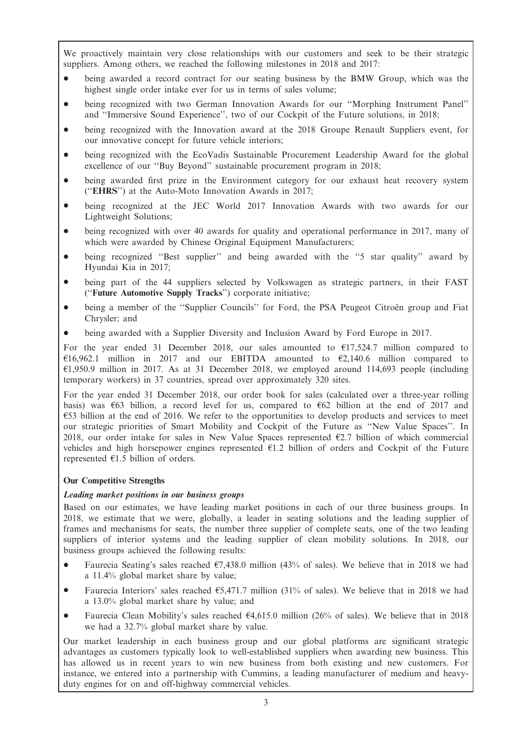We proactively maintain very close relationships with our customers and seek to be their strategic suppliers. Among others, we reached the following milestones in 2018 and 2017:

- being awarded a record contract for our seating business by the BMW Group, which was the highest single order intake ever for us in terms of sales volume;
- being recognized with two German Innovation Awards for our ''Morphing Instrument Panel'' and ''Immersive Sound Experience'', two of our Cockpit of the Future solutions, in 2018;
- being recognized with the Innovation award at the 2018 Groupe Renault Suppliers event, for our innovative concept for future vehicle interiors;
- being recognized with the EcoVadis Sustainable Procurement Leadership Award for the global excellence of our ''Buy Beyond'' sustainable procurement program in 2018;
- being awarded first prize in the Environment category for our exhaust heat recovery system (''**EHRS**'') at the Auto-Moto Innovation Awards in 2017;
- being recognized at the JEC World 2017 Innovation Awards with two awards for our Lightweight Solutions;
- being recognized with over 40 awards for quality and operational performance in 2017, many of which were awarded by Chinese Original Equipment Manufacturers;
- being recognized ''Best supplier'' and being awarded with the ''5 star quality'' award by Hyundai Kia in 2017;
- being part of the 44 suppliers selected by Volkswagen as strategic partners, in their FAST (''**Future Automotive Supply Tracks**'') corporate initiative;
- being a member of the ''Supplier Councils'' for Ford, the PSA Peugeot Citroën group and Fiat Chrysler; and
- being awarded with a Supplier Diversity and Inclusion Award by Ford Europe in 2017.

For the year ended 31 December 2018, our sales amounted to €17,524.7 million compared to €16,962.1 million in 2017 and our EBITDA amounted to €2,140.6 million compared to €1,950.9 million in 2017. As at 31 December 2018, we employed around 114,693 people (including temporary workers) in 37 countries, spread over approximately 320 sites.

For the year ended 31 December 2018, our order book for sales (calculated over a three-year rolling basis) was €63 billion, a record level for us, compared to €62 billion at the end of 2017 and €53 billion at the end of 2016. We refer to the opportunities to develop products and services to meet our strategic priorities of Smart Mobility and Cockpit of the Future as ''New Value Spaces''. In 2018, our order intake for sales in New Value Spaces represented €2.7 billion of which commercial vehicles and high horsepower engines represented €1.2 billion of orders and Cockpit of the Future represented €1.5 billion of orders.

## Our Competitive Strengths

### *Leading market positions in our business groups*

Based on our estimates, we have leading market positions in each of our three business groups. In 2018, we estimate that we were, globally, a leader in seating solutions and the leading supplier of frames and mechanisms for seats, the number three supplier of complete seats, one of the two leading suppliers of interior systems and the leading supplier of clean mobility solutions. In 2018, our business groups achieved the following results:

- Faurecia Seating's sales reached €7,438.0 million (43% of sales). We believe that in 2018 we had a 11.4% global market share by value;
- Faurecia Interiors' sales reached €5,471.7 million (31% of sales). We believe that in 2018 we had a 13.0% global market share by value; and
- Faurecia Clean Mobility's sales reached €4,615.0 million (26% of sales). We believe that in 2018 we had a 32.7% global market share by value.

Our market leadership in each business group and our global platforms are significant strategic advantages as customers typically look to well-established suppliers when awarding new business. This has allowed us in recent years to win new business from both existing and new customers. For instance, we entered into a partnership with Cummins, a leading manufacturer of medium and heavy-duty engines for on and off-highway commercial vehicles.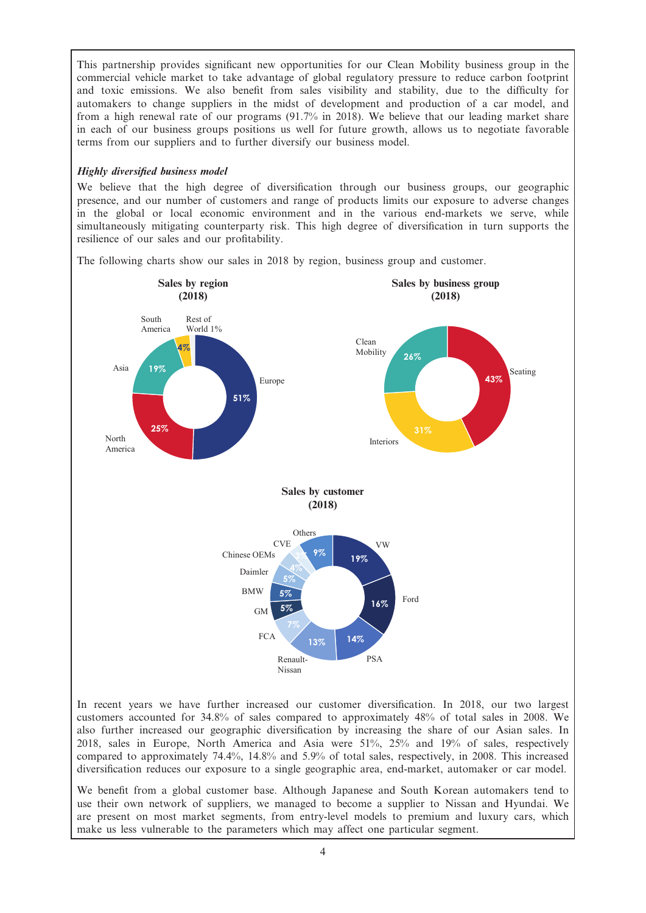This partnership provides significant new opportunities for our Clean Mobility business group in the commercial vehicle market to take advantage of global regulatory pressure to reduce carbon footprint and toxic emissions. We also benefit from sales visibility and stability, due to the difficulty for automakers to change suppliers in the midst of development and production of a car model, and from a high renewal rate of our programs (91.7% in 2018). We believe that our leading market share in each of our business groups positions us well for future growth, allows us to negotiate favorable terms from our suppliers and to further diversify our business model.

***Highly diversified business model***

We believe that the high degree of diversification through our business groups, our geographic presence, and our number of customers and range of products limits our exposure to adverse changes in the global or local economic environment and in the various end-markets we serve, while simultaneously mitigating counterparty risk. This high degree of diversification in turn supports the resilience of our sales and our profitability.

The following charts show our sales in 2018 by region, business group and customer.

**Sales by region (2018)**

| Region | Share |
|---|---|
| Europe | 51% |
| North America | 25% |
| Asia | 19% |
| South America | 4% |
| Rest of World | 1% |

**Sales by business group (2018)**

| Business group | Share |
|---|---|
| Seating | 43% |
| Interiors | 31% |
| Clean Mobility | 26% |

**Sales by customer (2018)**

| Customer | Share |
|---|---|
| VW | 19% |
| Ford | 16% |
| PSA | 14% |
| Renault-Nissan | 13% |
| FCA | 7% |
| GM | 5% |
| BMW | 5% |
| Daimler | 5% |
| Chinese OEMs | 4% |
| CVE | 3% |
| Others | 9% |

In recent years we have further increased our customer diversification. In 2018, our two largest customers accounted for 34.8% of sales compared to approximately 48% of total sales in 2008. We also further increased our geographic diversification by increasing the share of our Asian sales. In 2018, sales in Europe, North America and Asia were 51%, 25% and 19% of sales, respectively compared to approximately 74.4%, 14.8% and 5.9% of total sales, respectively, in 2008. This increased diversification reduces our exposure to a single geographic area, end-market, automaker or car model.

We benefit from a global customer base. Although Japanese and South Korean automakers tend to use their own network of suppliers, we managed to become a supplier to Nissan and Hyundai. We are present on most market segments, from entry-level models to premium and luxury cars, which make us less vulnerable to the parameters which may affect one particular segment.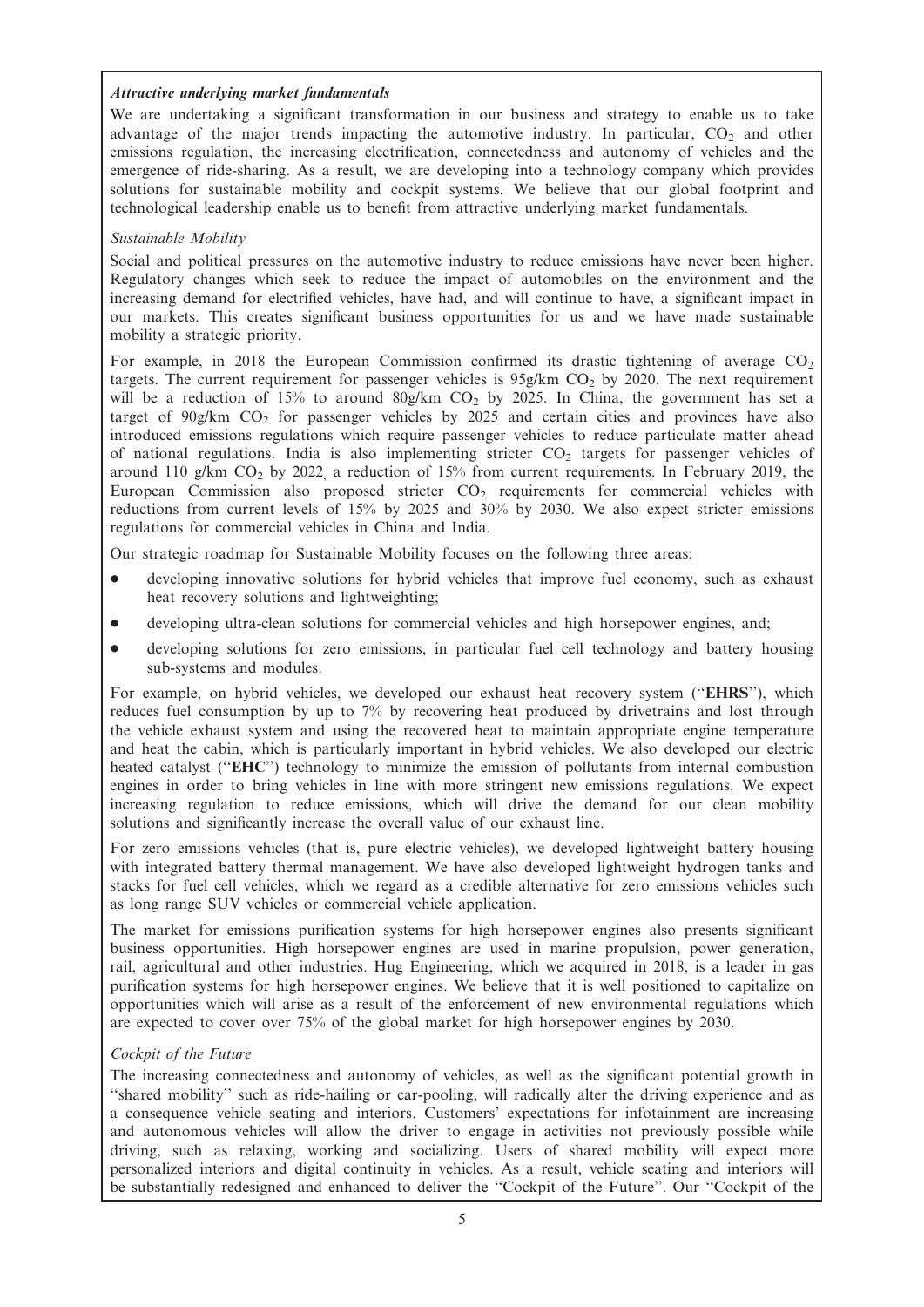***Attractive underlying market fundamentals***

We are undertaking a significant transformation in our business and strategy to enable us to take advantage of the major trends impacting the automotive industry. In particular, $CO_2$ and other emissions regulation, the increasing electrification, connectedness and autonomy of vehicles and the emergence of ride-sharing. As a result, we are developing into a technology company which provides solutions for sustainable mobility and cockpit systems. We believe that our global footprint and technological leadership enable us to benefit from attractive underlying market fundamentals.

*Sustainable Mobility*

Social and political pressures on the automotive industry to reduce emissions have never been higher. Regulatory changes which seek to reduce the impact of automobiles on the environment and the increasing demand for electrified vehicles, have had, and will continue to have, a significant impact in our markets. This creates significant business opportunities for us and we have made sustainable mobility a strategic priority.

For example, in 2018 the European Commission confirmed its drastic tightening of average $CO_2$ targets. The current requirement for passenger vehicles is 95g/km $CO_2$ by 2020. The next requirement will be a reduction of 15% to around 80g/km $CO_2$ by 2025. In China, the government has set a target of 90g/km $CO_2$ for passenger vehicles by 2025 and certain cities and provinces have also introduced emissions regulations which require passenger vehicles to reduce particulate matter ahead of national regulations. India is also implementing stricter $CO_2$ targets for passenger vehicles of around 110 g/km $CO_2$ by 2022, a reduction of 15% from current requirements. In February 2019, the European Commission also proposed stricter $CO_2$ requirements for commercial vehicles with reductions from current levels of 15% by 2025 and 30% by 2030. We also expect stricter emissions regulations for commercial vehicles in China and India.

Our strategic roadmap for Sustainable Mobility focuses on the following three areas:

- developing innovative solutions for hybrid vehicles that improve fuel economy, such as exhaust heat recovery solutions and lightweighting;
- developing ultra-clean solutions for commercial vehicles and high horsepower engines, and;
- developing solutions for zero emissions, in particular fuel cell technology and battery housing sub-systems and modules.

For example, on hybrid vehicles, we developed our exhaust heat recovery system (''**EHRS**''), which reduces fuel consumption by up to 7% by recovering heat produced by drivetrains and lost through the vehicle exhaust system and using the recovered heat to maintain appropriate engine temperature and heat the cabin, which is particularly important in hybrid vehicles. We also developed our electric heated catalyst (''**EHC**'') technology to minimize the emission of pollutants from internal combustion engines in order to bring vehicles in line with more stringent new emissions regulations. We expect increasing regulation to reduce emissions, which will drive the demand for our clean mobility solutions and significantly increase the overall value of our exhaust line.

For zero emissions vehicles (that is, pure electric vehicles), we developed lightweight battery housing with integrated battery thermal management. We have also developed lightweight hydrogen tanks and stacks for fuel cell vehicles, which we regard as a credible alternative for zero emissions vehicles such as long range SUV vehicles or commercial vehicle application.

The market for emissions purification systems for high horsepower engines also presents significant business opportunities. High horsepower engines are used in marine propulsion, power generation, rail, agricultural and other industries. Hug Engineering, which we acquired in 2018, is a leader in gas purification systems for high horsepower engines. We believe that it is well positioned to capitalize on opportunities which will arise as a result of the enforcement of new environmental regulations which are expected to cover over 75% of the global market for high horsepower engines by 2030.

*Cockpit of the Future*

The increasing connectedness and autonomy of vehicles, as well as the significant potential growth in ''shared mobility'' such as ride-hailing or car-pooling, will radically alter the driving experience and as a consequence vehicle seating and interiors. Customers' expectations for infotainment are increasing and autonomous vehicles will allow the driver to engage in activities not previously possible while driving, such as relaxing, working and socializing. Users of shared mobility will expect more personalized interiors and digital continuity in vehicles. As a result, vehicle seating and interiors will be substantially redesigned and enhanced to deliver the ''Cockpit of the Future''. Our ''Cockpit of the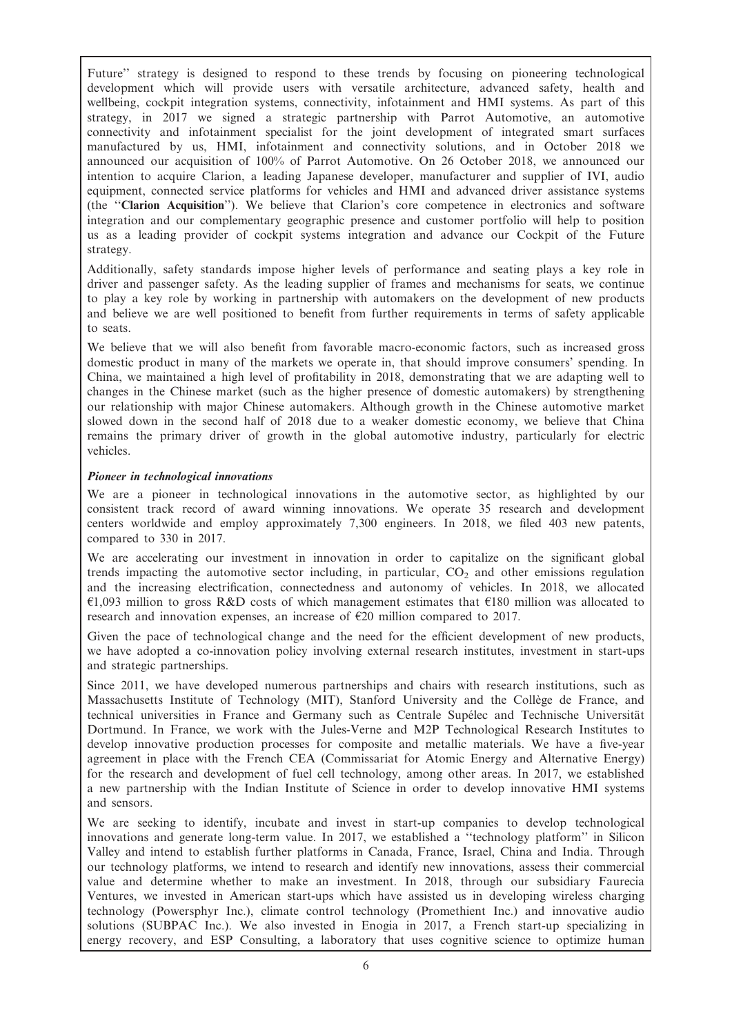Future'' strategy is designed to respond to these trends by focusing on pioneering technological development which will provide users with versatile architecture, advanced safety, health and wellbeing, cockpit integration systems, connectivity, infotainment and HMI systems. As part of this strategy, in 2017 we signed a strategic partnership with Parrot Automotive, an automotive connectivity and infotainment specialist for the joint development of integrated smart surfaces manufactured by us, HMI, infotainment and connectivity solutions, and in October 2018 we announced our acquisition of 100% of Parrot Automotive. On 26 October 2018, we announced our intention to acquire Clarion, a leading Japanese developer, manufacturer and supplier of IVI, audio equipment, connected service platforms for vehicles and HMI and advanced driver assistance systems (the ''**Clarion Acquisition**''). We believe that Clarion's core competence in electronics and software integration and our complementary geographic presence and customer portfolio will help to position us as a leading provider of cockpit systems integration and advance our Cockpit of the Future strategy.

Additionally, safety standards impose higher levels of performance and seating plays a key role in driver and passenger safety. As the leading supplier of frames and mechanisms for seats, we continue to play a key role by working in partnership with automakers on the development of new products and believe we are well positioned to benefit from further requirements in terms of safety applicable to seats.

We believe that we will also benefit from favorable macro-economic factors, such as increased gross domestic product in many of the markets we operate in, that should improve consumers' spending. In China, we maintained a high level of profitability in 2018, demonstrating that we are adapting well to changes in the Chinese market (such as the higher presence of domestic automakers) by strengthening our relationship with major Chinese automakers. Although growth in the Chinese automotive market slowed down in the second half of 2018 due to a weaker domestic economy, we believe that China remains the primary driver of growth in the global automotive industry, particularly for electric vehicles.

***Pioneer in technological innovations***

We are a pioneer in technological innovations in the automotive sector, as highlighted by our consistent track record of award winning innovations. We operate 35 research and development centers worldwide and employ approximately 7,300 engineers. In 2018, we filed 403 new patents, compared to 330 in 2017.

We are accelerating our investment in innovation in order to capitalize on the significant global trends impacting the automotive sector including, in particular, $CO_2$ and other emissions regulation and the increasing electrification, connectedness and autonomy of vehicles. In 2018, we allocated €1,093 million to gross R&D costs of which management estimates that €180 million was allocated to research and innovation expenses, an increase of €20 million compared to 2017.

Given the pace of technological change and the need for the efficient development of new products, we have adopted a co-innovation policy involving external research institutes, investment in start-ups and strategic partnerships.

Since 2011, we have developed numerous partnerships and chairs with research institutions, such as Massachusetts Institute of Technology (MIT), Stanford University and the Collège de France, and technical universities in France and Germany such as Centrale Supélec and Technische Universität Dortmund. In France, we work with the Jules-Verne and M2P Technological Research Institutes to develop innovative production processes for composite and metallic materials. We have a five-year agreement in place with the French CEA (Commissariat for Atomic Energy and Alternative Energy) for the research and development of fuel cell technology, among other areas. In 2017, we established a new partnership with the Indian Institute of Science in order to develop innovative HMI systems and sensors.

We are seeking to identify, incubate and invest in start-up companies to develop technological innovations and generate long-term value. In 2017, we established a ''technology platform'' in Silicon Valley and intend to establish further platforms in Canada, France, Israel, China and India. Through our technology platforms, we intend to research and identify new innovations, assess their commercial value and determine whether to make an investment. In 2018, through our subsidiary Faurecia Ventures, we invested in American start-ups which have assisted us in developing wireless charging technology (Powersphyr Inc.), climate control technology (Promethient Inc.) and innovative audio solutions (SUBPAC Inc.). We also invested in Enogia in 2017, a French start-up specializing in energy recovery, and ESP Consulting, a laboratory that uses cognitive science to optimize human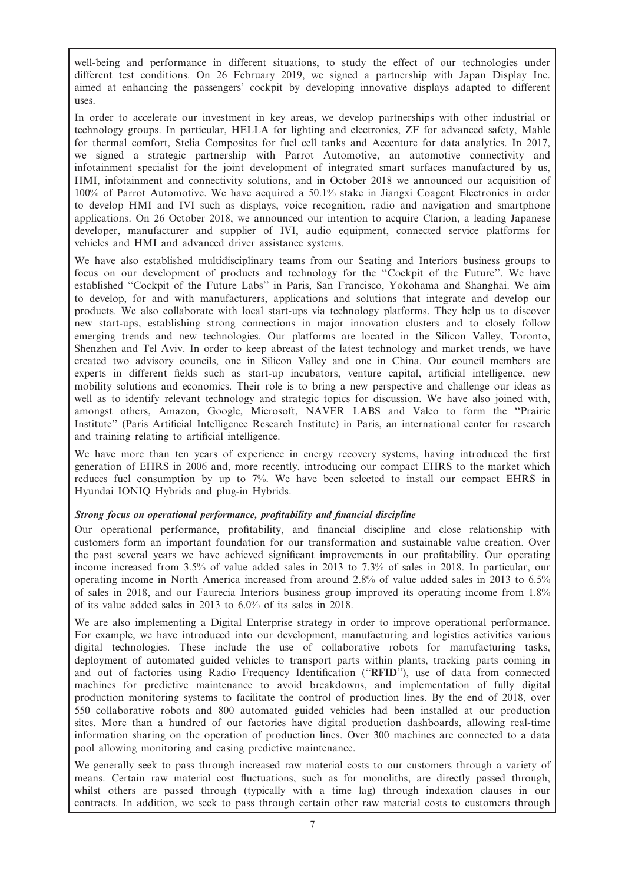well-being and performance in different situations, to study the effect of our technologies under different test conditions. On 26 February 2019, we signed a partnership with Japan Display Inc. aimed at enhancing the passengers' cockpit by developing innovative displays adapted to different uses.

In order to accelerate our investment in key areas, we develop partnerships with other industrial or technology groups. In particular, HELLA for lighting and electronics, ZF for advanced safety, Mahle for thermal comfort, Stelia Composites for fuel cell tanks and Accenture for data analytics. In 2017, we signed a strategic partnership with Parrot Automotive, an automotive connectivity and infotainment specialist for the joint development of integrated smart surfaces manufactured by us, HMI, infotainment and connectivity solutions, and in October 2018 we announced our acquisition of 100% of Parrot Automotive. We have acquired a 50.1% stake in Jiangxi Coagent Electronics in order to develop HMI and IVI such as displays, voice recognition, radio and navigation and smartphone applications. On 26 October 2018, we announced our intention to acquire Clarion, a leading Japanese developer, manufacturer and supplier of IVI, audio equipment, connected service platforms for vehicles and HMI and advanced driver assistance systems.

We have also established multidisciplinary teams from our Seating and Interiors business groups to focus on our development of products and technology for the ''Cockpit of the Future''. We have established ''Cockpit of the Future Labs'' in Paris, San Francisco, Yokohama and Shanghai. We aim to develop, for and with manufacturers, applications and solutions that integrate and develop our products. We also collaborate with local start-ups via technology platforms. They help us to discover new start-ups, establishing strong connections in major innovation clusters and to closely follow emerging trends and new technologies. Our platforms are located in the Silicon Valley, Toronto, Shenzhen and Tel Aviv. In order to keep abreast of the latest technology and market trends, we have created two advisory councils, one in Silicon Valley and one in China. Our council members are experts in different fields such as start-up incubators, venture capital, artificial intelligence, new mobility solutions and economics. Their role is to bring a new perspective and challenge our ideas as well as to identify relevant technology and strategic topics for discussion. We have also joined with, amongst others, Amazon, Google, Microsoft, NAVER LABS and Valeo to form the ''Prairie Institute'' (Paris Artificial Intelligence Research Institute) in Paris, an international center for research and training relating to artificial intelligence.

We have more than ten years of experience in energy recovery systems, having introduced the first generation of EHRS in 2006 and, more recently, introducing our compact EHRS to the market which reduces fuel consumption by up to 7%. We have been selected to install our compact EHRS in Hyundai IONIQ Hybrids and plug-in Hybrids.

***Strong focus on operational performance, profitability and financial discipline***

Our operational performance, profitability, and financial discipline and close relationship with customers form an important foundation for our transformation and sustainable value creation. Over the past several years we have achieved significant improvements in our profitability. Our operating income increased from 3.5% of value added sales in 2013 to 7.3% of sales in 2018. In particular, our operating income in North America increased from around 2.8% of value added sales in 2013 to 6.5% of sales in 2018, and our Faurecia Interiors business group improved its operating income from 1.8% of its value added sales in 2013 to 6.0% of its sales in 2018.

We are also implementing a Digital Enterprise strategy in order to improve operational performance. For example, we have introduced into our development, manufacturing and logistics activities various digital technologies. These include the use of collaborative robots for manufacturing tasks, deployment of automated guided vehicles to transport parts within plants, tracking parts coming in and out of factories using Radio Frequency Identification (''**RFID**''), use of data from connected machines for predictive maintenance to avoid breakdowns, and implementation of fully digital production monitoring systems to facilitate the control of production lines. By the end of 2018, over 550 collaborative robots and 800 automated guided vehicles had been installed at our production sites. More than a hundred of our factories have digital production dashboards, allowing real-time information sharing on the operation of production lines. Over 300 machines are connected to a data pool allowing monitoring and easing predictive maintenance.

We generally seek to pass through increased raw material costs to our customers through a variety of means. Certain raw material cost fluctuations, such as for monoliths, are directly passed through, whilst others are passed through (typically with a time lag) through indexation clauses in our contracts. In addition, we seek to pass through certain other raw material costs to customers through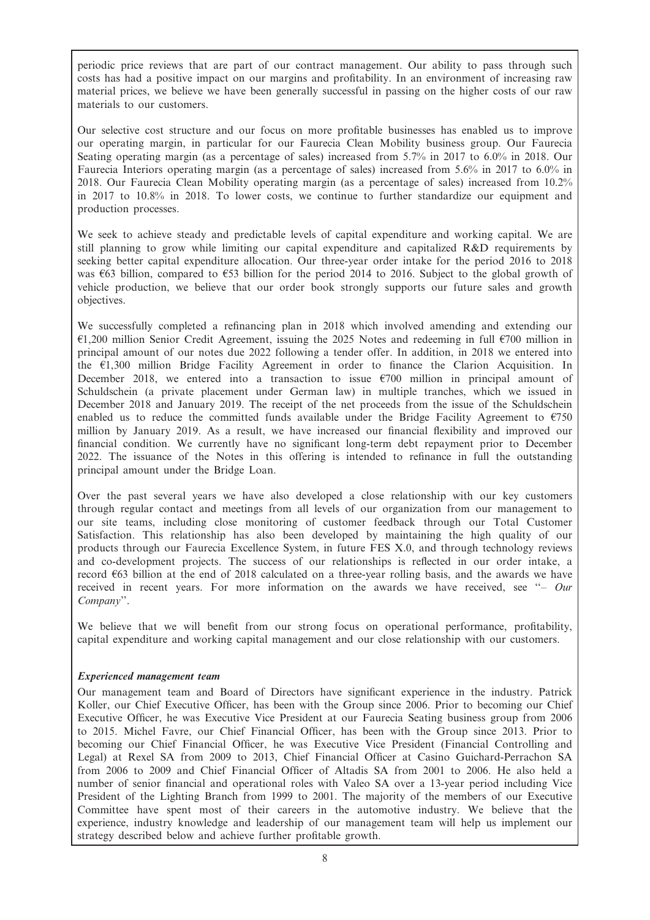periodic price reviews that are part of our contract management. Our ability to pass through such costs has had a positive impact on our margins and profitability. In an environment of increasing raw material prices, we believe we have been generally successful in passing on the higher costs of our raw materials to our customers.

Our selective cost structure and our focus on more profitable businesses has enabled us to improve our operating margin, in particular for our Faurecia Clean Mobility business group. Our Faurecia Seating operating margin (as a percentage of sales) increased from 5.7% in 2017 to 6.0% in 2018. Our Faurecia Interiors operating margin (as a percentage of sales) increased from 5.6% in 2017 to 6.0% in 2018. Our Faurecia Clean Mobility operating margin (as a percentage of sales) increased from 10.2% in 2017 to 10.8% in 2018. To lower costs, we continue to further standardize our equipment and production processes.

We seek to achieve steady and predictable levels of capital expenditure and working capital. We are still planning to grow while limiting our capital expenditure and capitalized R&D requirements by seeking better capital expenditure allocation. Our three-year order intake for the period 2016 to 2018 was €63 billion, compared to €53 billion for the period 2014 to 2016. Subject to the global growth of vehicle production, we believe that our order book strongly supports our future sales and growth objectives.

We successfully completed a refinancing plan in 2018 which involved amending and extending our €1,200 million Senior Credit Agreement, issuing the 2025 Notes and redeeming in full €700 million in principal amount of our notes due 2022 following a tender offer. In addition, in 2018 we entered into the €1,300 million Bridge Facility Agreement in order to finance the Clarion Acquisition. In December 2018, we entered into a transaction to issue €700 million in principal amount of Schuldschein (a private placement under German law) in multiple tranches, which we issued in December 2018 and January 2019. The receipt of the net proceeds from the issue of the Schuldschein enabled us to reduce the committed funds available under the Bridge Facility Agreement to €750 million by January 2019. As a result, we have increased our financial flexibility and improved our financial condition. We currently have no significant long-term debt repayment prior to December 2022. The issuance of the Notes in this offering is intended to refinance in full the outstanding principal amount under the Bridge Loan.

Over the past several years we have also developed a close relationship with our key customers through regular contact and meetings from all levels of our organization from our management to our site teams, including close monitoring of customer feedback through our Total Customer Satisfaction. This relationship has also been developed by maintaining the high quality of our products through our Faurecia Excellence System, in future FES X.0, and through technology reviews and co-development projects. The success of our relationships is reflected in our order intake, a record €63 billion at the end of 2018 calculated on a three-year rolling basis, and the awards we have received in recent years. For more information on the awards we have received, see "– *Our Company*".

We believe that we will benefit from our strong focus on operational performance, profitability, capital expenditure and working capital management and our close relationship with our customers.

***Experienced management team***

Our management team and Board of Directors have significant experience in the industry. Patrick Koller, our Chief Executive Officer, has been with the Group since 2006. Prior to becoming our Chief Executive Officer, he was Executive Vice President at our Faurecia Seating business group from 2006 to 2015. Michel Favre, our Chief Financial Officer, has been with the Group since 2013. Prior to becoming our Chief Financial Officer, he was Executive Vice President (Financial Controlling and Legal) at Rexel SA from 2009 to 2013, Chief Financial Officer at Casino Guichard-Perrachon SA from 2006 to 2009 and Chief Financial Officer of Altadis SA from 2001 to 2006. He also held a number of senior financial and operational roles with Valeo SA over a 13-year period including Vice President of the Lighting Branch from 1999 to 2001. The majority of the members of our Executive Committee have spent most of their careers in the automotive industry. We believe that the experience, industry knowledge and leadership of our management team will help us implement our strategy described below and achieve further profitable growth.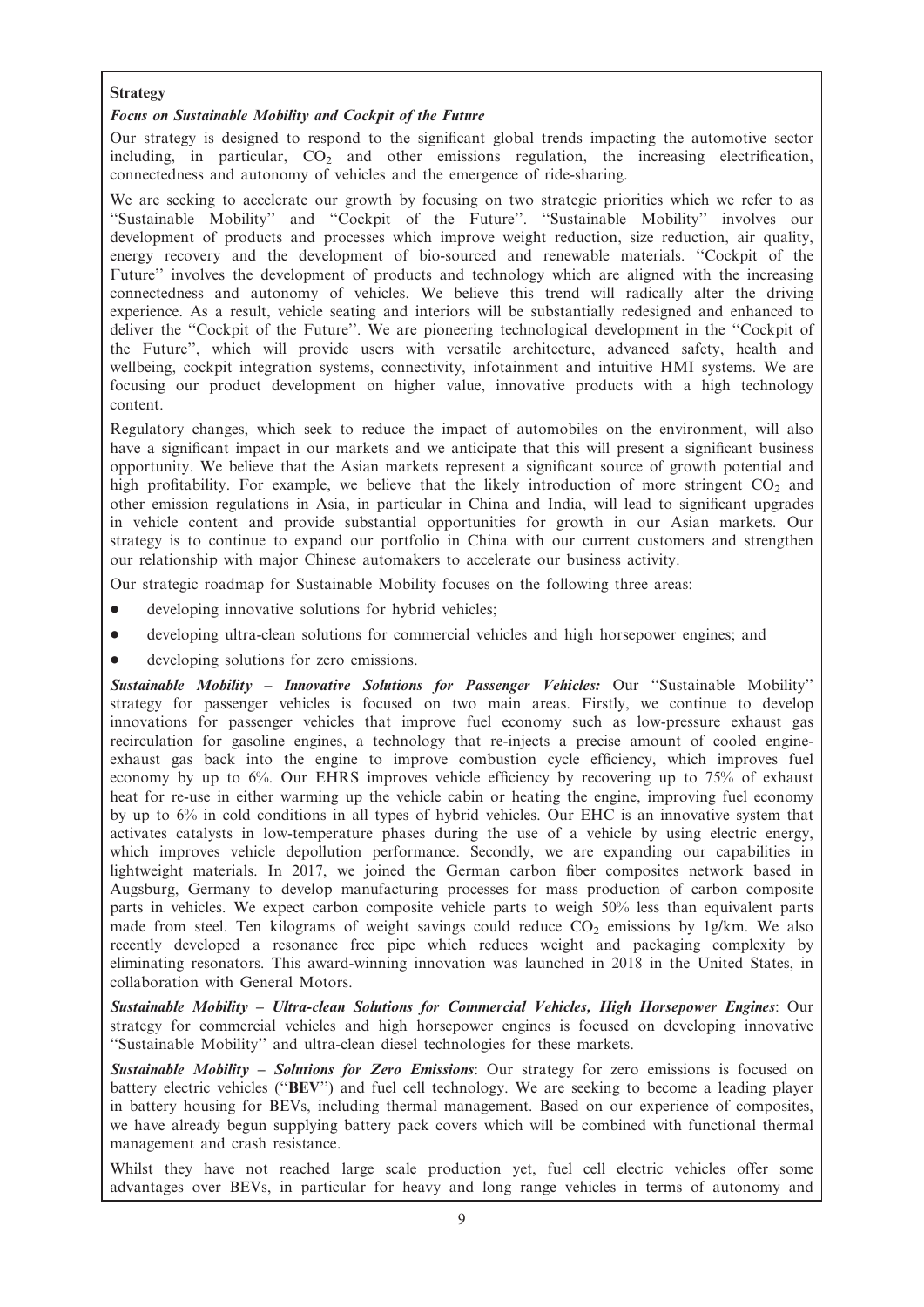**Strategy**

***Focus on Sustainable Mobility and Cockpit of the Future***

Our strategy is designed to respond to the significant global trends impacting the automotive sector including, in particular, $CO_2$ and other emissions regulation, the increasing electrification, connectedness and autonomy of vehicles and the emergence of ride-sharing.

We are seeking to accelerate our growth by focusing on two strategic priorities which we refer to as ''Sustainable Mobility'' and ''Cockpit of the Future''. ''Sustainable Mobility'' involves our development of products and processes which improve weight reduction, size reduction, air quality, energy recovery and the development of bio-sourced and renewable materials. ''Cockpit of the Future'' involves the development of products and technology which are aligned with the increasing connectedness and autonomy of vehicles. We believe this trend will radically alter the driving experience. As a result, vehicle seating and interiors will be substantially redesigned and enhanced to deliver the ''Cockpit of the Future''. We are pioneering technological development in the ''Cockpit of the Future'', which will provide users with versatile architecture, advanced safety, health and wellbeing, cockpit integration systems, connectivity, infotainment and intuitive HMI systems. We are focusing our product development on higher value, innovative products with a high technology content.

Regulatory changes, which seek to reduce the impact of automobiles on the environment, will also have a significant impact in our markets and we anticipate that this will present a significant business opportunity. We believe that the Asian markets represent a significant source of growth potential and high profitability. For example, we believe that the likely introduction of more stringent $CO_2$ and other emission regulations in Asia, in particular in China and India, will lead to significant upgrades in vehicle content and provide substantial opportunities for growth in our Asian markets. Our strategy is to continue to expand our portfolio in China with our current customers and strengthen our relationship with major Chinese automakers to accelerate our business activity.

Our strategic roadmap for Sustainable Mobility focuses on the following three areas:

- developing innovative solutions for hybrid vehicles;
- developing ultra-clean solutions for commercial vehicles and high horsepower engines; and
- developing solutions for zero emissions.

***Sustainable Mobility – Innovative Solutions for Passenger Vehicles:*** Our ''Sustainable Mobility'' strategy for passenger vehicles is focused on two main areas. Firstly, we continue to develop innovations for passenger vehicles that improve fuel economy such as low-pressure exhaust gas recirculation for gasoline engines, a technology that re-injects a precise amount of cooled engine-exhaust gas back into the engine to improve combustion cycle efficiency, which improves fuel economy by up to 6%. Our EHRS improves vehicle efficiency by recovering up to 75% of exhaust heat for re-use in either warming up the vehicle cabin or heating the engine, improving fuel economy by up to 6% in cold conditions in all types of hybrid vehicles. Our EHC is an innovative system that activates catalysts in low-temperature phases during the use of a vehicle by using electric energy, which improves vehicle depollution performance. Secondly, we are expanding our capabilities in lightweight materials. In 2017, we joined the German carbon fiber composites network based in Augsburg, Germany to develop manufacturing processes for mass production of carbon composite parts in vehicles. We expect carbon composite vehicle parts to weigh 50% less than equivalent parts made from steel. Ten kilograms of weight savings could reduce $CO_2$ emissions by 1g/km. We also recently developed a resonance free pipe which reduces weight and packaging complexity by eliminating resonators. This award-winning innovation was launched in 2018 in the United States, in collaboration with General Motors.

***Sustainable Mobility – Ultra-clean Solutions for Commercial Vehicles, High Horsepower Engines***: Our strategy for commercial vehicles and high horsepower engines is focused on developing innovative ''Sustainable Mobility'' and ultra-clean diesel technologies for these markets.

***Sustainable Mobility – Solutions for Zero Emissions***: Our strategy for zero emissions is focused on battery electric vehicles (''**BEV**'') and fuel cell technology. We are seeking to become a leading player in battery housing for BEVs, including thermal management. Based on our experience of composites, we have already begun supplying battery pack covers which will be combined with functional thermal management and crash resistance.

Whilst they have not reached large scale production yet, fuel cell electric vehicles offer some advantages over BEVs, in particular for heavy and long range vehicles in terms of autonomy and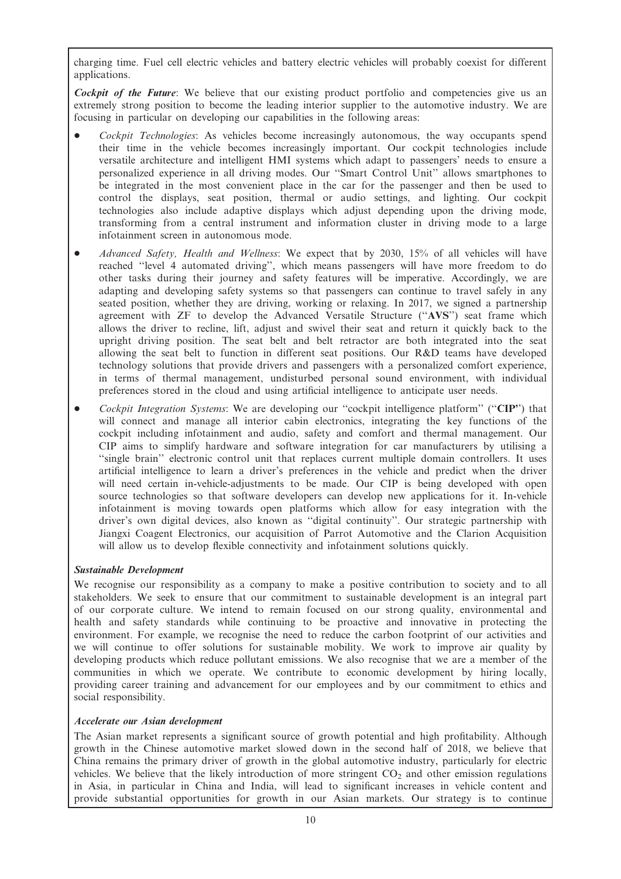charging time. Fuel cell electric vehicles and battery electric vehicles will probably coexist for different applications.

***Cockpit of the Future***: We believe that our existing product portfolio and competencies give us an extremely strong position to become the leading interior supplier to the automotive industry. We are focusing in particular on developing our capabilities in the following areas:

- *Cockpit Technologies*: As vehicles become increasingly autonomous, the way occupants spend their time in the vehicle becomes increasingly important. Our cockpit technologies include versatile architecture and intelligent HMI systems which adapt to passengers' needs to ensure a personalized experience in all driving modes. Our "Smart Control Unit" allows smartphones to be integrated in the most convenient place in the car for the passenger and then be used to control the displays, seat position, thermal or audio settings, and lighting. Our cockpit technologies also include adaptive displays which adjust depending upon the driving mode, transforming from a central instrument and information cluster in driving mode to a large infotainment screen in autonomous mode.
- *Advanced Safety, Health and Wellness*: We expect that by 2030, 15% of all vehicles will have reached "level 4 automated driving", which means passengers will have more freedom to do other tasks during their journey and safety features will be imperative. Accordingly, we are adapting and developing safety systems so that passengers can continue to travel safely in any seated position, whether they are driving, working or relaxing. In 2017, we signed a partnership agreement with ZF to develop the Advanced Versatile Structure ("**AVS**") seat frame which allows the driver to recline, lift, adjust and swivel their seat and return it quickly back to the upright driving position. The seat belt and belt retractor are both integrated into the seat allowing the seat belt to function in different seat positions. Our R&D teams have developed technology solutions that provide drivers and passengers with a personalized comfort experience, in terms of thermal management, undisturbed personal sound environment, with individual preferences stored in the cloud and using artificial intelligence to anticipate user needs.
- *Cockpit Integration Systems*: We are developing our "cockpit intelligence platform" ("**CIP**") that will connect and manage all interior cabin electronics, integrating the key functions of the cockpit including infotainment and audio, safety and comfort and thermal management. Our CIP aims to simplify hardware and software integration for car manufacturers by utilising a "single brain" electronic control unit that replaces current multiple domain controllers. It uses artificial intelligence to learn a driver's preferences in the vehicle and predict when the driver will need certain in-vehicle-adjustments to be made. Our CIP is being developed with open source technologies so that software developers can develop new applications for it. In-vehicle infotainment is moving towards open platforms which allow for easy integration with the driver's own digital devices, also known as "digital continuity". Our strategic partnership with Jiangxi Coagent Electronics, our acquisition of Parrot Automotive and the Clarion Acquisition will allow us to develop flexible connectivity and infotainment solutions quickly.

***Sustainable Development***

We recognise our responsibility as a company to make a positive contribution to society and to all stakeholders. We seek to ensure that our commitment to sustainable development is an integral part of our corporate culture. We intend to remain focused on our strong quality, environmental and health and safety standards while continuing to be proactive and innovative in protecting the environment. For example, we recognise the need to reduce the carbon footprint of our activities and we will continue to offer solutions for sustainable mobility. We work to improve air quality by developing products which reduce pollutant emissions. We also recognise that we are a member of the communities in which we operate. We contribute to economic development by hiring locally, providing career training and advancement for our employees and by our commitment to ethics and social responsibility.

***Accelerate our Asian development***

The Asian market represents a significant source of growth potential and high profitability. Although growth in the Chinese automotive market slowed down in the second half of 2018, we believe that China remains the primary driver of growth in the global automotive industry, particularly for electric vehicles. We believe that the likely introduction of more stringent $CO_2$ and other emission regulations in Asia, in particular in China and India, will lead to significant increases in vehicle content and provide substantial opportunities for growth in our Asian markets. Our strategy is to continue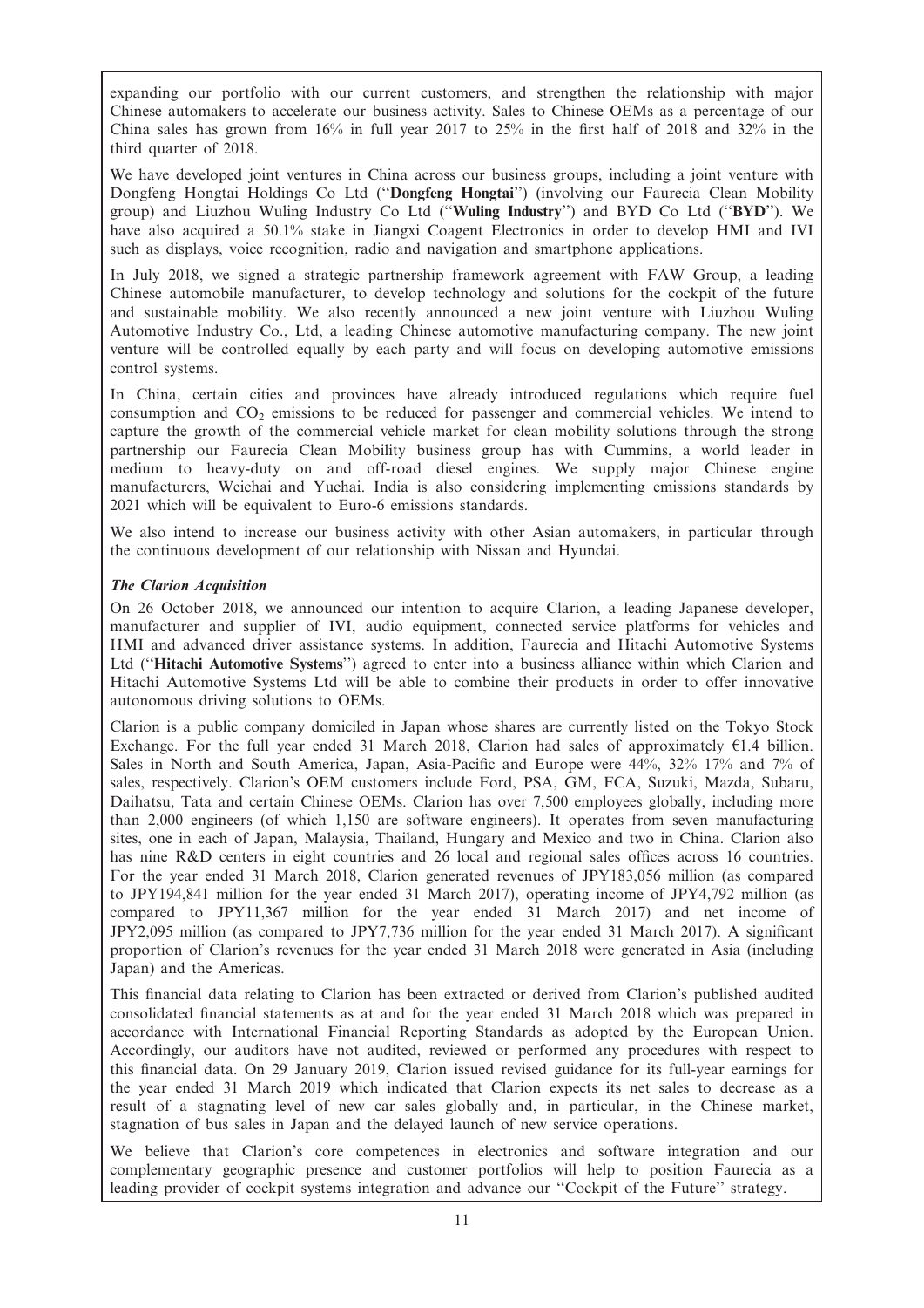expanding our portfolio with our current customers, and strengthen the relationship with major Chinese automakers to accelerate our business activity. Sales to Chinese OEMs as a percentage of our China sales has grown from 16% in full year 2017 to 25% in the first half of 2018 and 32% in the third quarter of 2018.

We have developed joint ventures in China across our business groups, including a joint venture with Dongfeng Hongtai Holdings Co Ltd (''**Dongfeng Hongtai**'') (involving our Faurecia Clean Mobility group) and Liuzhou Wuling Industry Co Ltd (''**Wuling Industry**'') and BYD Co Ltd (''**BYD**''). We have also acquired a 50.1% stake in Jiangxi Coagent Electronics in order to develop HMI and IVI such as displays, voice recognition, radio and navigation and smartphone applications.

In July 2018, we signed a strategic partnership framework agreement with FAW Group, a leading Chinese automobile manufacturer, to develop technology and solutions for the cockpit of the future and sustainable mobility. We also recently announced a new joint venture with Liuzhou Wuling Automotive Industry Co., Ltd, a leading Chinese automotive manufacturing company. The new joint venture will be controlled equally by each party and will focus on developing automotive emissions control systems.

In China, certain cities and provinces have already introduced regulations which require fuel consumption and $CO_2$ emissions to be reduced for passenger and commercial vehicles. We intend to capture the growth of the commercial vehicle market for clean mobility solutions through the strong partnership our Faurecia Clean Mobility business group has with Cummins, a world leader in medium to heavy-duty on and off-road diesel engines. We supply major Chinese engine manufacturers, Weichai and Yuchai. India is also considering implementing emissions standards by 2021 which will be equivalent to Euro-6 emissions standards.

We also intend to increase our business activity with other Asian automakers, in particular through the continuous development of our relationship with Nissan and Hyundai.

***The Clarion Acquisition***

On 26 October 2018, we announced our intention to acquire Clarion, a leading Japanese developer, manufacturer and supplier of IVI, audio equipment, connected service platforms for vehicles and HMI and advanced driver assistance systems. In addition, Faurecia and Hitachi Automotive Systems Ltd (''**Hitachi Automotive Systems**'') agreed to enter into a business alliance within which Clarion and Hitachi Automotive Systems Ltd will be able to combine their products in order to offer innovative autonomous driving solutions to OEMs.

Clarion is a public company domiciled in Japan whose shares are currently listed on the Tokyo Stock Exchange. For the full year ended 31 March 2018, Clarion had sales of approximately €1.4 billion. Sales in North and South America, Japan, Asia-Pacific and Europe were 44%, 32% 17% and 7% of sales, respectively. Clarion's OEM customers include Ford, PSA, GM, FCA, Suzuki, Mazda, Subaru, Daihatsu, Tata and certain Chinese OEMs. Clarion has over 7,500 employees globally, including more than 2,000 engineers (of which 1,150 are software engineers). It operates from seven manufacturing sites, one in each of Japan, Malaysia, Thailand, Hungary and Mexico and two in China. Clarion also has nine R&D centers in eight countries and 26 local and regional sales offices across 16 countries. For the year ended 31 March 2018, Clarion generated revenues of JPY183,056 million (as compared to JPY194,841 million for the year ended 31 March 2017), operating income of JPY4,792 million (as compared to JPY11,367 million for the year ended 31 March 2017) and net income of JPY2,095 million (as compared to JPY7,736 million for the year ended 31 March 2017). A significant proportion of Clarion's revenues for the year ended 31 March 2018 were generated in Asia (including Japan) and the Americas.

This financial data relating to Clarion has been extracted or derived from Clarion's published audited consolidated financial statements as at and for the year ended 31 March 2018 which was prepared in accordance with International Financial Reporting Standards as adopted by the European Union. Accordingly, our auditors have not audited, reviewed or performed any procedures with respect to this financial data. On 29 January 2019, Clarion issued revised guidance for its full-year earnings for the year ended 31 March 2019 which indicated that Clarion expects its net sales to decrease as a result of a stagnating level of new car sales globally and, in particular, in the Chinese market, stagnation of bus sales in Japan and the delayed launch of new service operations.

We believe that Clarion's core competences in electronics and software integration and our complementary geographic presence and customer portfolios will help to position Faurecia as a leading provider of cockpit systems integration and advance our ''Cockpit of the Future'' strategy.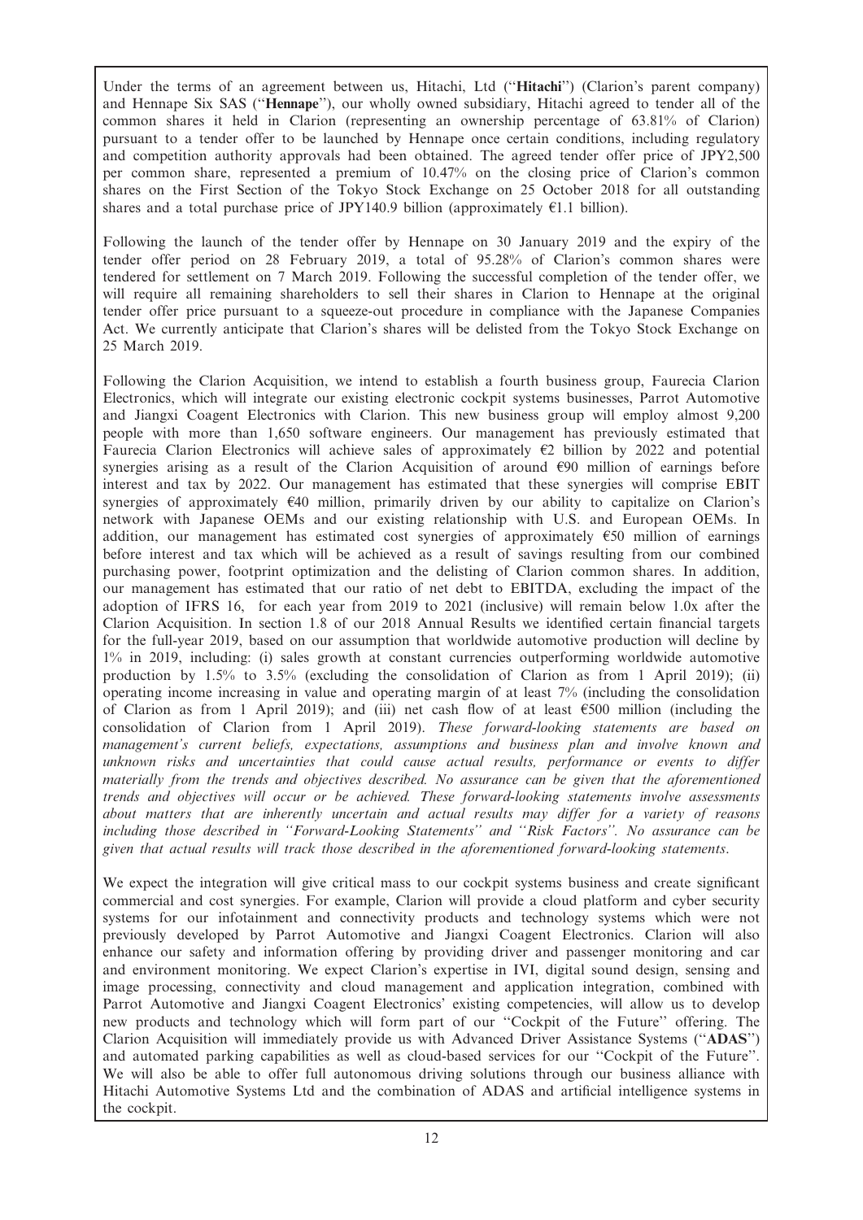Under the terms of an agreement between us, Hitachi, Ltd (''**Hitachi**'') (Clarion's parent company) and Hennape Six SAS (''**Hennape**''), our wholly owned subsidiary, Hitachi agreed to tender all of the common shares it held in Clarion (representing an ownership percentage of 63.81% of Clarion) pursuant to a tender offer to be launched by Hennape once certain conditions, including regulatory and competition authority approvals had been obtained. The agreed tender offer price of JPY2,500 per common share, represented a premium of 10.47% on the closing price of Clarion's common shares on the First Section of the Tokyo Stock Exchange on 25 October 2018 for all outstanding shares and a total purchase price of JPY140.9 billion (approximately €1.1 billion).

Following the launch of the tender offer by Hennape on 30 January 2019 and the expiry of the tender offer period on 28 February 2019, a total of 95.28% of Clarion's common shares were tendered for settlement on 7 March 2019. Following the successful completion of the tender offer, we will require all remaining shareholders to sell their shares in Clarion to Hennape at the original tender offer price pursuant to a squeeze-out procedure in compliance with the Japanese Companies Act. We currently anticipate that Clarion's shares will be delisted from the Tokyo Stock Exchange on 25 March 2019.

Following the Clarion Acquisition, we intend to establish a fourth business group, Faurecia Clarion Electronics, which will integrate our existing electronic cockpit systems businesses, Parrot Automotive and Jiangxi Coagent Electronics with Clarion. This new business group will employ almost 9,200 people with more than 1,650 software engineers. Our management has previously estimated that Faurecia Clarion Electronics will achieve sales of approximately €2 billion by 2022 and potential synergies arising as a result of the Clarion Acquisition of around €90 million of earnings before interest and tax by 2022. Our management has estimated that these synergies will comprise EBIT synergies of approximately €40 million, primarily driven by our ability to capitalize on Clarion's network with Japanese OEMs and our existing relationship with U.S. and European OEMs. In addition, our management has estimated cost synergies of approximately €50 million of earnings before interest and tax which will be achieved as a result of savings resulting from our combined purchasing power, footprint optimization and the delisting of Clarion common shares. In addition, our management has estimated that our ratio of net debt to EBITDA, excluding the impact of the adoption of IFRS 16, for each year from 2019 to 2021 (inclusive) will remain below 1.0x after the Clarion Acquisition. In section 1.8 of our 2018 Annual Results we identified certain financial targets for the full-year 2019, based on our assumption that worldwide automotive production will decline by 1% in 2019, including: (i) sales growth at constant currencies outperforming worldwide automotive production by 1.5% to 3.5% (excluding the consolidation of Clarion as from 1 April 2019); (ii) operating income increasing in value and operating margin of at least 7% (including the consolidation of Clarion as from 1 April 2019); and (iii) net cash flow of at least €500 million (including the consolidation of Clarion from 1 April 2019). *These forward-looking statements are based on management's current beliefs, expectations, assumptions and business plan and involve known and unknown risks and uncertainties that could cause actual results, performance or events to differ materially from the trends and objectives described. No assurance can be given that the aforementioned trends and objectives will occur or be achieved. These forward-looking statements involve assessments about matters that are inherently uncertain and actual results may differ for a variety of reasons including those described in ''Forward-Looking Statements'' and ''Risk Factors''. No assurance can be given that actual results will track those described in the aforementioned forward-looking statements.*

We expect the integration will give critical mass to our cockpit systems business and create significant commercial and cost synergies. For example, Clarion will provide a cloud platform and cyber security systems for our infotainment and connectivity products and technology systems which were not previously developed by Parrot Automotive and Jiangxi Coagent Electronics. Clarion will also enhance our safety and information offering by providing driver and passenger monitoring and car and environment monitoring. We expect Clarion's expertise in IVI, digital sound design, sensing and image processing, connectivity and cloud management and application integration, combined with Parrot Automotive and Jiangxi Coagent Electronics' existing competencies, will allow us to develop new products and technology which will form part of our ''Cockpit of the Future'' offering. The Clarion Acquisition will immediately provide us with Advanced Driver Assistance Systems (''**ADAS**'') and automated parking capabilities as well as cloud-based services for our ''Cockpit of the Future''. We will also be able to offer full autonomous driving solutions through our business alliance with Hitachi Automotive Systems Ltd and the combination of ADAS and artificial intelligence systems in the cockpit.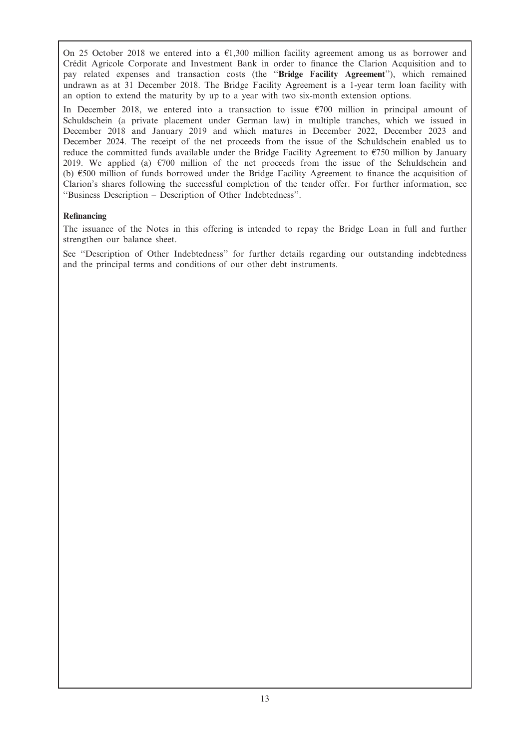On 25 October 2018 we entered into a €1,300 million facility agreement among us as borrower and Crédit Agricole Corporate and Investment Bank in order to finance the Clarion Acquisition and to pay related expenses and transaction costs (the ''**Bridge Facility Agreement**''), which remained undrawn as at 31 December 2018. The Bridge Facility Agreement is a 1-year term loan facility with an option to extend the maturity by up to a year with two six-month extension options.

In December 2018, we entered into a transaction to issue €700 million in principal amount of Schuldschein (a private placement under German law) in multiple tranches, which we issued in December 2018 and January 2019 and which matures in December 2022, December 2023 and December 2024. The receipt of the net proceeds from the issue of the Schuldschein enabled us to reduce the committed funds available under the Bridge Facility Agreement to €750 million by January 2019. We applied (a) €700 million of the net proceeds from the issue of the Schuldschein and (b) €500 million of funds borrowed under the Bridge Facility Agreement to finance the acquisition of Clarion's shares following the successful completion of the tender offer. For further information, see ''Business Description – Description of Other Indebtedness''.

**Refinancing**

The issuance of the Notes in this offering is intended to repay the Bridge Loan in full and further strengthen our balance sheet.

See ''Description of Other Indebtedness'' for further details regarding our outstanding indebtedness and the principal terms and conditions of our other debt instruments.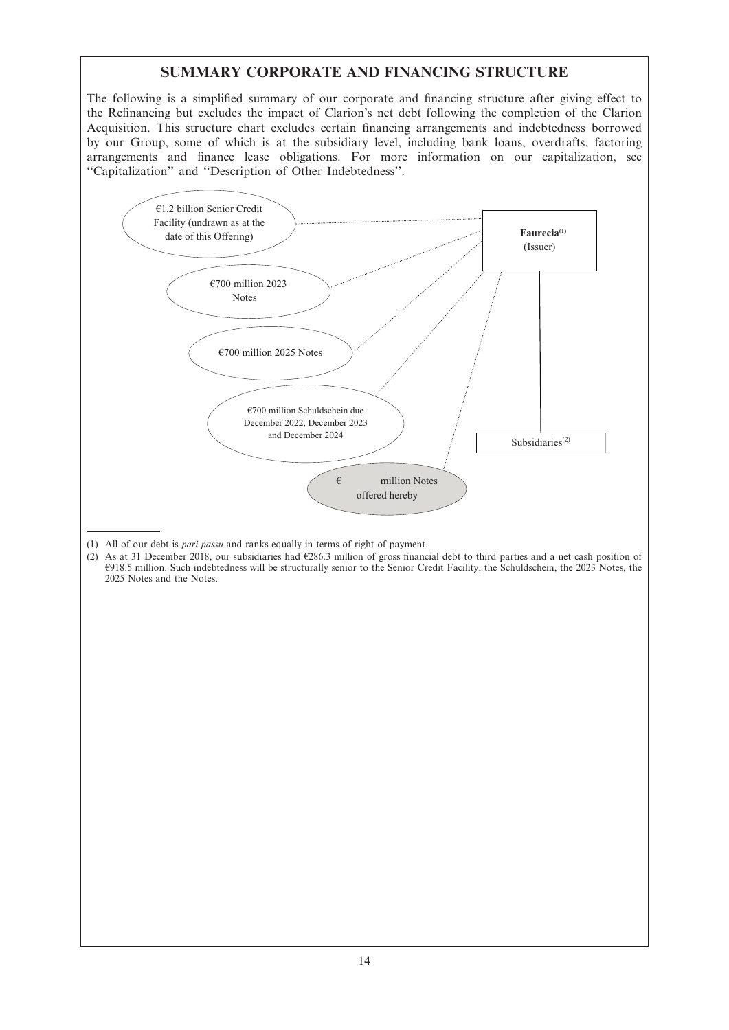## SUMMARY CORPORATE AND FINANCING STRUCTURE

The following is a simplified summary of our corporate and financing structure after giving effect to the Refinancing but excludes the impact of Clarion's net debt following the completion of the Clarion Acquisition. This structure chart excludes certain financing arrangements and indebtedness borrowed by our Group, some of which is at the subsidiary level, including bank loans, overdrafts, factoring arrangements and finance lease obligations. For more information on our capitalization, see ''Capitalization'' and ''Description of Other Indebtedness''.

€1.2 billion Senior Credit Facility (undrawn as at the date of this Offering)

€700 million 2023 Notes

€700 million 2025 Notes

€700 million Schuldschein due December 2022, December 2023 and December 2024

€ million Notes offered hereby

**Faurecia**[1] (Issuer)

Subsidiaries[2]

(1) All of our debt is *pari passu* and ranks equally in terms of right of payment.

(2) As at 31 December 2018, our subsidiaries had €286.3 million of gross financial debt to third parties and a net cash position of €918.5 million. Such indebtedness will be structurally senior to the Senior Credit Facility, the Schuldschein, the 2023 Notes, the 2025 Notes and the Notes.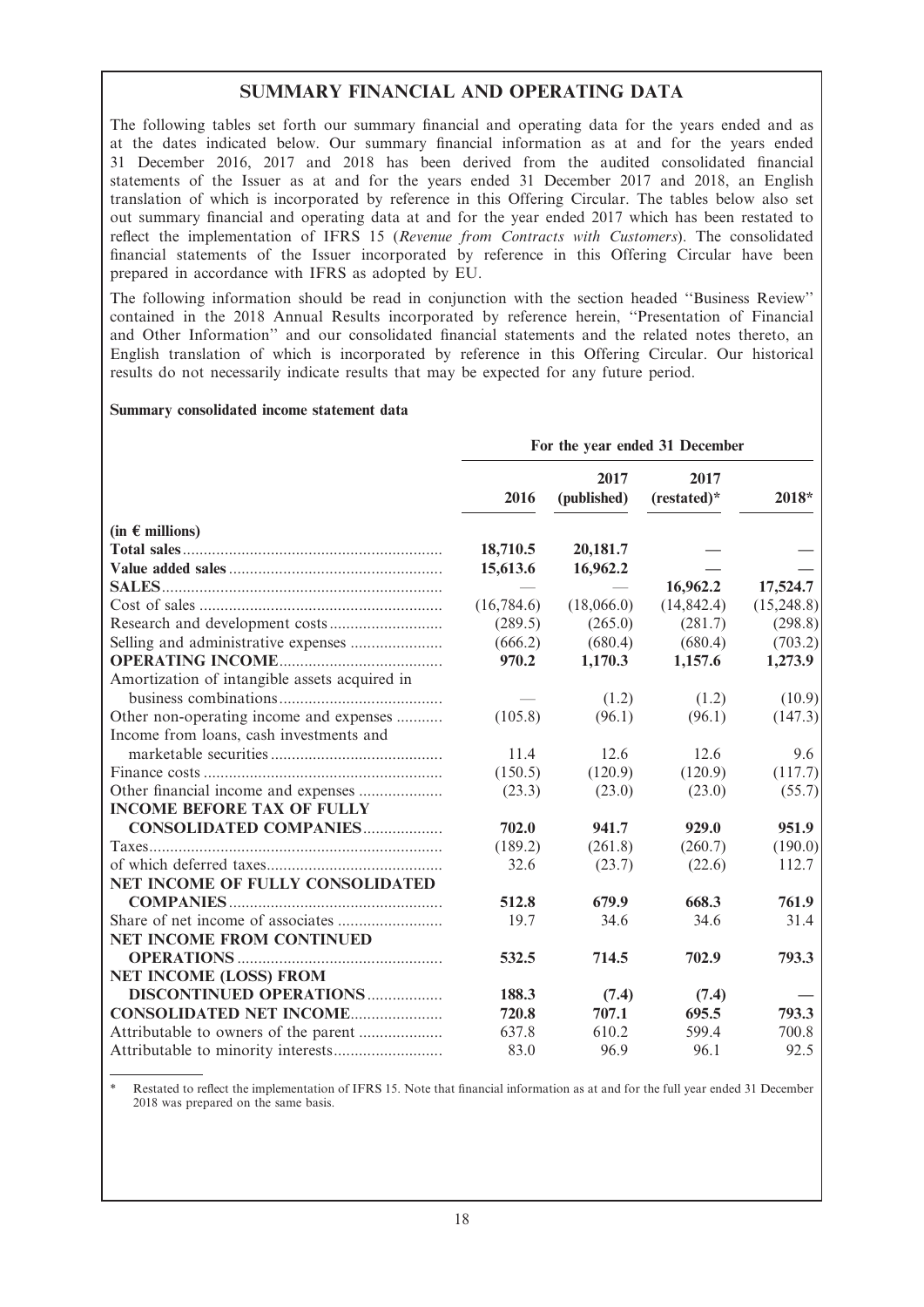## SUMMARY FINANCIAL AND OPERATING DATA

The following tables set forth our summary financial and operating data for the years ended and as at the dates indicated below. Our summary financial information as at and for the years ended 31 December 2016, 2017 and 2018 has been derived from the audited consolidated financial statements of the Issuer as at and for the years ended 31 December 2017 and 2018, an English translation of which is incorporated by reference in this Offering Circular. The tables below also set out summary financial and operating data at and for the year ended 2017 which has been restated to reflect the implementation of IFRS 15 (*Revenue from Contracts with Customers*). The consolidated financial statements of the Issuer incorporated by reference in this Offering Circular have been prepared in accordance with IFRS as adopted by EU.

The following information should be read in conjunction with the section headed ''Business Review'' contained in the 2018 Annual Results incorporated by reference herein, ''Presentation of Financial and Other Information'' and our consolidated financial statements and the related notes thereto, an English translation of which is incorporated by reference in this Offering Circular. Our historical results do not necessarily indicate results that may be expected for any future period.

**Summary consolidated income statement data**

| | For the year ended 31 December | | | |
|---|---|---|---|---|
| | 2016 | 2017 (published) | 2017 (restated)* | 2018* |
| **(in € millions)** | | | | |
| **Total sales** | **18,710.5** | **20,181.7** | — | — |
| **Value added sales** | **15,613.6** | **16,962.2** | — | — |
| **SALES** | — | — | **16,962.2** | **17,524.7** |
| Cost of sales | (16,784.6) | (18,066.0) | (14,842.4) | (15,248.8) |
| Research and development costs | (289.5) | (265.0) | (281.7) | (298.8) |
| Selling and administrative expenses | (666.2) | (680.4) | (680.4) | (703.2) |
| **OPERATING INCOME** | **970.2** | **1,170.3** | **1,157.6** | **1,273.9** |
| Amortization of intangible assets acquired in business combinations | — | (1.2) | (1.2) | (10.9) |
| Other non-operating income and expenses | (105.8) | (96.1) | (96.1) | (147.3) |
| Income from loans, cash investments and marketable securities | 11.4 | 12.6 | 12.6 | 9.6 |
| Finance costs | (150.5) | (120.9) | (120.9) | (117.7) |
| Other financial income and expenses | (23.3) | (23.0) | (23.0) | (55.7) |
| **INCOME BEFORE TAX OF FULLY CONSOLIDATED COMPANIES** | **702.0** | **941.7** | **929.0** | **951.9** |
| Taxes | (189.2) | (261.8) | (260.7) | (190.0) |
| of which deferred taxes | 32.6 | (23.7) | (22.6) | 112.7 |
| **NET INCOME OF FULLY CONSOLIDATED COMPANIES** | **512.8** | **679.9** | **668.3** | **761.9** |
| Share of net income of associates | 19.7 | 34.6 | 34.6 | 31.4 |
| **NET INCOME FROM CONTINUED OPERATIONS** | **532.5** | **714.5** | **702.9** | **793.3** |
| **NET INCOME (LOSS) FROM DISCONTINUED OPERATIONS** | **188.3** | **(7.4)** | **(7.4)** | **—** |
| **CONSOLIDATED NET INCOME** | **720.8** | **707.1** | **695.5** | **793.3** |
| Attributable to owners of the parent | 637.8 | 610.2 | 599.4 | 700.8 |
| Attributable to minority interests | 83.0 | 96.9 | 96.1 | 92.5 |

\* Restated to reflect the implementation of IFRS 15. Note that financial information as at and for the full year ended 31 December 2018 was prepared on the same basis.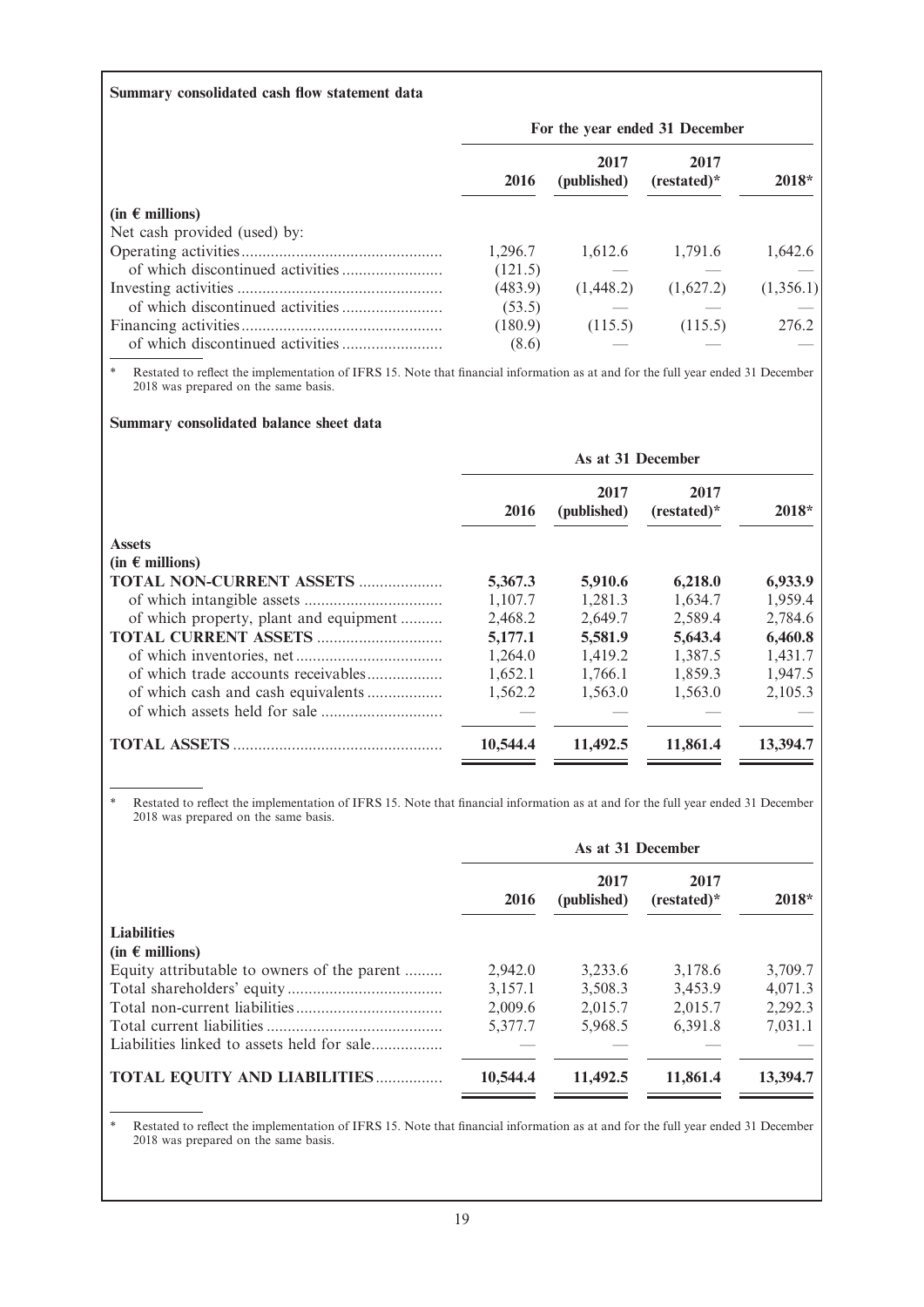**Summary consolidated cash flow statement data**

| | For the year ended 31 December | | | |
|---|---|---|---|---|
| | 2016 | 2017 (published) | 2017 (restated)* | 2018* |
| **(in € millions)** | | | | |
| Net cash provided (used) by: | | | | |
| Operating activities | 1,296.7 | 1,612.6 | 1,791.6 | 1,642.6 |
| of which discontinued activities | (121.5) | — | — | — |
| Investing activities | (483.9) | (1,448.2) | (1,627.2) | (1,356.1) |
| of which discontinued activities | (53.5) | — | — | — |
| Financing activities | (180.9) | (115.5) | (115.5) | 276.2 |
| of which discontinued activities | (8.6) | — | — | — |

\* Restated to reflect the implementation of IFRS 15. Note that financial information as at and for the full year ended 31 December 2018 was prepared on the same basis.

**Summary consolidated balance sheet data**

| | As at 31 December | | | |
|---|---|---|---|---|
| | 2016 | 2017 (published) | 2017 (restated)* | 2018* |
| **Assets** | | | | |
| **(in € millions)** | | | | |
| **TOTAL NON-CURRENT ASSETS** | **5,367.3** | **5,910.6** | **6,218.0** | **6,933.9** |
| of which intangible assets | 1,107.7 | 1,281.3 | 1,634.7 | 1,959.4 |
| of which property, plant and equipment | 2,468.2 | 2,649.7 | 2,589.4 | 2,784.6 |
| **TOTAL CURRENT ASSETS** | **5,177.1** | **5,581.9** | **5,643.4** | **6,460.8** |
| of which inventories, net | 1,264.0 | 1,419.2 | 1,387.5 | 1,431.7 |
| of which trade accounts receivables | 1,652.1 | 1,766.1 | 1,859.3 | 1,947.5 |
| of which cash and cash equivalents | 1,562.2 | 1,563.0 | 1,563.0 | 2,105.3 |
| of which assets held for sale | — | — | — | — |
| **TOTAL ASSETS** | **10,544.4** | **11,492.5** | **11,861.4** | **13,394.7** |

\* Restated to reflect the implementation of IFRS 15. Note that financial information as at and for the full year ended 31 December 2018 was prepared on the same basis.

| | As at 31 December | | | |
|---|---|---|---|---|
| | 2016 | 2017 (published) | 2017 (restated)* | 2018* |
| **Liabilities** | | | | |
| **(in € millions)** | | | | |
| Equity attributable to owners of the parent | 2,942.0 | 3,233.6 | 3,178.6 | 3,709.7 |
| Total shareholders' equity | 3,157.1 | 3,508.3 | 3,453.9 | 4,071.3 |
| Total non-current liabilities | 2,009.6 | 2,015.7 | 2,015.7 | 2,292.3 |
| Total current liabilities | 5,377.7 | 5,968.5 | 6,391.8 | 7,031.1 |
| Liabilities linked to assets held for sale | — | — | — | — |
| **TOTAL EQUITY AND LIABILITIES** | **10,544.4** | **11,492.5** | **11,861.4** | **13,394.7** |

\* Restated to reflect the implementation of IFRS 15. Note that financial information as at and for the full year ended 31 December 2018 was prepared on the same basis.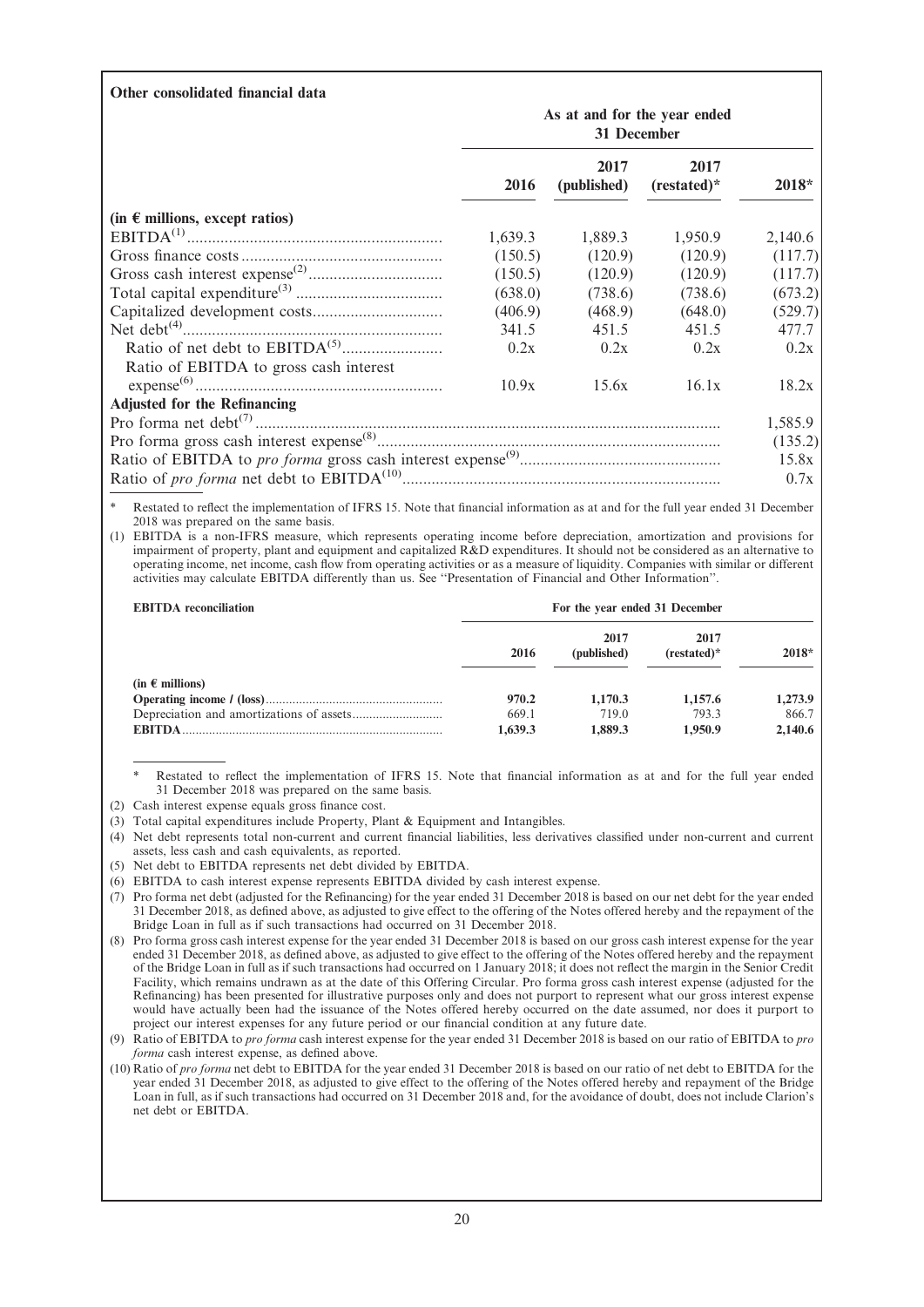**Other consolidated financial data**

| | As at and for the year ended 31 December | | | |
|---|---|---|---|---|
| | 2016 | 2017 (published) | 2017 (restated)* | 2018* |
| **(in € millions, except ratios)** | | | | |
| EBITDA[(1)] | 1,639.3 | 1,889.3 | 1,950.9 | 2,140.6 |
| Gross finance costs | (150.5) | (120.9) | (120.9) | (117.7) |
| Gross cash interest expense[(2)] | (150.5) | (120.9) | (120.9) | (117.7) |
| Total capital expenditure[(3)] | (638.0) | (738.6) | (738.6) | (673.2) |
| Capitalized development costs | (406.9) | (468.9) | (648.0) | (529.7) |
| Net debt[(4)] | 341.5 | 451.5 | 451.5 | 477.7 |
| Ratio of net debt to EBITDA[(5)] | 0.2x | 0.2x | 0.2x | 0.2x |
| Ratio of EBITDA to gross cash interest expense[(6)] | 10.9x | 15.6x | 16.1x | 18.2x |
| **Adjusted for the Refinancing** | | | | |
| Pro forma net debt[(7)] | | | | 1,585.9 |
| Pro forma gross cash interest expense[(8)] | | | | (135.2) |
| Ratio of EBITDA to *pro forma* gross cash interest expense[(9)] | | | | 15.8x |
| Ratio of *pro forma* net debt to EBITDA[(10)] | | | | 0.7x |

\* Restated to reflect the implementation of IFRS 15. Note that financial information as at and for the full year ended 31 December 2018 was prepared on the same basis.

(1) EBITDA is a non-IFRS measure, which represents operating income before depreciation, amortization and provisions for impairment of property, plant and equipment and capitalized R&D expenditures. It should not be considered as an alternative to operating income, net income, cash flow from operating activities or as a measure of liquidity. Companies with similar or different activities may calculate EBITDA differently than us. See "Presentation of Financial and Other Information".

| **EBITDA reconciliation** | For the year ended 31 December | | | |
|---|---|---|---|---|
| | 2016 | 2017 (published) | 2017 (restated)* | 2018* |
| (in € millions) | | | | |
| **Operating income / (loss)** | **970.2** | **1,170.3** | **1,157.6** | **1,273.9** |
| Depreciation and amortizations of assets | 669.1 | 719.0 | 793.3 | 866.7 |
| **EBITDA** | **1,639.3** | **1,889.3** | **1,950.9** | **2,140.6** |

\* Restated to reflect the implementation of IFRS 15. Note that financial information as at and for the full year ended 31 December 2018 was prepared on the same basis.

(2) Cash interest expense equals gross finance cost.

(3) Total capital expenditures include Property, Plant & Equipment and Intangibles.

(4) Net debt represents total non-current and current financial liabilities, less derivatives classified under non-current and current assets, less cash and cash equivalents, as reported.

(5) Net debt to EBITDA represents net debt divided by EBITDA.

(6) EBITDA to cash interest expense represents EBITDA divided by cash interest expense.

(7) Pro forma net debt (adjusted for the Refinancing) for the year ended 31 December 2018 is based on our net debt for the year ended 31 December 2018, as defined above, as adjusted to give effect to the offering of the Notes offered hereby and the repayment of the Bridge Loan in full as if such transactions had occurred on 31 December 2018.

(8) Pro forma gross cash interest expense for the year ended 31 December 2018 is based on our gross cash interest expense for the year ended 31 December 2018, as defined above, as adjusted to give effect to the offering of the Notes offered hereby and the repayment of the Bridge Loan in full as if such transactions had occurred on 1 January 2018; it does not reflect the margin in the Senior Credit Facility, which remains undrawn as at the date of this Offering Circular. Pro forma gross cash interest expense (adjusted for the Refinancing) has been presented for illustrative purposes only and does not purport to represent what our gross interest expense would have actually been had the issuance of the Notes offered hereby occurred on the date assumed, nor does it purport to project our interest expenses for any future period or our financial condition at any future date.

(9) Ratio of EBITDA to *pro forma* cash interest expense for the year ended 31 December 2018 is based on our ratio of EBITDA to *pro forma* cash interest expense, as defined above.

(10) Ratio of *pro forma* net debt to EBITDA for the year ended 31 December 2018 is based on our ratio of net debt to EBITDA for the year ended 31 December 2018, as adjusted to give effect to the offering of the Notes offered hereby and repayment of the Bridge Loan in full, as if such transactions had occurred on 31 December 2018 and, for the avoidance of doubt, does not include Clarion's net debt or EBITDA.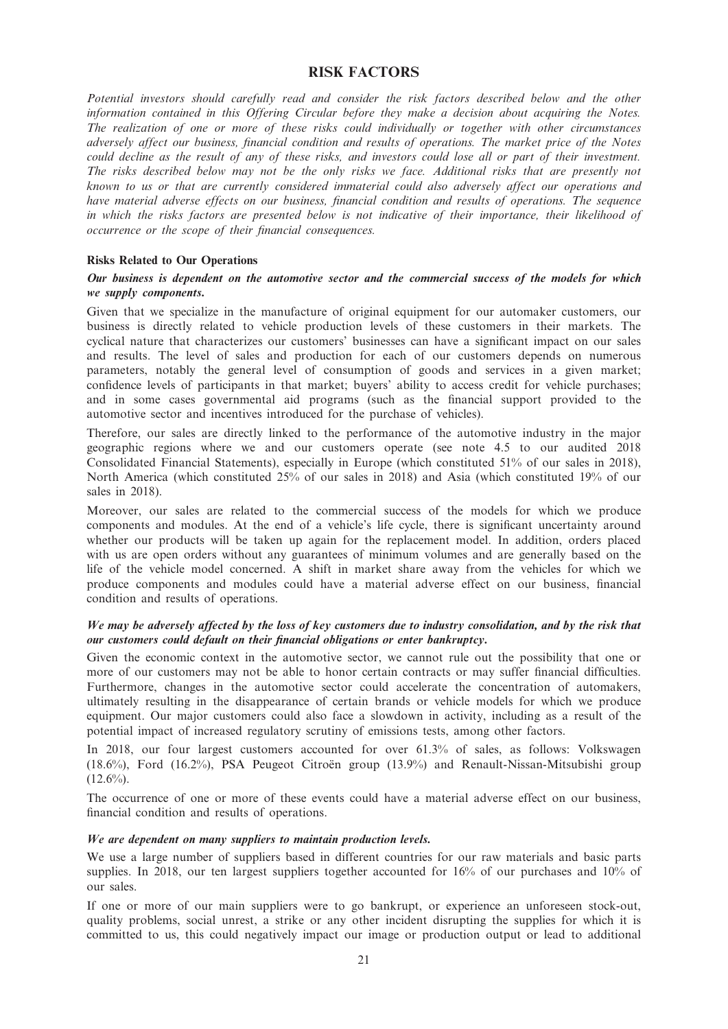# RISK FACTORS

*Potential investors should carefully read and consider the risk factors described below and the other information contained in this Offering Circular before they make a decision about acquiring the Notes. The realization of one or more of these risks could individually or together with other circumstances adversely affect our business, financial condition and results of operations. The market price of the Notes could decline as the result of any of these risks, and investors could lose all or part of their investment. The risks described below may not be the only risks we face. Additional risks that are presently not known to us or that are currently considered immaterial could also adversely affect our operations and have material adverse effects on our business, financial condition and results of operations. The sequence in which the risks factors are presented below is not indicative of their importance, their likelihood of occurrence or the scope of their financial consequences.*

## Risks Related to Our Operations

### *Our business is dependent on the automotive sector and the commercial success of the models for which we supply components.*

Given that we specialize in the manufacture of original equipment for our automaker customers, our business is directly related to vehicle production levels of these customers in their markets. The cyclical nature that characterizes our customers' businesses can have a significant impact on our sales and results. The level of sales and production for each of our customers depends on numerous parameters, notably the general level of consumption of goods and services in a given market; confidence levels of participants in that market; buyers' ability to access credit for vehicle purchases; and in some cases governmental aid programs (such as the financial support provided to the automotive sector and incentives introduced for the purchase of vehicles).

Therefore, our sales are directly linked to the performance of the automotive industry in the major geographic regions where we and our customers operate (see note 4.5 to our audited 2018 Consolidated Financial Statements), especially in Europe (which constituted 51% of our sales in 2018), North America (which constituted 25% of our sales in 2018) and Asia (which constituted 19% of our sales in 2018).

Moreover, our sales are related to the commercial success of the models for which we produce components and modules. At the end of a vehicle's life cycle, there is significant uncertainty around whether our products will be taken up again for the replacement model. In addition, orders placed with us are open orders without any guarantees of minimum volumes and are generally based on the life of the vehicle model concerned. A shift in market share away from the vehicles for which we produce components and modules could have a material adverse effect on our business, financial condition and results of operations.

### *We may be adversely affected by the loss of key customers due to industry consolidation, and by the risk that our customers could default on their financial obligations or enter bankruptcy.*

Given the economic context in the automotive sector, we cannot rule out the possibility that one or more of our customers may not be able to honor certain contracts or may suffer financial difficulties. Furthermore, changes in the automotive sector could accelerate the concentration of automakers, ultimately resulting in the disappearance of certain brands or vehicle models for which we produce equipment. Our major customers could also face a slowdown in activity, including as a result of the potential impact of increased regulatory scrutiny of emissions tests, among other factors.

In 2018, our four largest customers accounted for over 61.3% of sales, as follows: Volkswagen (18.6%), Ford (16.2%), PSA Peugeot Citroën group (13.9%) and Renault-Nissan-Mitsubishi group (12.6%).

The occurrence of one or more of these events could have a material adverse effect on our business, financial condition and results of operations.

### *We are dependent on many suppliers to maintain production levels.*

We use a large number of suppliers based in different countries for our raw materials and basic parts supplies. In 2018, our ten largest suppliers together accounted for 16% of our purchases and 10% of our sales.

If one or more of our main suppliers were to go bankrupt, or experience an unforeseen stock-out, quality problems, social unrest, a strike or any other incident disrupting the supplies for which it is committed to us, this could negatively impact our image or production output or lead to additional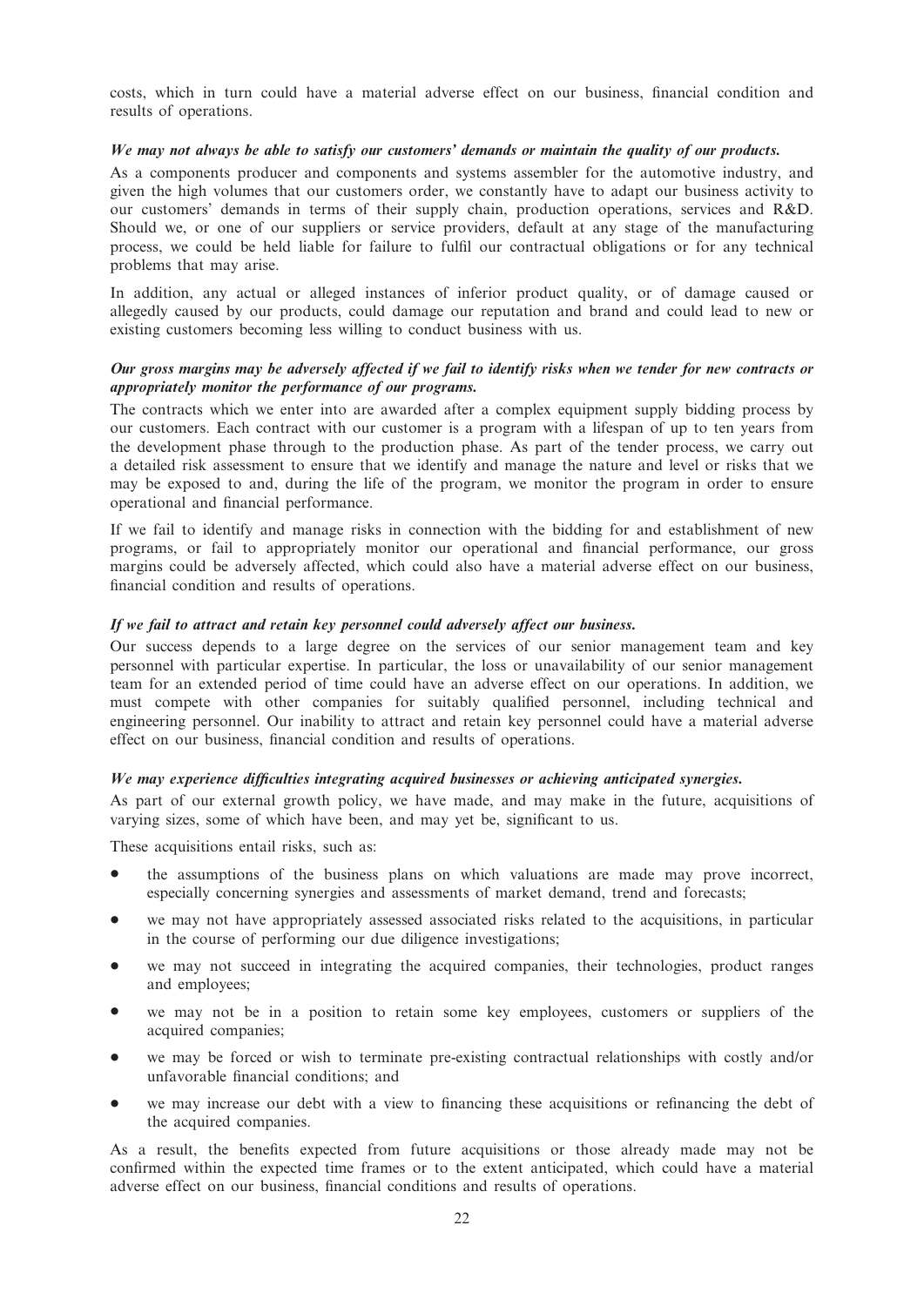costs, which in turn could have a material adverse effect on our business, financial condition and results of operations.

***We may not always be able to satisfy our customers' demands or maintain the quality of our products.***

As a components producer and components and systems assembler for the automotive industry, and given the high volumes that our customers order, we constantly have to adapt our business activity to our customers' demands in terms of their supply chain, production operations, services and R&D. Should we, or one of our suppliers or service providers, default at any stage of the manufacturing process, we could be held liable for failure to fulfil our contractual obligations or for any technical problems that may arise.

In addition, any actual or alleged instances of inferior product quality, or of damage caused or allegedly caused by our products, could damage our reputation and brand and could lead to new or existing customers becoming less willing to conduct business with us.

***Our gross margins may be adversely affected if we fail to identify risks when we tender for new contracts or appropriately monitor the performance of our programs.***

The contracts which we enter into are awarded after a complex equipment supply bidding process by our customers. Each contract with our customer is a program with a lifespan of up to ten years from the development phase through to the production phase. As part of the tender process, we carry out a detailed risk assessment to ensure that we identify and manage the nature and level or risks that we may be exposed to and, during the life of the program, we monitor the program in order to ensure operational and financial performance.

If we fail to identify and manage risks in connection with the bidding for and establishment of new programs, or fail to appropriately monitor our operational and financial performance, our gross margins could be adversely affected, which could also have a material adverse effect on our business, financial condition and results of operations.

***If we fail to attract and retain key personnel could adversely affect our business.***

Our success depends to a large degree on the services of our senior management team and key personnel with particular expertise. In particular, the loss or unavailability of our senior management team for an extended period of time could have an adverse effect on our operations. In addition, we must compete with other companies for suitably qualified personnel, including technical and engineering personnel. Our inability to attract and retain key personnel could have a material adverse effect on our business, financial condition and results of operations.

***We may experience difficulties integrating acquired businesses or achieving anticipated synergies.***

As part of our external growth policy, we have made, and may make in the future, acquisitions of varying sizes, some of which have been, and may yet be, significant to us.

These acquisitions entail risks, such as:

- the assumptions of the business plans on which valuations are made may prove incorrect, especially concerning synergies and assessments of market demand, trend and forecasts;
- we may not have appropriately assessed associated risks related to the acquisitions, in particular in the course of performing our due diligence investigations;
- we may not succeed in integrating the acquired companies, their technologies, product ranges and employees;
- we may not be in a position to retain some key employees, customers or suppliers of the acquired companies;
- we may be forced or wish to terminate pre-existing contractual relationships with costly and/or unfavorable financial conditions; and
- we may increase our debt with a view to financing these acquisitions or refinancing the debt of the acquired companies.

As a result, the benefits expected from future acquisitions or those already made may not be confirmed within the expected time frames or to the extent anticipated, which could have a material adverse effect on our business, financial conditions and results of operations.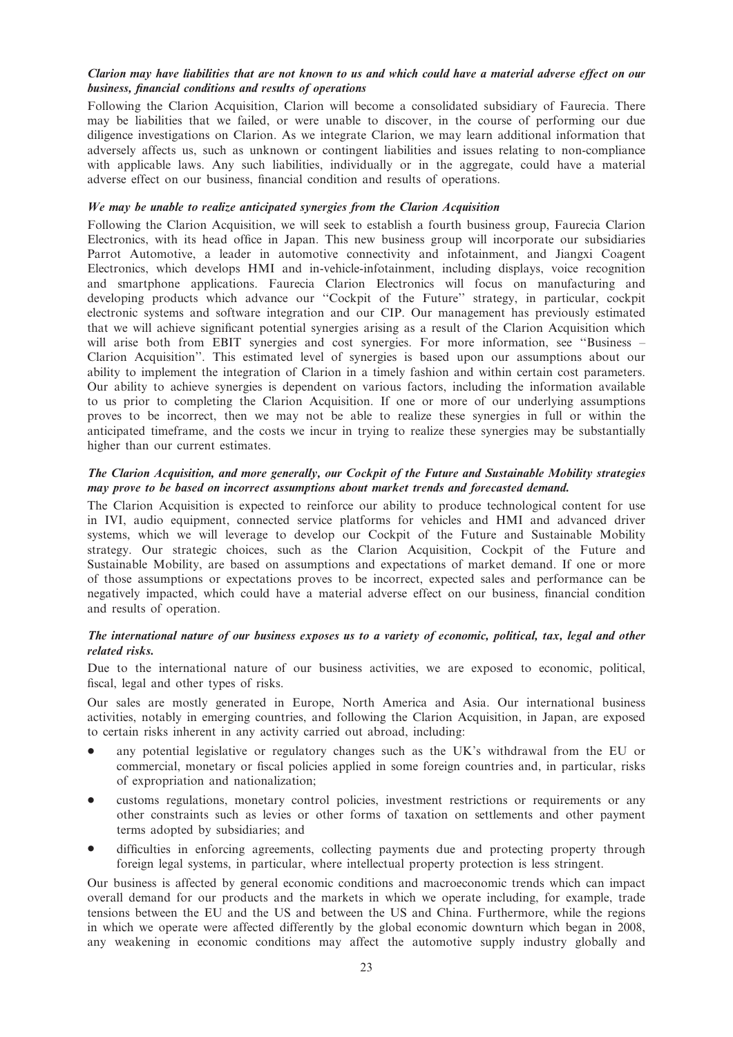***Clarion may have liabilities that are not known to us and which could have a material adverse effect on our business, financial conditions and results of operations***

Following the Clarion Acquisition, Clarion will become a consolidated subsidiary of Faurecia. There may be liabilities that we failed, or were unable to discover, in the course of performing our due diligence investigations on Clarion. As we integrate Clarion, we may learn additional information that adversely affects us, such as unknown or contingent liabilities and issues relating to non-compliance with applicable laws. Any such liabilities, individually or in the aggregate, could have a material adverse effect on our business, financial condition and results of operations.

***We may be unable to realize anticipated synergies from the Clarion Acquisition***

Following the Clarion Acquisition, we will seek to establish a fourth business group, Faurecia Clarion Electronics, with its head office in Japan. This new business group will incorporate our subsidiaries Parrot Automotive, a leader in automotive connectivity and infotainment, and Jiangxi Coagent Electronics, which develops HMI and in-vehicle-infotainment, including displays, voice recognition and smartphone applications. Faurecia Clarion Electronics will focus on manufacturing and developing products which advance our ''Cockpit of the Future'' strategy, in particular, cockpit electronic systems and software integration and our CIP. Our management has previously estimated that we will achieve significant potential synergies arising as a result of the Clarion Acquisition which will arise both from EBIT synergies and cost synergies. For more information, see ''Business – Clarion Acquisition''. This estimated level of synergies is based upon our assumptions about our ability to implement the integration of Clarion in a timely fashion and within certain cost parameters. Our ability to achieve synergies is dependent on various factors, including the information available to us prior to completing the Clarion Acquisition. If one or more of our underlying assumptions proves to be incorrect, then we may not be able to realize these synergies in full or within the anticipated timeframe, and the costs we incur in trying to realize these synergies may be substantially higher than our current estimates.

***The Clarion Acquisition, and more generally, our Cockpit of the Future and Sustainable Mobility strategies may prove to be based on incorrect assumptions about market trends and forecasted demand.***

The Clarion Acquisition is expected to reinforce our ability to produce technological content for use in IVI, audio equipment, connected service platforms for vehicles and HMI and advanced driver systems, which we will leverage to develop our Cockpit of the Future and Sustainable Mobility strategy. Our strategic choices, such as the Clarion Acquisition, Cockpit of the Future and Sustainable Mobility, are based on assumptions and expectations of market demand. If one or more of those assumptions or expectations proves to be incorrect, expected sales and performance can be negatively impacted, which could have a material adverse effect on our business, financial condition and results of operation.

***The international nature of our business exposes us to a variety of economic, political, tax, legal and other related risks.***

Due to the international nature of our business activities, we are exposed to economic, political, fiscal, legal and other types of risks.

Our sales are mostly generated in Europe, North America and Asia. Our international business activities, notably in emerging countries, and following the Clarion Acquisition, in Japan, are exposed to certain risks inherent in any activity carried out abroad, including:

- any potential legislative or regulatory changes such as the UK's withdrawal from the EU or commercial, monetary or fiscal policies applied in some foreign countries and, in particular, risks of expropriation and nationalization;
- customs regulations, monetary control policies, investment restrictions or requirements or any other constraints such as levies or other forms of taxation on settlements and other payment terms adopted by subsidiaries; and
- difficulties in enforcing agreements, collecting payments due and protecting property through foreign legal systems, in particular, where intellectual property protection is less stringent.

Our business is affected by general economic conditions and macroeconomic trends which can impact overall demand for our products and the markets in which we operate including, for example, trade tensions between the EU and the US and between the US and China. Furthermore, while the regions in which we operate were affected differently by the global economic downturn which began in 2008, any weakening in economic conditions may affect the automotive supply industry globally and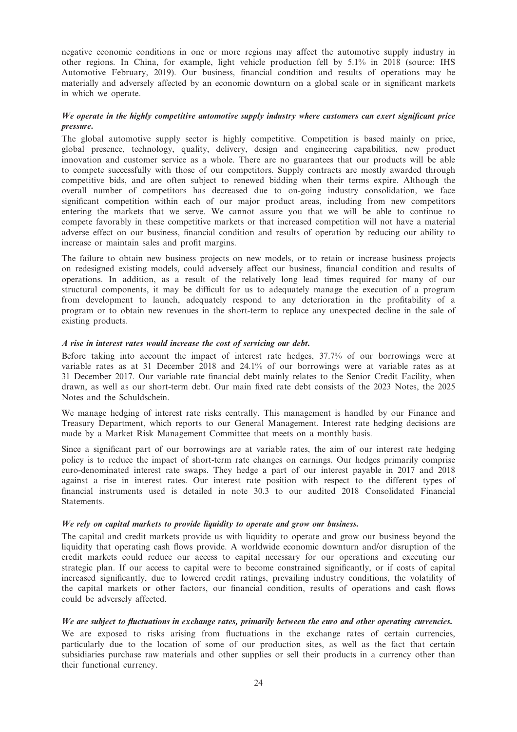negative economic conditions in one or more regions may affect the automotive supply industry in other regions. In China, for example, light vehicle production fell by 5.1% in 2018 (source: IHS Automotive February, 2019). Our business, financial condition and results of operations may be materially and adversely affected by an economic downturn on a global scale or in significant markets in which we operate.

***We operate in the highly competitive automotive supply industry where customers can exert significant price pressure.***

The global automotive supply sector is highly competitive. Competition is based mainly on price, global presence, technology, quality, delivery, design and engineering capabilities, new product innovation and customer service as a whole. There are no guarantees that our products will be able to compete successfully with those of our competitors. Supply contracts are mostly awarded through competitive bids, and are often subject to renewed bidding when their terms expire. Although the overall number of competitors has decreased due to on-going industry consolidation, we face significant competition within each of our major product areas, including from new competitors entering the markets that we serve. We cannot assure you that we will be able to continue to compete favorably in these competitive markets or that increased competition will not have a material adverse effect on our business, financial condition and results of operation by reducing our ability to increase or maintain sales and profit margins.

The failure to obtain new business projects on new models, or to retain or increase business projects on redesigned existing models, could adversely affect our business, financial condition and results of operations. In addition, as a result of the relatively long lead times required for many of our structural components, it may be difficult for us to adequately manage the execution of a program from development to launch, adequately respond to any deterioration in the profitability of a program or to obtain new revenues in the short-term to replace any unexpected decline in the sale of existing products.

***A rise in interest rates would increase the cost of servicing our debt.***

Before taking into account the impact of interest rate hedges, 37.7% of our borrowings were at variable rates as at 31 December 2018 and 24.1% of our borrowings were at variable rates as at 31 December 2017. Our variable rate financial debt mainly relates to the Senior Credit Facility, when drawn, as well as our short-term debt. Our main fixed rate debt consists of the 2023 Notes, the 2025 Notes and the Schuldschein.

We manage hedging of interest rate risks centrally. This management is handled by our Finance and Treasury Department, which reports to our General Management. Interest rate hedging decisions are made by a Market Risk Management Committee that meets on a monthly basis.

Since a significant part of our borrowings are at variable rates, the aim of our interest rate hedging policy is to reduce the impact of short-term rate changes on earnings. Our hedges primarily comprise euro-denominated interest rate swaps. They hedge a part of our interest payable in 2017 and 2018 against a rise in interest rates. Our interest rate position with respect to the different types of financial instruments used is detailed in note 30.3 to our audited 2018 Consolidated Financial Statements.

***We rely on capital markets to provide liquidity to operate and grow our business.***

The capital and credit markets provide us with liquidity to operate and grow our business beyond the liquidity that operating cash flows provide. A worldwide economic downturn and/or disruption of the credit markets could reduce our access to capital necessary for our operations and executing our strategic plan. If our access to capital were to become constrained significantly, or if costs of capital increased significantly, due to lowered credit ratings, prevailing industry conditions, the volatility of the capital markets or other factors, our financial condition, results of operations and cash flows could be adversely affected.

***We are subject to fluctuations in exchange rates, primarily between the euro and other operating currencies.***

We are exposed to risks arising from fluctuations in the exchange rates of certain currencies, particularly due to the location of some of our production sites, as well as the fact that certain subsidiaries purchase raw materials and other supplies or sell their products in a currency other than their functional currency.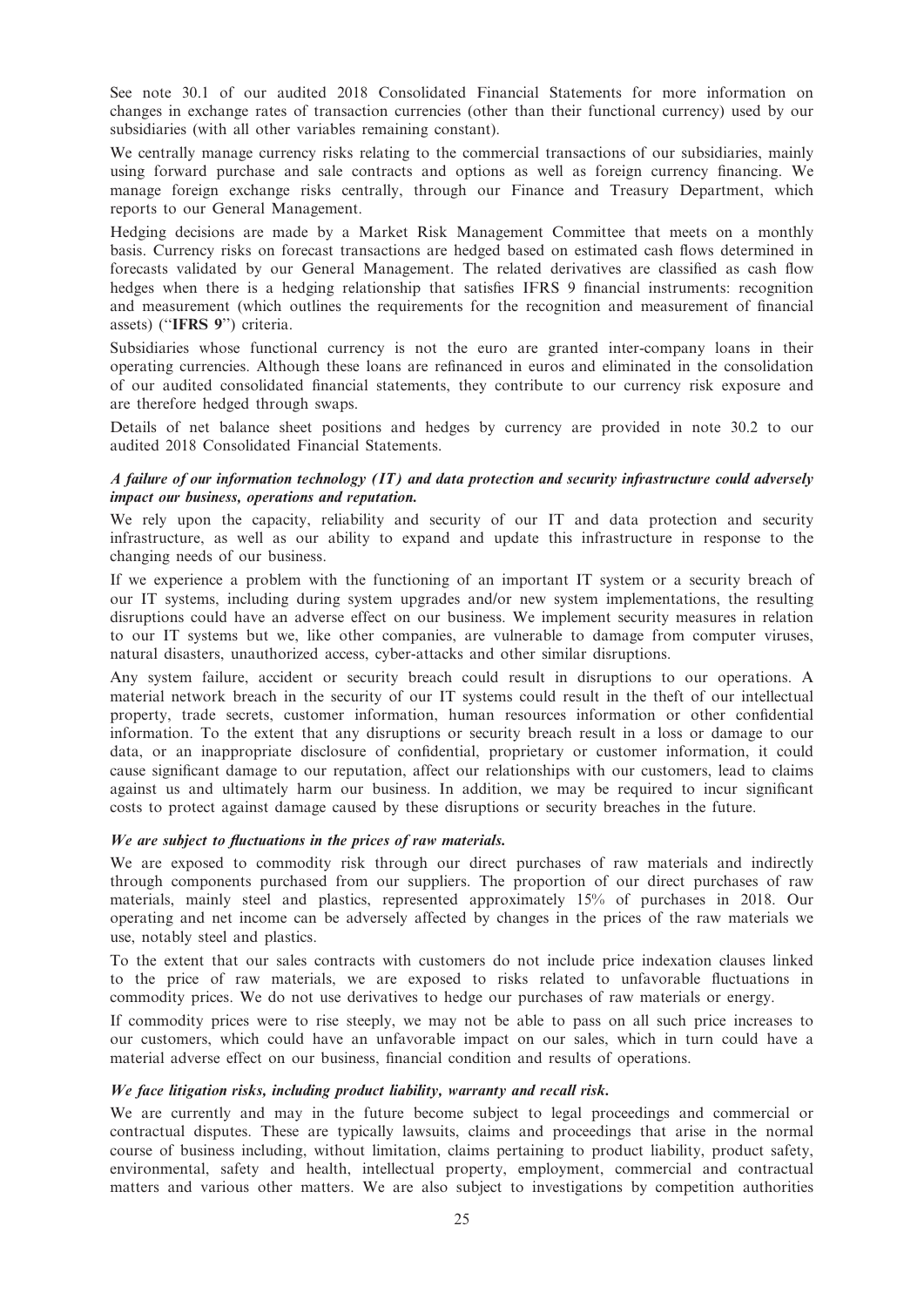See note 30.1 of our audited 2018 Consolidated Financial Statements for more information on changes in exchange rates of transaction currencies (other than their functional currency) used by our subsidiaries (with all other variables remaining constant).

We centrally manage currency risks relating to the commercial transactions of our subsidiaries, mainly using forward purchase and sale contracts and options as well as foreign currency financing. We manage foreign exchange risks centrally, through our Finance and Treasury Department, which reports to our General Management.

Hedging decisions are made by a Market Risk Management Committee that meets on a monthly basis. Currency risks on forecast transactions are hedged based on estimated cash flows determined in forecasts validated by our General Management. The related derivatives are classified as cash flow hedges when there is a hedging relationship that satisfies IFRS 9 financial instruments: recognition and measurement (which outlines the requirements for the recognition and measurement of financial assets) ("**IFRS 9**") criteria.

Subsidiaries whose functional currency is not the euro are granted inter-company loans in their operating currencies. Although these loans are refinanced in euros and eliminated in the consolidation of our audited consolidated financial statements, they contribute to our currency risk exposure and are therefore hedged through swaps.

Details of net balance sheet positions and hedges by currency are provided in note 30.2 to our audited 2018 Consolidated Financial Statements.

***A failure of our information technology (IT) and data protection and security infrastructure could adversely impact our business, operations and reputation.***

We rely upon the capacity, reliability and security of our IT and data protection and security infrastructure, as well as our ability to expand and update this infrastructure in response to the changing needs of our business.

If we experience a problem with the functioning of an important IT system or a security breach of our IT systems, including during system upgrades and/or new system implementations, the resulting disruptions could have an adverse effect on our business. We implement security measures in relation to our IT systems but we, like other companies, are vulnerable to damage from computer viruses, natural disasters, unauthorized access, cyber-attacks and other similar disruptions.

Any system failure, accident or security breach could result in disruptions to our operations. A material network breach in the security of our IT systems could result in the theft of our intellectual property, trade secrets, customer information, human resources information or other confidential information. To the extent that any disruptions or security breach result in a loss or damage to our data, or an inappropriate disclosure of confidential, proprietary or customer information, it could cause significant damage to our reputation, affect our relationships with our customers, lead to claims against us and ultimately harm our business. In addition, we may be required to incur significant costs to protect against damage caused by these disruptions or security breaches in the future.

***We are subject to fluctuations in the prices of raw materials.***

We are exposed to commodity risk through our direct purchases of raw materials and indirectly through components purchased from our suppliers. The proportion of our direct purchases of raw materials, mainly steel and plastics, represented approximately 15% of purchases in 2018. Our operating and net income can be adversely affected by changes in the prices of the raw materials we use, notably steel and plastics.

To the extent that our sales contracts with customers do not include price indexation clauses linked to the price of raw materials, we are exposed to risks related to unfavorable fluctuations in commodity prices. We do not use derivatives to hedge our purchases of raw materials or energy.

If commodity prices were to rise steeply, we may not be able to pass on all such price increases to our customers, which could have an unfavorable impact on our sales, which in turn could have a material adverse effect on our business, financial condition and results of operations.

***We face litigation risks, including product liability, warranty and recall risk.***

We are currently and may in the future become subject to legal proceedings and commercial or contractual disputes. These are typically lawsuits, claims and proceedings that arise in the normal course of business including, without limitation, claims pertaining to product liability, product safety, environmental, safety and health, intellectual property, employment, commercial and contractual matters and various other matters. We are also subject to investigations by competition authorities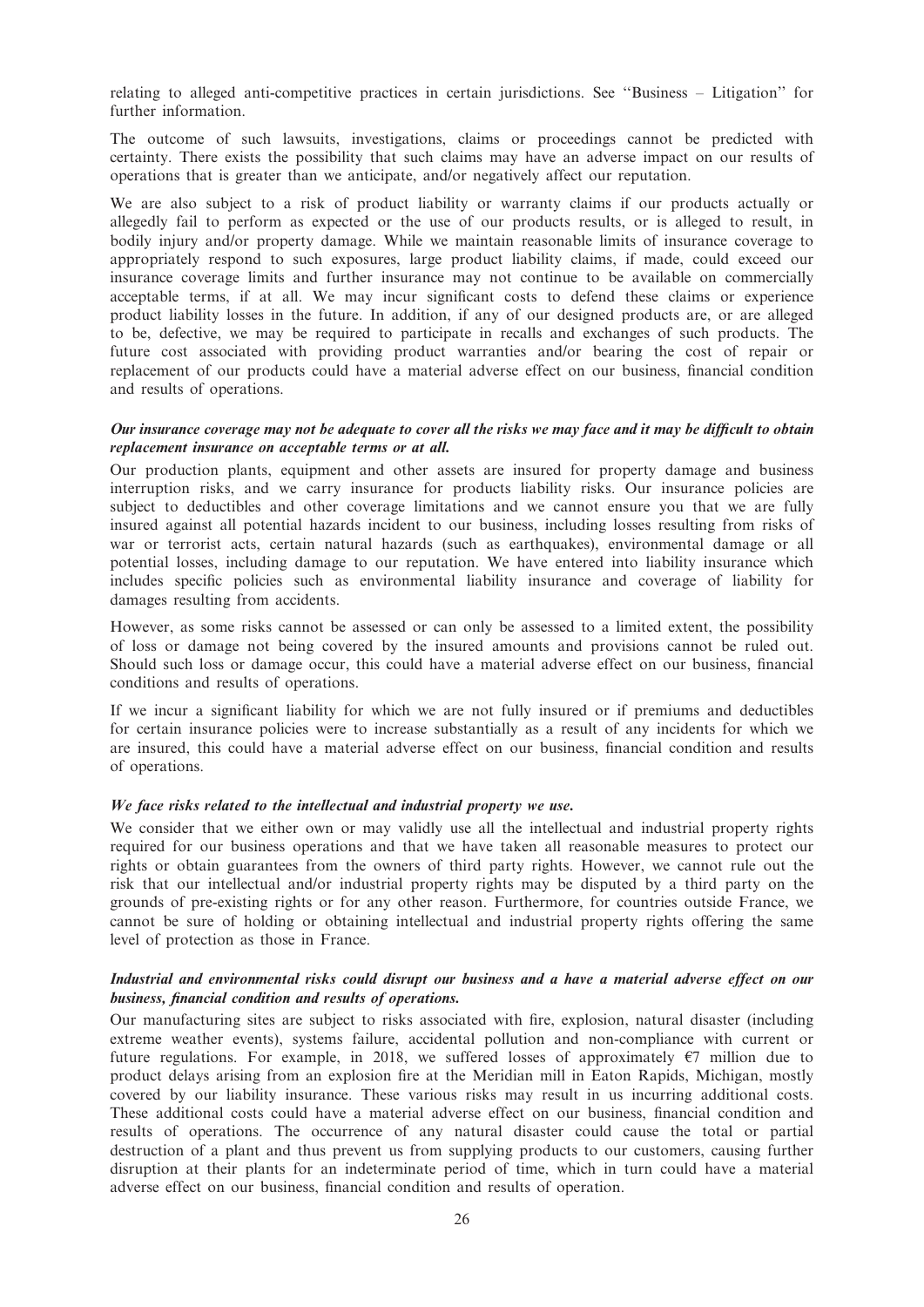relating to alleged anti-competitive practices in certain jurisdictions. See ''Business – Litigation'' for further information.

The outcome of such lawsuits, investigations, claims or proceedings cannot be predicted with certainty. There exists the possibility that such claims may have an adverse impact on our results of operations that is greater than we anticipate, and/or negatively affect our reputation.

We are also subject to a risk of product liability or warranty claims if our products actually or allegedly fail to perform as expected or the use of our products results, or is alleged to result, in bodily injury and/or property damage. While we maintain reasonable limits of insurance coverage to appropriately respond to such exposures, large product liability claims, if made, could exceed our insurance coverage limits and further insurance may not continue to be available on commercially acceptable terms, if at all. We may incur significant costs to defend these claims or experience product liability losses in the future. In addition, if any of our designed products are, or are alleged to be, defective, we may be required to participate in recalls and exchanges of such products. The future cost associated with providing product warranties and/or bearing the cost of repair or replacement of our products could have a material adverse effect on our business, financial condition and results of operations.

***Our insurance coverage may not be adequate to cover all the risks we may face and it may be difficult to obtain replacement insurance on acceptable terms or at all.***

Our production plants, equipment and other assets are insured for property damage and business interruption risks, and we carry insurance for products liability risks. Our insurance policies are subject to deductibles and other coverage limitations and we cannot ensure you that we are fully insured against all potential hazards incident to our business, including losses resulting from risks of war or terrorist acts, certain natural hazards (such as earthquakes), environmental damage or all potential losses, including damage to our reputation. We have entered into liability insurance which includes specific policies such as environmental liability insurance and coverage of liability for damages resulting from accidents.

However, as some risks cannot be assessed or can only be assessed to a limited extent, the possibility of loss or damage not being covered by the insured amounts and provisions cannot be ruled out. Should such loss or damage occur, this could have a material adverse effect on our business, financial conditions and results of operations.

If we incur a significant liability for which we are not fully insured or if premiums and deductibles for certain insurance policies were to increase substantially as a result of any incidents for which we are insured, this could have a material adverse effect on our business, financial condition and results of operations.

***We face risks related to the intellectual and industrial property we use.***

We consider that we either own or may validly use all the intellectual and industrial property rights required for our business operations and that we have taken all reasonable measures to protect our rights or obtain guarantees from the owners of third party rights. However, we cannot rule out the risk that our intellectual and/or industrial property rights may be disputed by a third party on the grounds of pre-existing rights or for any other reason. Furthermore, for countries outside France, we cannot be sure of holding or obtaining intellectual and industrial property rights offering the same level of protection as those in France.

***Industrial and environmental risks could disrupt our business and a have a material adverse effect on our business, financial condition and results of operations.***

Our manufacturing sites are subject to risks associated with fire, explosion, natural disaster (including extreme weather events), systems failure, accidental pollution and non-compliance with current or future regulations. For example, in 2018, we suffered losses of approximately €7 million due to product delays arising from an explosion fire at the Meridian mill in Eaton Rapids, Michigan, mostly covered by our liability insurance. These various risks may result in us incurring additional costs. These additional costs could have a material adverse effect on our business, financial condition and results of operations. The occurrence of any natural disaster could cause the total or partial destruction of a plant and thus prevent us from supplying products to our customers, causing further disruption at their plants for an indeterminate period of time, which in turn could have a material adverse effect on our business, financial condition and results of operation.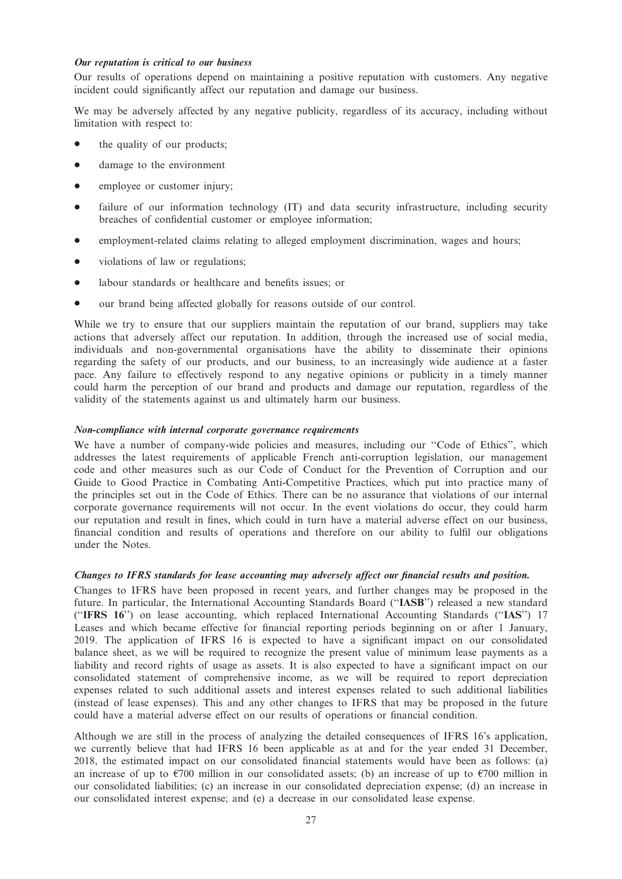***Our reputation is critical to our business***

Our results of operations depend on maintaining a positive reputation with customers. Any negative incident could significantly affect our reputation and damage our business.

We may be adversely affected by any negative publicity, regardless of its accuracy, including without limitation with respect to:

- the quality of our products;
- damage to the environment
- employee or customer injury;
- failure of our information technology (IT) and data security infrastructure, including security breaches of confidential customer or employee information;
- employment-related claims relating to alleged employment discrimination, wages and hours;
- violations of law or regulations;
- labour standards or healthcare and benefits issues; or
- our brand being affected globally for reasons outside of our control.

While we try to ensure that our suppliers maintain the reputation of our brand, suppliers may take actions that adversely affect our reputation. In addition, through the increased use of social media, individuals and non-governmental organisations have the ability to disseminate their opinions regarding the safety of our products, and our business, to an increasingly wide audience at a faster pace. Any failure to effectively respond to any negative opinions or publicity in a timely manner could harm the perception of our brand and products and damage our reputation, regardless of the validity of the statements against us and ultimately harm our business.

***Non-compliance with internal corporate governance requirements***

We have a number of company-wide policies and measures, including our ''Code of Ethics'', which addresses the latest requirements of applicable French anti-corruption legislation, our management code and other measures such as our Code of Conduct for the Prevention of Corruption and our Guide to Good Practice in Combating Anti-Competitive Practices, which put into practice many of the principles set out in the Code of Ethics. There can be no assurance that violations of our internal corporate governance requirements will not occur. In the event violations do occur, they could harm our reputation and result in fines, which could in turn have a material adverse effect on our business, financial condition and results of operations and therefore on our ability to fulfil our obligations under the Notes.

***Changes to IFRS standards for lease accounting may adversely affect our financial results and position.***

Changes to IFRS have been proposed in recent years, and further changes may be proposed in the future. In particular, the International Accounting Standards Board (''**IASB**'') released a new standard (''**IFRS 16**'') on lease accounting, which replaced International Accounting Standards (''**IAS**'') 17 Leases and which became effective for financial reporting periods beginning on or after 1 January, 2019. The application of IFRS 16 is expected to have a significant impact on our consolidated balance sheet, as we will be required to recognize the present value of minimum lease payments as a liability and record rights of usage as assets. It is also expected to have a significant impact on our consolidated statement of comprehensive income, as we will be required to report depreciation expenses related to such additional assets and interest expenses related to such additional liabilities (instead of lease expenses). This and any other changes to IFRS that may be proposed in the future could have a material adverse effect on our results of operations or financial condition.

Although we are still in the process of analyzing the detailed consequences of IFRS 16's application, we currently believe that had IFRS 16 been applicable as at and for the year ended 31 December, 2018, the estimated impact on our consolidated financial statements would have been as follows: (a) an increase of up to €700 million in our consolidated assets; (b) an increase of up to €700 million in our consolidated liabilities; (c) an increase in our consolidated depreciation expense; (d) an increase in our consolidated interest expense; and (e) a decrease in our consolidated lease expense.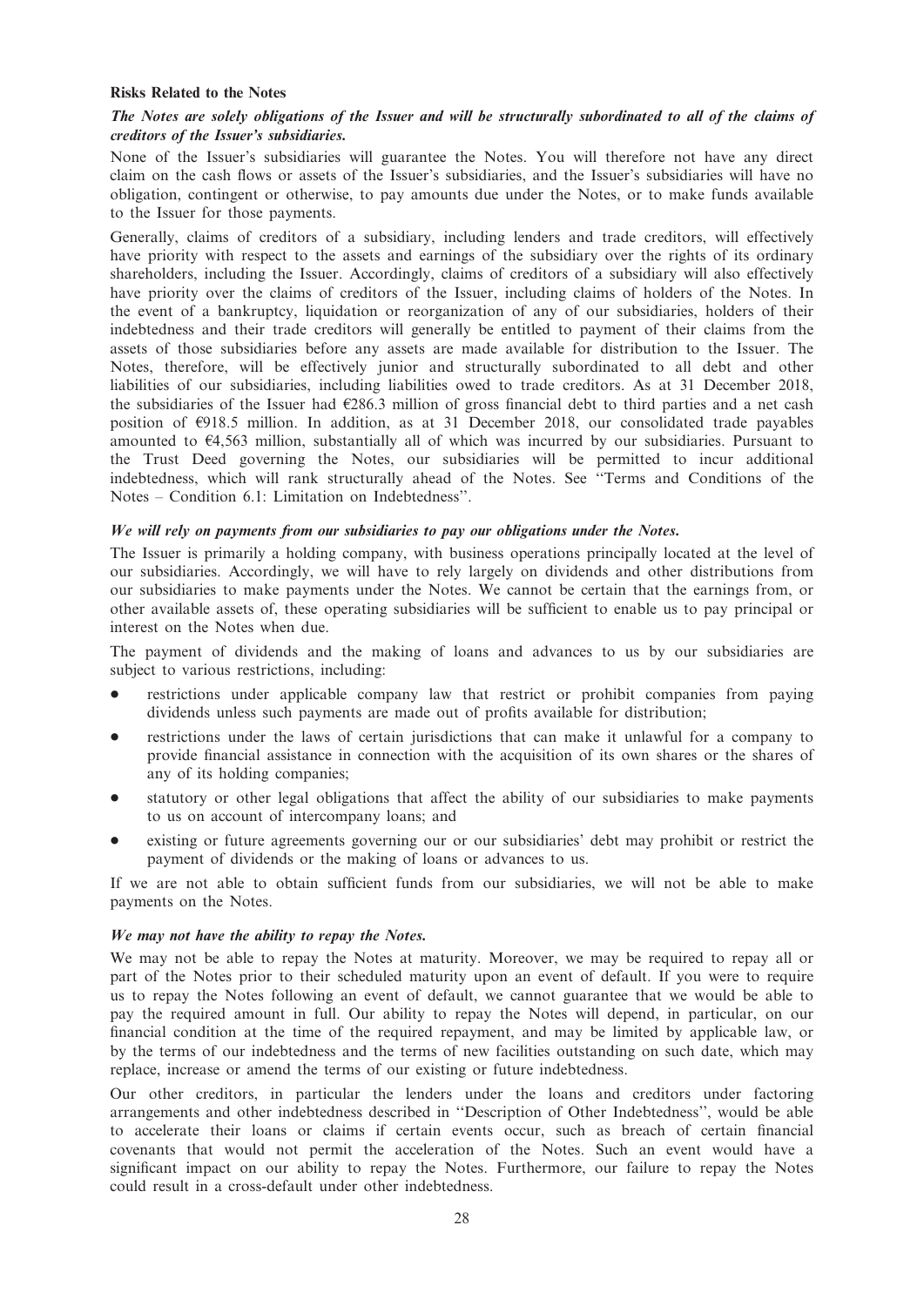### Risks Related to the Notes

***The Notes are solely obligations of the Issuer and will be structurally subordinated to all of the claims of creditors of the Issuer's subsidiaries.***

None of the Issuer's subsidiaries will guarantee the Notes. You will therefore not have any direct claim on the cash flows or assets of the Issuer's subsidiaries, and the Issuer's subsidiaries will have no obligation, contingent or otherwise, to pay amounts due under the Notes, or to make funds available to the Issuer for those payments.

Generally, claims of creditors of a subsidiary, including lenders and trade creditors, will effectively have priority with respect to the assets and earnings of the subsidiary over the rights of its ordinary shareholders, including the Issuer. Accordingly, claims of creditors of a subsidiary will also effectively have priority over the claims of creditors of the Issuer, including claims of holders of the Notes. In the event of a bankruptcy, liquidation or reorganization of any of our subsidiaries, holders of their indebtedness and their trade creditors will generally be entitled to payment of their claims from the assets of those subsidiaries before any assets are made available for distribution to the Issuer. The Notes, therefore, will be effectively junior and structurally subordinated to all debt and other liabilities of our subsidiaries, including liabilities owed to trade creditors. As at 31 December 2018, the subsidiaries of the Issuer had €286.3 million of gross financial debt to third parties and a net cash position of €918.5 million. In addition, as at 31 December 2018, our consolidated trade payables amounted to €4,563 million, substantially all of which was incurred by our subsidiaries. Pursuant to the Trust Deed governing the Notes, our subsidiaries will be permitted to incur additional indebtedness, which will rank structurally ahead of the Notes. See ''Terms and Conditions of the Notes – Condition 6.1: Limitation on Indebtedness''.

***We will rely on payments from our subsidiaries to pay our obligations under the Notes.***

The Issuer is primarily a holding company, with business operations principally located at the level of our subsidiaries. Accordingly, we will have to rely largely on dividends and other distributions from our subsidiaries to make payments under the Notes. We cannot be certain that the earnings from, or other available assets of, these operating subsidiaries will be sufficient to enable us to pay principal or interest on the Notes when due.

The payment of dividends and the making of loans and advances to us by our subsidiaries are subject to various restrictions, including:

- restrictions under applicable company law that restrict or prohibit companies from paying dividends unless such payments are made out of profits available for distribution;
- restrictions under the laws of certain jurisdictions that can make it unlawful for a company to provide financial assistance in connection with the acquisition of its own shares or the shares of any of its holding companies;
- statutory or other legal obligations that affect the ability of our subsidiaries to make payments to us on account of intercompany loans; and
- existing or future agreements governing our or our subsidiaries' debt may prohibit or restrict the payment of dividends or the making of loans or advances to us.

If we are not able to obtain sufficient funds from our subsidiaries, we will not be able to make payments on the Notes.

***We may not have the ability to repay the Notes.***

We may not be able to repay the Notes at maturity. Moreover, we may be required to repay all or part of the Notes prior to their scheduled maturity upon an event of default. If you were to require us to repay the Notes following an event of default, we cannot guarantee that we would be able to pay the required amount in full. Our ability to repay the Notes will depend, in particular, on our financial condition at the time of the required repayment, and may be limited by applicable law, or by the terms of our indebtedness and the terms of new facilities outstanding on such date, which may replace, increase or amend the terms of our existing or future indebtedness.

Our other creditors, in particular the lenders under the loans and creditors under factoring arrangements and other indebtedness described in ''Description of Other Indebtedness'', would be able to accelerate their loans or claims if certain events occur, such as breach of certain financial covenants that would not permit the acceleration of the Notes. Such an event would have a significant impact on our ability to repay the Notes. Furthermore, our failure to repay the Notes could result in a cross-default under other indebtedness.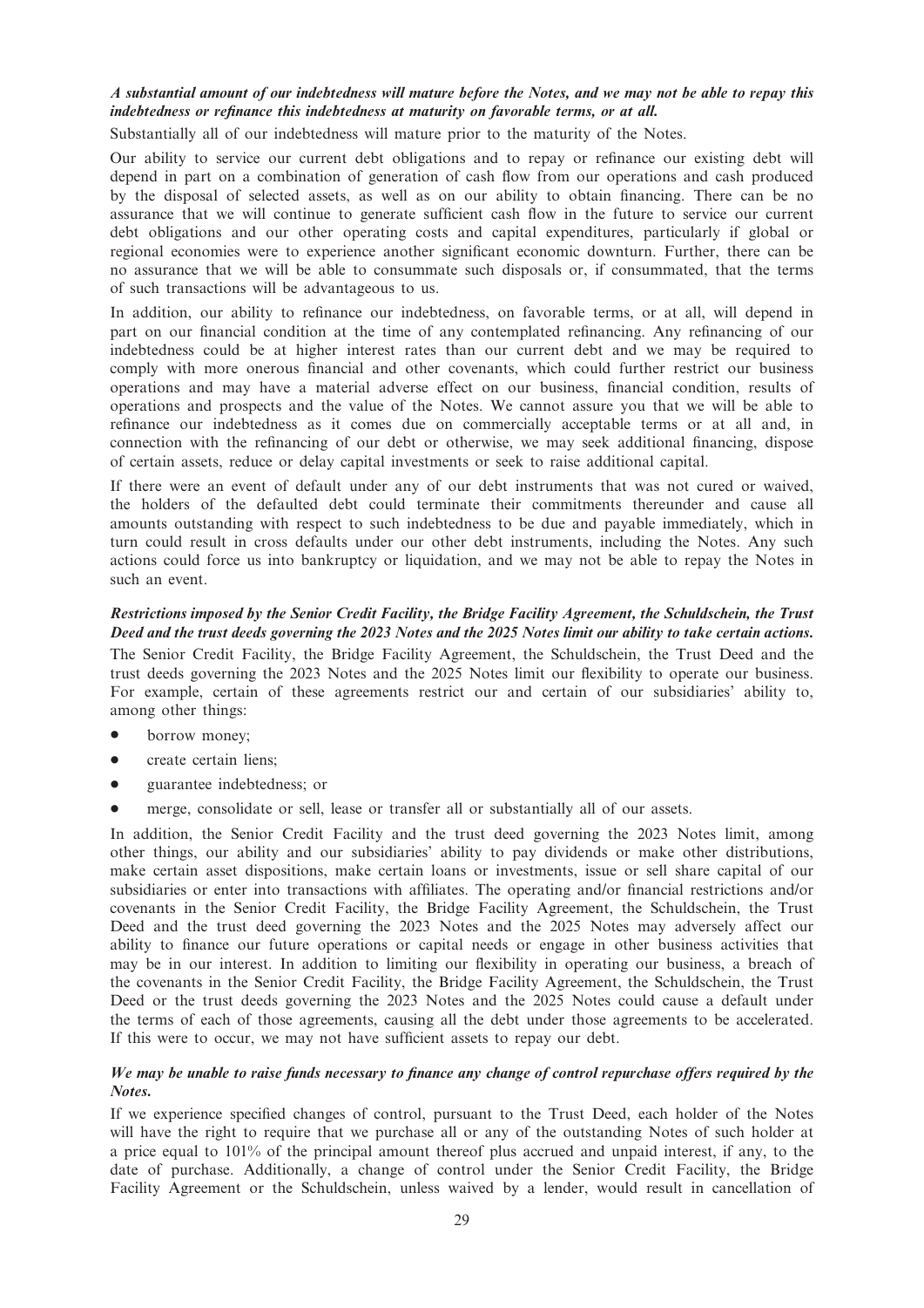***A substantial amount of our indebtedness will mature before the Notes, and we may not be able to repay this indebtedness or refinance this indebtedness at maturity on favorable terms, or at all.***

Substantially all of our indebtedness will mature prior to the maturity of the Notes.

Our ability to service our current debt obligations and to repay or refinance our existing debt will depend in part on a combination of generation of cash flow from our operations and cash produced by the disposal of selected assets, as well as on our ability to obtain financing. There can be no assurance that we will continue to generate sufficient cash flow in the future to service our current debt obligations and our other operating costs and capital expenditures, particularly if global or regional economies were to experience another significant economic downturn. Further, there can be no assurance that we will be able to consummate such disposals or, if consummated, that the terms of such transactions will be advantageous to us.

In addition, our ability to refinance our indebtedness, on favorable terms, or at all, will depend in part on our financial condition at the time of any contemplated refinancing. Any refinancing of our indebtedness could be at higher interest rates than our current debt and we may be required to comply with more onerous financial and other covenants, which could further restrict our business operations and may have a material adverse effect on our business, financial condition, results of operations and prospects and the value of the Notes. We cannot assure you that we will be able to refinance our indebtedness as it comes due on commercially acceptable terms or at all and, in connection with the refinancing of our debt or otherwise, we may seek additional financing, dispose of certain assets, reduce or delay capital investments or seek to raise additional capital.

If there were an event of default under any of our debt instruments that was not cured or waived, the holders of the defaulted debt could terminate their commitments thereunder and cause all amounts outstanding with respect to such indebtedness to be due and payable immediately, which in turn could result in cross defaults under our other debt instruments, including the Notes. Any such actions could force us into bankruptcy or liquidation, and we may not be able to repay the Notes in such an event.

***Restrictions imposed by the Senior Credit Facility, the Bridge Facility Agreement, the Schuldschein, the Trust Deed and the trust deeds governing the 2023 Notes and the 2025 Notes limit our ability to take certain actions.***

The Senior Credit Facility, the Bridge Facility Agreement, the Schuldschein, the Trust Deed and the trust deeds governing the 2023 Notes and the 2025 Notes limit our flexibility to operate our business. For example, certain of these agreements restrict our and certain of our subsidiaries' ability to, among other things:

- borrow money;
- create certain liens;
- guarantee indebtedness; or
- merge, consolidate or sell, lease or transfer all or substantially all of our assets.

In addition, the Senior Credit Facility and the trust deed governing the 2023 Notes limit, among other things, our ability and our subsidiaries' ability to pay dividends or make other distributions, make certain asset dispositions, make certain loans or investments, issue or sell share capital of our subsidiaries or enter into transactions with affiliates. The operating and/or financial restrictions and/or covenants in the Senior Credit Facility, the Bridge Facility Agreement, the Schuldschein, the Trust Deed and the trust deed governing the 2023 Notes and the 2025 Notes may adversely affect our ability to finance our future operations or capital needs or engage in other business activities that may be in our interest. In addition to limiting our flexibility in operating our business, a breach of the covenants in the Senior Credit Facility, the Bridge Facility Agreement, the Schuldschein, the Trust Deed or the trust deeds governing the 2023 Notes and the 2025 Notes could cause a default under the terms of each of those agreements, causing all the debt under those agreements to be accelerated. If this were to occur, we may not have sufficient assets to repay our debt.

***We may be unable to raise funds necessary to finance any change of control repurchase offers required by the Notes.***

If we experience specified changes of control, pursuant to the Trust Deed, each holder of the Notes will have the right to require that we purchase all or any of the outstanding Notes of such holder at a price equal to 101% of the principal amount thereof plus accrued and unpaid interest, if any, to the date of purchase. Additionally, a change of control under the Senior Credit Facility, the Bridge Facility Agreement or the Schuldschein, unless waived by a lender, would result in cancellation of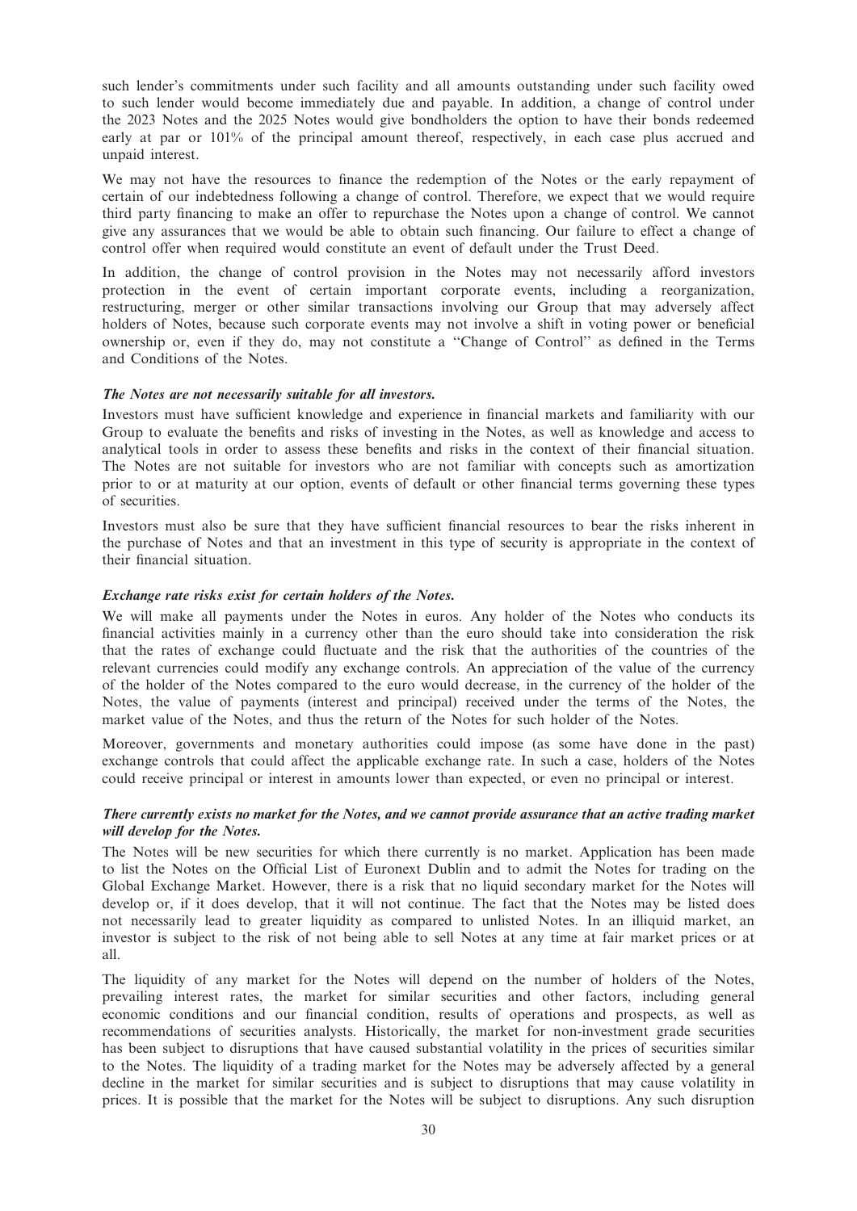such lender's commitments under such facility and all amounts outstanding under such facility owed to such lender would become immediately due and payable. In addition, a change of control under the 2023 Notes and the 2025 Notes would give bondholders the option to have their bonds redeemed early at par or 101% of the principal amount thereof, respectively, in each case plus accrued and unpaid interest.

We may not have the resources to finance the redemption of the Notes or the early repayment of certain of our indebtedness following a change of control. Therefore, we expect that we would require third party financing to make an offer to repurchase the Notes upon a change of control. We cannot give any assurances that we would be able to obtain such financing. Our failure to effect a change of control offer when required would constitute an event of default under the Trust Deed.

In addition, the change of control provision in the Notes may not necessarily afford investors protection in the event of certain important corporate events, including a reorganization, restructuring, merger or other similar transactions involving our Group that may adversely affect holders of Notes, because such corporate events may not involve a shift in voting power or beneficial ownership or, even if they do, may not constitute a "Change of Control" as defined in the Terms and Conditions of the Notes.

***The Notes are not necessarily suitable for all investors.***

Investors must have sufficient knowledge and experience in financial markets and familiarity with our Group to evaluate the benefits and risks of investing in the Notes, as well as knowledge and access to analytical tools in order to assess these benefits and risks in the context of their financial situation. The Notes are not suitable for investors who are not familiar with concepts such as amortization prior to or at maturity at our option, events of default or other financial terms governing these types of securities.

Investors must also be sure that they have sufficient financial resources to bear the risks inherent in the purchase of Notes and that an investment in this type of security is appropriate in the context of their financial situation.

***Exchange rate risks exist for certain holders of the Notes.***

We will make all payments under the Notes in euros. Any holder of the Notes who conducts its financial activities mainly in a currency other than the euro should take into consideration the risk that the rates of exchange could fluctuate and the risk that the authorities of the countries of the relevant currencies could modify any exchange controls. An appreciation of the value of the currency of the holder of the Notes compared to the euro would decrease, in the currency of the holder of the Notes, the value of payments (interest and principal) received under the terms of the Notes, the market value of the Notes, and thus the return of the Notes for such holder of the Notes.

Moreover, governments and monetary authorities could impose (as some have done in the past) exchange controls that could affect the applicable exchange rate. In such a case, holders of the Notes could receive principal or interest in amounts lower than expected, or even no principal or interest.

***There currently exists no market for the Notes, and we cannot provide assurance that an active trading market will develop for the Notes.***

The Notes will be new securities for which there currently is no market. Application has been made to list the Notes on the Official List of Euronext Dublin and to admit the Notes for trading on the Global Exchange Market. However, there is a risk that no liquid secondary market for the Notes will develop or, if it does develop, that it will not continue. The fact that the Notes may be listed does not necessarily lead to greater liquidity as compared to unlisted Notes. In an illiquid market, an investor is subject to the risk of not being able to sell Notes at any time at fair market prices or at all.

The liquidity of any market for the Notes will depend on the number of holders of the Notes, prevailing interest rates, the market for similar securities and other factors, including general economic conditions and our financial condition, results of operations and prospects, as well as recommendations of securities analysts. Historically, the market for non-investment grade securities has been subject to disruptions that have caused substantial volatility in the prices of securities similar to the Notes. The liquidity of a trading market for the Notes may be adversely affected by a general decline in the market for similar securities and is subject to disruptions that may cause volatility in prices. It is possible that the market for the Notes will be subject to disruptions. Any such disruption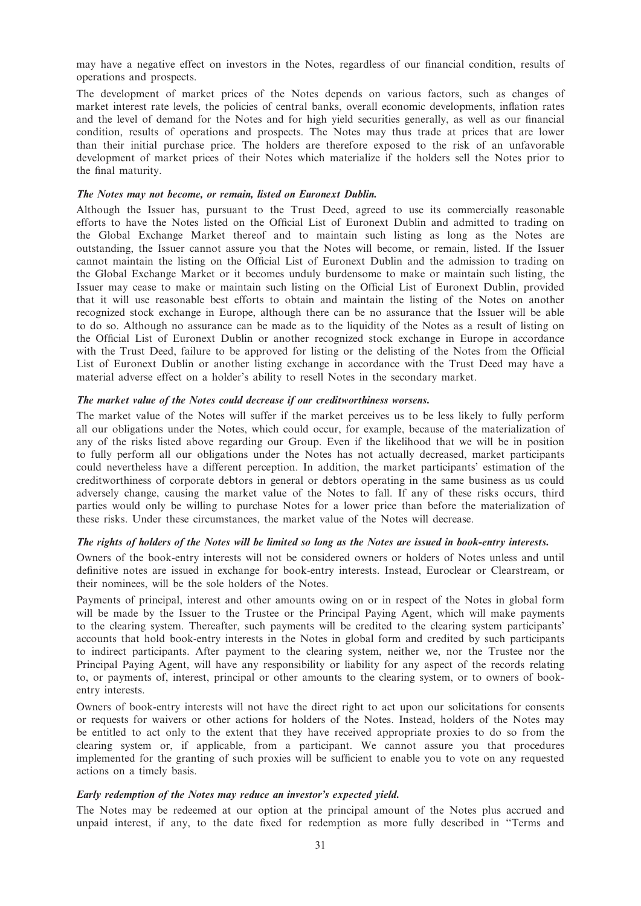may have a negative effect on investors in the Notes, regardless of our financial condition, results of operations and prospects.

The development of market prices of the Notes depends on various factors, such as changes of market interest rate levels, the policies of central banks, overall economic developments, inflation rates and the level of demand for the Notes and for high yield securities generally, as well as our financial condition, results of operations and prospects. The Notes may thus trade at prices that are lower than their initial purchase price. The holders are therefore exposed to the risk of an unfavorable development of market prices of their Notes which materialize if the holders sell the Notes prior to the final maturity.

***The Notes may not become, or remain, listed on Euronext Dublin.***

Although the Issuer has, pursuant to the Trust Deed, agreed to use its commercially reasonable efforts to have the Notes listed on the Official List of Euronext Dublin and admitted to trading on the Global Exchange Market thereof and to maintain such listing as long as the Notes are outstanding, the Issuer cannot assure you that the Notes will become, or remain, listed. If the Issuer cannot maintain the listing on the Official List of Euronext Dublin and the admission to trading on the Global Exchange Market or it becomes unduly burdensome to make or maintain such listing, the Issuer may cease to make or maintain such listing on the Official List of Euronext Dublin, provided that it will use reasonable best efforts to obtain and maintain the listing of the Notes on another recognized stock exchange in Europe, although there can be no assurance that the Issuer will be able to do so. Although no assurance can be made as to the liquidity of the Notes as a result of listing on the Official List of Euronext Dublin or another recognized stock exchange in Europe in accordance with the Trust Deed, failure to be approved for listing or the delisting of the Notes from the Official List of Euronext Dublin or another listing exchange in accordance with the Trust Deed may have a material adverse effect on a holder's ability to resell Notes in the secondary market.

***The market value of the Notes could decrease if our creditworthiness worsens.***

The market value of the Notes will suffer if the market perceives us to be less likely to fully perform all our obligations under the Notes, which could occur, for example, because of the materialization of any of the risks listed above regarding our Group. Even if the likelihood that we will be in position to fully perform all our obligations under the Notes has not actually decreased, market participants could nevertheless have a different perception. In addition, the market participants' estimation of the creditworthiness of corporate debtors in general or debtors operating in the same business as us could adversely change, causing the market value of the Notes to fall. If any of these risks occurs, third parties would only be willing to purchase Notes for a lower price than before the materialization of these risks. Under these circumstances, the market value of the Notes will decrease.

***The rights of holders of the Notes will be limited so long as the Notes are issued in book-entry interests.***

Owners of the book-entry interests will not be considered owners or holders of Notes unless and until definitive notes are issued in exchange for book-entry interests. Instead, Euroclear or Clearstream, or their nominees, will be the sole holders of the Notes.

Payments of principal, interest and other amounts owing on or in respect of the Notes in global form will be made by the Issuer to the Trustee or the Principal Paying Agent, which will make payments to the clearing system. Thereafter, such payments will be credited to the clearing system participants' accounts that hold book-entry interests in the Notes in global form and credited by such participants to indirect participants. After payment to the clearing system, neither we, nor the Trustee nor the Principal Paying Agent, will have any responsibility or liability for any aspect of the records relating to, or payments of, interest, principal or other amounts to the clearing system, or to owners of book-entry interests.

Owners of book-entry interests will not have the direct right to act upon our solicitations for consents or requests for waivers or other actions for holders of the Notes. Instead, holders of the Notes may be entitled to act only to the extent that they have received appropriate proxies to do so from the clearing system or, if applicable, from a participant. We cannot assure you that procedures implemented for the granting of such proxies will be sufficient to enable you to vote on any requested actions on a timely basis.

***Early redemption of the Notes may reduce an investor's expected yield.***

The Notes may be redeemed at our option at the principal amount of the Notes plus accrued and unpaid interest, if any, to the date fixed for redemption as more fully described in "Terms and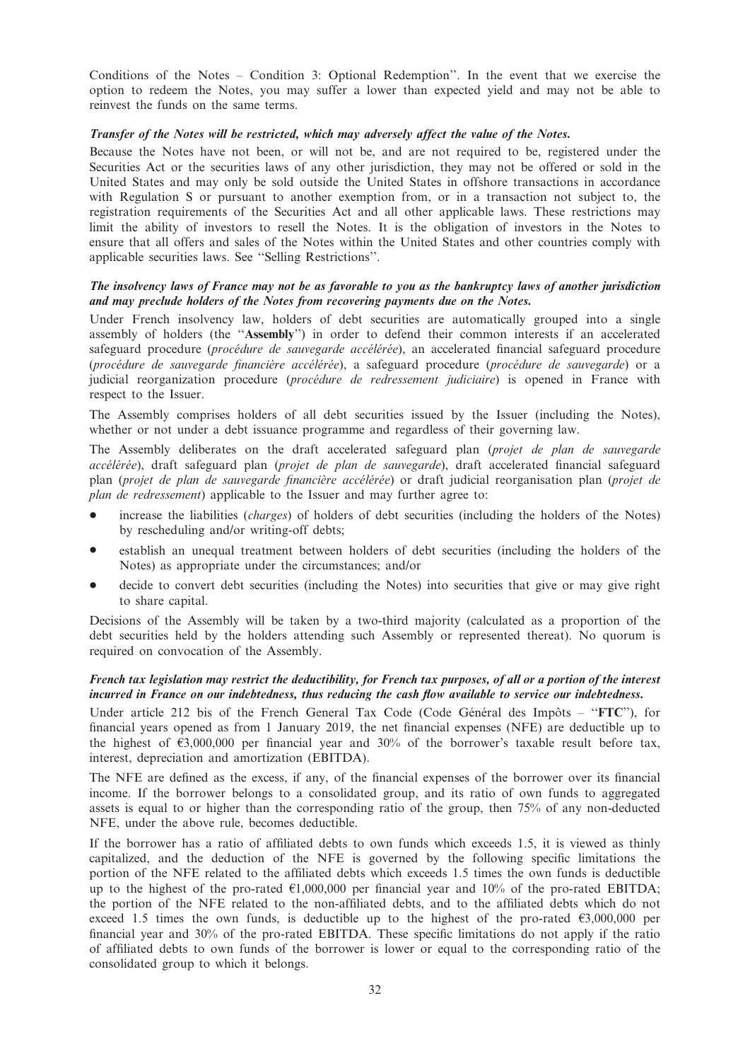Conditions of the Notes – Condition 3: Optional Redemption''. In the event that we exercise the option to redeem the Notes, you may suffer a lower than expected yield and may not be able to reinvest the funds on the same terms.

***Transfer of the Notes will be restricted, which may adversely affect the value of the Notes.***

Because the Notes have not been, or will not be, and are not required to be, registered under the Securities Act or the securities laws of any other jurisdiction, they may not be offered or sold in the United States and may only be sold outside the United States in offshore transactions in accordance with Regulation S or pursuant to another exemption from, or in a transaction not subject to, the registration requirements of the Securities Act and all other applicable laws. These restrictions may limit the ability of investors to resell the Notes. It is the obligation of investors in the Notes to ensure that all offers and sales of the Notes within the United States and other countries comply with applicable securities laws. See ''Selling Restrictions''.

***The insolvency laws of France may not be as favorable to you as the bankruptcy laws of another jurisdiction and may preclude holders of the Notes from recovering payments due on the Notes.***

Under French insolvency law, holders of debt securities are automatically grouped into a single assembly of holders (the ''**Assembly**'') in order to defend their common interests if an accelerated safeguard procedure (*procédure de sauvegarde accélérée*), an accelerated financial safeguard procedure (*procédure de sauvegarde financière accélérée*), a safeguard procedure (*procédure de sauvegarde*) or a judicial reorganization procedure (*procédure de redressement judiciaire*) is opened in France with respect to the Issuer.

The Assembly comprises holders of all debt securities issued by the Issuer (including the Notes), whether or not under a debt issuance programme and regardless of their governing law.

The Assembly deliberates on the draft accelerated safeguard plan (*projet de plan de sauvegarde accélérée*), draft safeguard plan (*projet de plan de sauvegarde*), draft accelerated financial safeguard plan (*projet de plan de sauvegarde financière accélérée*) or draft judicial reorganisation plan (*projet de plan de redressement*) applicable to the Issuer and may further agree to:

- increase the liabilities (*charges*) of holders of debt securities (including the holders of the Notes) by rescheduling and/or writing-off debts;
- establish an unequal treatment between holders of debt securities (including the holders of the Notes) as appropriate under the circumstances; and/or
- decide to convert debt securities (including the Notes) into securities that give or may give right to share capital.

Decisions of the Assembly will be taken by a two-third majority (calculated as a proportion of the debt securities held by the holders attending such Assembly or represented thereat). No quorum is required on convocation of the Assembly.

***French tax legislation may restrict the deductibility, for French tax purposes, of all or a portion of the interest incurred in France on our indebtedness, thus reducing the cash flow available to service our indebtedness.***

Under article 212 bis of the French General Tax Code (Code Général des Impôts – ''**FTC**''), for financial years opened as from 1 January 2019, the net financial expenses (NFE) are deductible up to the highest of €3,000,000 per financial year and 30% of the borrower's taxable result before tax, interest, depreciation and amortization (EBITDA).

The NFE are defined as the excess, if any, of the financial expenses of the borrower over its financial income. If the borrower belongs to a consolidated group, and its ratio of own funds to aggregated assets is equal to or higher than the corresponding ratio of the group, then 75% of any non-deducted NFE, under the above rule, becomes deductible.

If the borrower has a ratio of affiliated debts to own funds which exceeds 1.5, it is viewed as thinly capitalized, and the deduction of the NFE is governed by the following specific limitations the portion of the NFE related to the affiliated debts which exceeds 1.5 times the own funds is deductible up to the highest of the pro-rated €1,000,000 per financial year and 10% of the pro-rated EBITDA; the portion of the NFE related to the non-affiliated debts, and to the affiliated debts which do not exceed 1.5 times the own funds, is deductible up to the highest of the pro-rated €3,000,000 per financial year and 30% of the pro-rated EBITDA. These specific limitations do not apply if the ratio of affiliated debts to own funds of the borrower is lower or equal to the corresponding ratio of the consolidated group to which it belongs.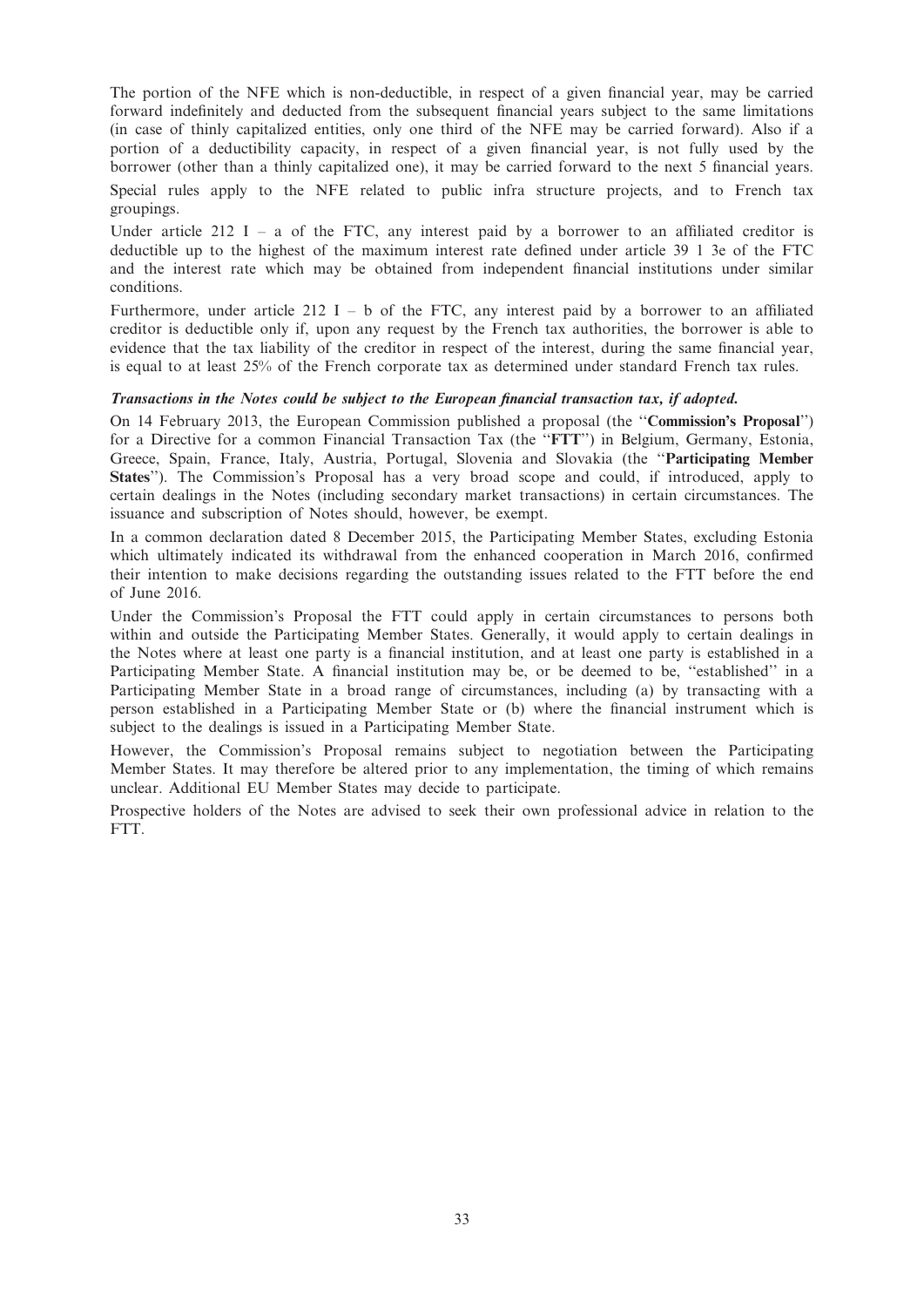The portion of the NFE which is non-deductible, in respect of a given financial year, may be carried forward indefinitely and deducted from the subsequent financial years subject to the same limitations (in case of thinly capitalized entities, only one third of the NFE may be carried forward). Also if a portion of a deductibility capacity, in respect of a given financial year, is not fully used by the borrower (other than a thinly capitalized one), it may be carried forward to the next 5 financial years.

Special rules apply to the NFE related to public infra structure projects, and to French tax groupings.

Under article 212 I – a of the FTC, any interest paid by a borrower to an affiliated creditor is deductible up to the highest of the maximum interest rate defined under article 39 1 3e of the FTC and the interest rate which may be obtained from independent financial institutions under similar conditions.

Furthermore, under article 212 I – b of the FTC, any interest paid by a borrower to an affiliated creditor is deductible only if, upon any request by the French tax authorities, the borrower is able to evidence that the tax liability of the creditor in respect of the interest, during the same financial year, is equal to at least 25% of the French corporate tax as determined under standard French tax rules.

***Transactions in the Notes could be subject to the European financial transaction tax, if adopted.***

On 14 February 2013, the European Commission published a proposal (the ''**Commission's Proposal**'') for a Directive for a common Financial Transaction Tax (the ''**FTT**'') in Belgium, Germany, Estonia, Greece, Spain, France, Italy, Austria, Portugal, Slovenia and Slovakia (the ''**Participating Member States**''). The Commission's Proposal has a very broad scope and could, if introduced, apply to certain dealings in the Notes (including secondary market transactions) in certain circumstances. The issuance and subscription of Notes should, however, be exempt.

In a common declaration dated 8 December 2015, the Participating Member States, excluding Estonia which ultimately indicated its withdrawal from the enhanced cooperation in March 2016, confirmed their intention to make decisions regarding the outstanding issues related to the FTT before the end of June 2016.

Under the Commission's Proposal the FTT could apply in certain circumstances to persons both within and outside the Participating Member States. Generally, it would apply to certain dealings in the Notes where at least one party is a financial institution, and at least one party is established in a Participating Member State. A financial institution may be, or be deemed to be, ''established'' in a Participating Member State in a broad range of circumstances, including (a) by transacting with a person established in a Participating Member State or (b) where the financial instrument which is subject to the dealings is issued in a Participating Member State.

However, the Commission's Proposal remains subject to negotiation between the Participating Member States. It may therefore be altered prior to any implementation, the timing of which remains unclear. Additional EU Member States may decide to participate.

Prospective holders of the Notes are advised to seek their own professional advice in relation to the FTT.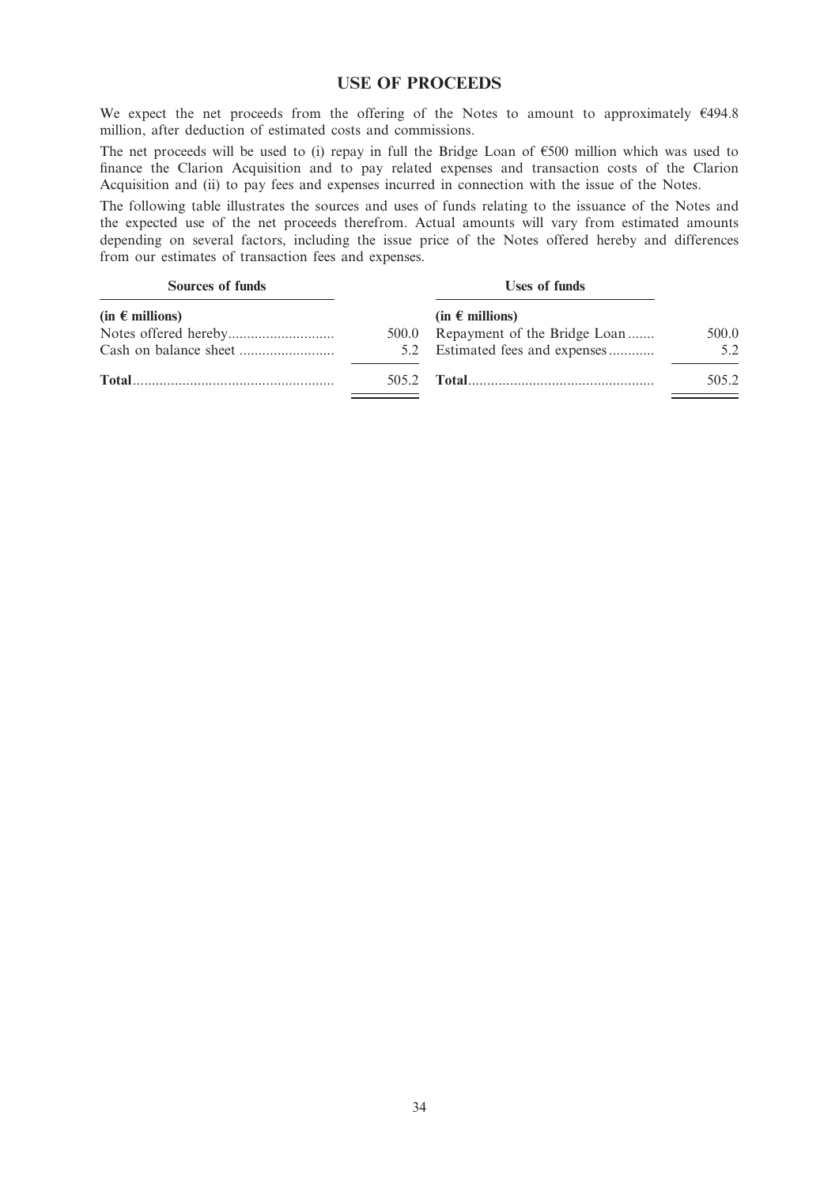# USE OF PROCEEDS

We expect the net proceeds from the offering of the Notes to amount to approximately €494.8 million, after deduction of estimated costs and commissions.

The net proceeds will be used to (i) repay in full the Bridge Loan of €500 million which was used to finance the Clarion Acquisition and to pay related expenses and transaction costs of the Clarion Acquisition and (ii) to pay fees and expenses incurred in connection with the issue of the Notes.

The following table illustrates the sources and uses of funds relating to the issuance of the Notes and the expected use of the net proceeds therefrom. Actual amounts will vary from estimated amounts depending on several factors, including the issue price of the Notes offered hereby and differences from our estimates of transaction fees and expenses.

| Sources of funds | | Uses of funds | |
|---|---|---|---|
| **(in € millions)** | | **(in € millions)** | |
| Notes offered hereby | 500.0 | Repayment of the Bridge Loan | 500.0 |
| Cash on balance sheet | 5.2 | Estimated fees and expenses | 5.2 |
| **Total** | 505.2 | **Total** | 505.2 |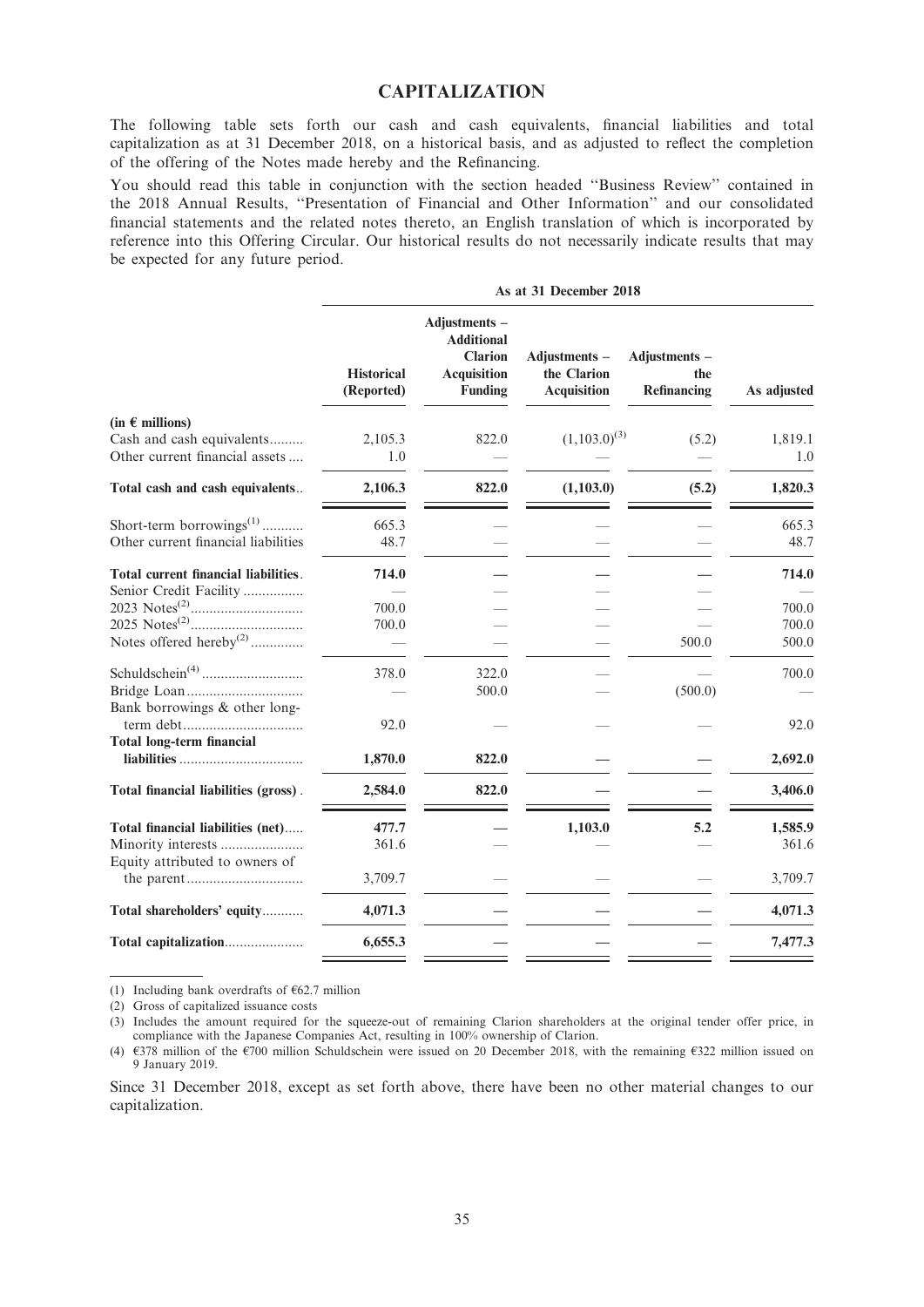# CAPITALIZATION

The following table sets forth our cash and cash equivalents, financial liabilities and total capitalization as at 31 December 2018, on a historical basis, and as adjusted to reflect the completion of the offering of the Notes made hereby and the Refinancing.

You should read this table in conjunction with the section headed ''Business Review'' contained in the 2018 Annual Results, ''Presentation of Financial and Other Information'' and our consolidated financial statements and the related notes thereto, an English translation of which is incorporated by reference into this Offering Circular. Our historical results do not necessarily indicate results that may be expected for any future period.

| | As at 31 December 2018 | | | | |
|---|---|---|---|---|---|
| | **Historical (Reported)** | **Adjustments – Additional Clarion Acquisition Funding** | **Adjustments – the Clarion Acquisition** | **Adjustments – the Refinancing** | **As adjusted** |
| **(in € millions)** | | | | | |
| Cash and cash equivalents | 2,105.3 | 822.0 | (1,103.0)[3] | (5.2) | 1,819.1 |
| Other current financial assets | 1.0 | — | — | — | 1.0 |
| **Total cash and cash equivalents** | **2,106.3** | **822.0** | **(1,103.0)** | **(5.2)** | **1,820.3** |
| Short-term borrowings[1] | 665.3 | — | — | — | 665.3 |
| Other current financial liabilities | 48.7 | — | — | — | 48.7 |
| **Total current financial liabilities** | **714.0** | **—** | **—** | **—** | **714.0** |
| Senior Credit Facility | — | — | — | — | — |
| 2023 Notes[2] | 700.0 | — | — | — | 700.0 |
| 2025 Notes[2] | 700.0 | — | — | — | 700.0 |
| Notes offered hereby[2] | — | — | — | 500.0 | 500.0 |
| Schuldschein[4] | 378.0 | 322.0 | — | — | 700.0 |
| Bridge Loan | — | 500.0 | — | (500.0) | — |
| Bank borrowings & other long-term debt | 92.0 | — | — | — | 92.0 |
| **Total long-term financial liabilities** | **1,870.0** | **822.0** | **—** | **—** | **2,692.0** |
| **Total financial liabilities (gross)** | **2,584.0** | **822.0** | **—** | **—** | **3,406.0** |
| **Total financial liabilities (net)** | **477.7** | **—** | **1,103.0** | **5.2** | **1,585.9** |
| Minority interests | 361.6 | — | — | — | 361.6 |
| Equity attributed to owners of the parent | 3,709.7 | — | — | — | 3,709.7 |
| **Total shareholders' equity** | **4,071.3** | **—** | **—** | **—** | **4,071.3** |
| **Total capitalization** | **6,655.3** | **—** | **—** | **—** | **7,477.3** |

(1) Including bank overdrafts of €62.7 million

(2) Gross of capitalized issuance costs

(3) Includes the amount required for the squeeze-out of remaining Clarion shareholders at the original tender offer price, in compliance with the Japanese Companies Act, resulting in 100% ownership of Clarion.

(4) €378 million of the €700 million Schuldschein were issued on 20 December 2018, with the remaining €322 million issued on 9 January 2019.

Since 31 December 2018, except as set forth above, there have been no other material changes to our capitalization.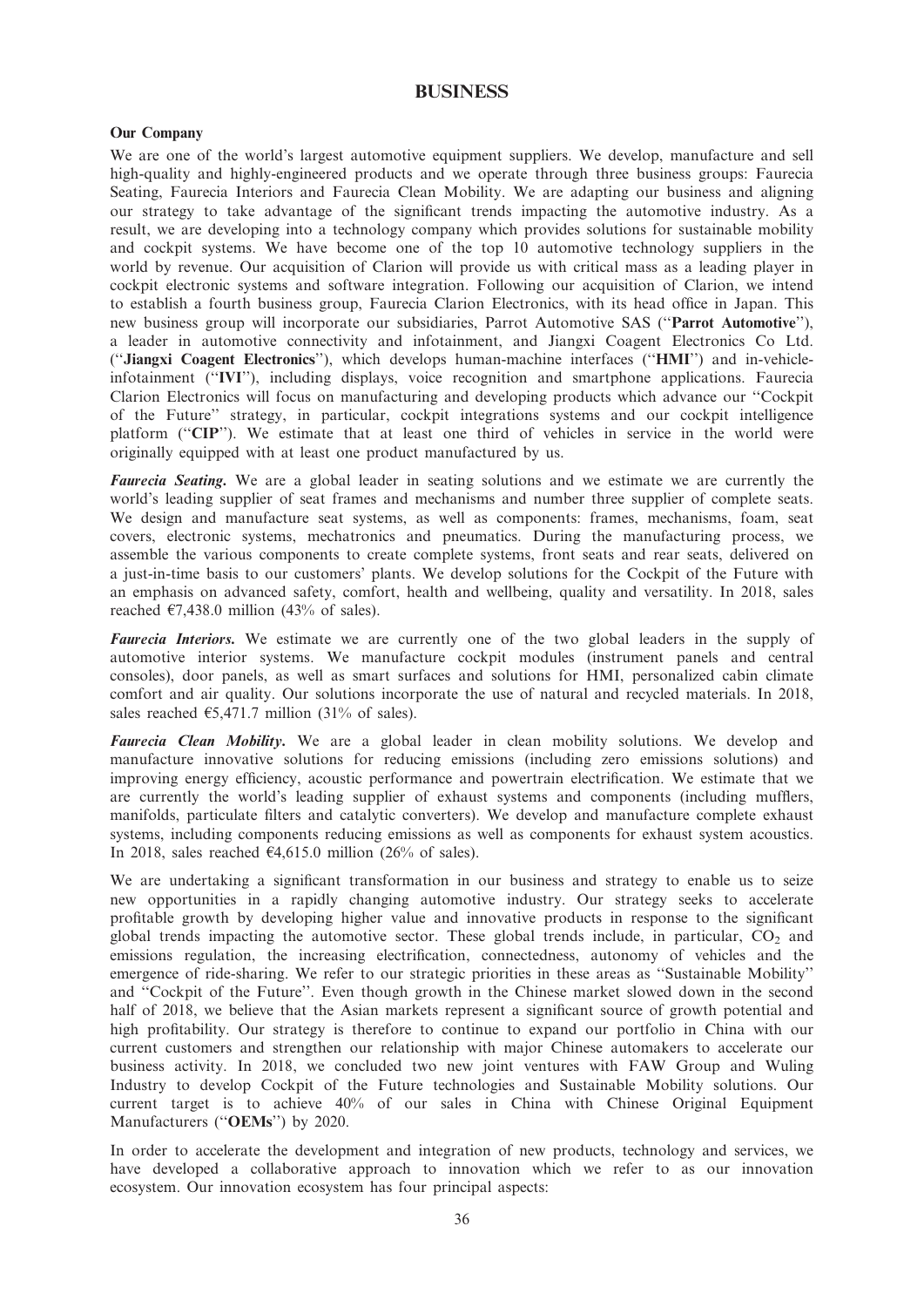# BUSINESS

## Our Company

We are one of the world's largest automotive equipment suppliers. We develop, manufacture and sell high-quality and highly-engineered products and we operate through three business groups: Faurecia Seating, Faurecia Interiors and Faurecia Clean Mobility. We are adapting our business and aligning our strategy to take advantage of the significant trends impacting the automotive industry. As a result, we are developing into a technology company which provides solutions for sustainable mobility and cockpit systems. We have become one of the top 10 automotive technology suppliers in the world by revenue. Our acquisition of Clarion will provide us with critical mass as a leading player in cockpit electronic systems and software integration. Following our acquisition of Clarion, we intend to establish a fourth business group, Faurecia Clarion Electronics, with its head office in Japan. This new business group will incorporate our subsidiaries, Parrot Automotive SAS (''**Parrot Automotive**''), a leader in automotive connectivity and infotainment, and Jiangxi Coagent Electronics Co Ltd. (''**Jiangxi Coagent Electronics**''), which develops human-machine interfaces (''**HMI**'') and in-vehicle-infotainment (''**IVI**''), including displays, voice recognition and smartphone applications. Faurecia Clarion Electronics will focus on manufacturing and developing products which advance our ''Cockpit of the Future'' strategy, in particular, cockpit integrations systems and our cockpit intelligence platform (''**CIP**''). We estimate that at least one third of vehicles in service in the world were originally equipped with at least one product manufactured by us.

***Faurecia Seating.*** We are a global leader in seating solutions and we estimate we are currently the world's leading supplier of seat frames and mechanisms and number three supplier of complete seats. We design and manufacture seat systems, as well as components: frames, mechanisms, foam, seat covers, electronic systems, mechatronics and pneumatics. During the manufacturing process, we assemble the various components to create complete systems, front seats and rear seats, delivered on a just-in-time basis to our customers' plants. We develop solutions for the Cockpit of the Future with an emphasis on advanced safety, comfort, health and wellbeing, quality and versatility. In 2018, sales reached €7,438.0 million (43% of sales).

***Faurecia Interiors.*** We estimate we are currently one of the two global leaders in the supply of automotive interior systems. We manufacture cockpit modules (instrument panels and central consoles), door panels, as well as smart surfaces and solutions for HMI, personalized cabin climate comfort and air quality. Our solutions incorporate the use of natural and recycled materials. In 2018, sales reached €5,471.7 million (31% of sales).

***Faurecia Clean Mobility.*** We are a global leader in clean mobility solutions. We develop and manufacture innovative solutions for reducing emissions (including zero emissions solutions) and improving energy efficiency, acoustic performance and powertrain electrification. We estimate that we are currently the world's leading supplier of exhaust systems and components (including mufflers, manifolds, particulate filters and catalytic converters). We develop and manufacture complete exhaust systems, including components reducing emissions as well as components for exhaust system acoustics. In 2018, sales reached €4,615.0 million (26% of sales).

We are undertaking a significant transformation in our business and strategy to enable us to seize new opportunities in a rapidly changing automotive industry. Our strategy seeks to accelerate profitable growth by developing higher value and innovative products in response to the significant global trends impacting the automotive sector. These global trends include, in particular, $CO_2$ and emissions regulation, the increasing electrification, connectedness, autonomy of vehicles and the emergence of ride-sharing. We refer to our strategic priorities in these areas as ''Sustainable Mobility'' and ''Cockpit of the Future''. Even though growth in the Chinese market slowed down in the second half of 2018, we believe that the Asian markets represent a significant source of growth potential and high profitability. Our strategy is therefore to continue to expand our portfolio in China with our current customers and strengthen our relationship with major Chinese automakers to accelerate our business activity. In 2018, we concluded two new joint ventures with FAW Group and Wuling Industry to develop Cockpit of the Future technologies and Sustainable Mobility solutions. Our current target is to achieve 40% of our sales in China with Chinese Original Equipment Manufacturers (''**OEMs**'') by 2020.

In order to accelerate the development and integration of new products, technology and services, we have developed a collaborative approach to innovation which we refer to as our innovation ecosystem. Our innovation ecosystem has four principal aspects: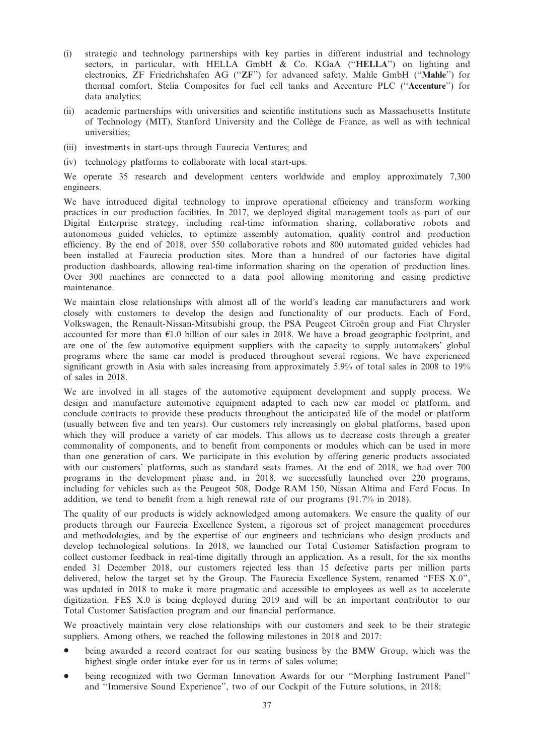(i) strategic and technology partnerships with key parties in different industrial and technology sectors, in particular, with HELLA GmbH & Co. KGaA (''**HELLA**'') on lighting and electronics, ZF Friedrichshafen AG (''**ZF**'') for advanced safety, Mahle GmbH (''**Mahle**'') for thermal comfort, Stelia Composites for fuel cell tanks and Accenture PLC (''**Accenture**'') for data analytics;

(ii) academic partnerships with universities and scientific institutions such as Massachusetts Institute of Technology (MIT), Stanford University and the Collège de France, as well as with technical universities;

(iii) investments in start-ups through Faurecia Ventures; and

(iv) technology platforms to collaborate with local start-ups.

We operate 35 research and development centers worldwide and employ approximately 7,300 engineers.

We have introduced digital technology to improve operational efficiency and transform working practices in our production facilities. In 2017, we deployed digital management tools as part of our Digital Enterprise strategy, including real-time information sharing, collaborative robots and autonomous guided vehicles, to optimize assembly automation, quality control and production efficiency. By the end of 2018, over 550 collaborative robots and 800 automated guided vehicles had been installed at Faurecia production sites. More than a hundred of our factories have digital production dashboards, allowing real-time information sharing on the operation of production lines. Over 300 machines are connected to a data pool allowing monitoring and easing predictive maintenance.

We maintain close relationships with almost all of the world's leading car manufacturers and work closely with customers to develop the design and functionality of our products. Each of Ford, Volkswagen, the Renault-Nissan-Mitsubishi group, the PSA Peugeot Citroën group and Fiat Chrysler accounted for more than €1.0 billion of our sales in 2018. We have a broad geographic footprint, and are one of the few automotive equipment suppliers with the capacity to supply automakers' global programs where the same car model is produced throughout several regions. We have experienced significant growth in Asia with sales increasing from approximately 5.9% of total sales in 2008 to 19% of sales in 2018.

We are involved in all stages of the automotive equipment development and supply process. We design and manufacture automotive equipment adapted to each new car model or platform, and conclude contracts to provide these products throughout the anticipated life of the model or platform (usually between five and ten years). Our customers rely increasingly on global platforms, based upon which they will produce a variety of car models. This allows us to decrease costs through a greater commonality of components, and to benefit from components or modules which can be used in more than one generation of cars. We participate in this evolution by offering generic products associated with our customers' platforms, such as standard seats frames. At the end of 2018, we had over 700 programs in the development phase and, in 2018, we successfully launched over 220 programs, including for vehicles such as the Peugeot 508, Dodge RAM 150, Nissan Altima and Ford Focus. In addition, we tend to benefit from a high renewal rate of our programs (91.7% in 2018).

The quality of our products is widely acknowledged among automakers. We ensure the quality of our products through our Faurecia Excellence System, a rigorous set of project management procedures and methodologies, and by the expertise of our engineers and technicians who design products and develop technological solutions. In 2018, we launched our Total Customer Satisfaction program to collect customer feedback in real-time digitally through an application. As a result, for the six months ended 31 December 2018, our customers rejected less than 15 defective parts per million parts delivered, below the target set by the Group. The Faurecia Excellence System, renamed ''FES X.0'', was updated in 2018 to make it more pragmatic and accessible to employees as well as to accelerate digitization. FES X.0 is being deployed during 2019 and will be an important contributor to our Total Customer Satisfaction program and our financial performance.

We proactively maintain very close relationships with our customers and seek to be their strategic suppliers. Among others, we reached the following milestones in 2018 and 2017:

- being awarded a record contract for our seating business by the BMW Group, which was the highest single order intake ever for us in terms of sales volume;
- being recognized with two German Innovation Awards for our ''Morphing Instrument Panel'' and ''Immersive Sound Experience'', two of our Cockpit of the Future solutions, in 2018;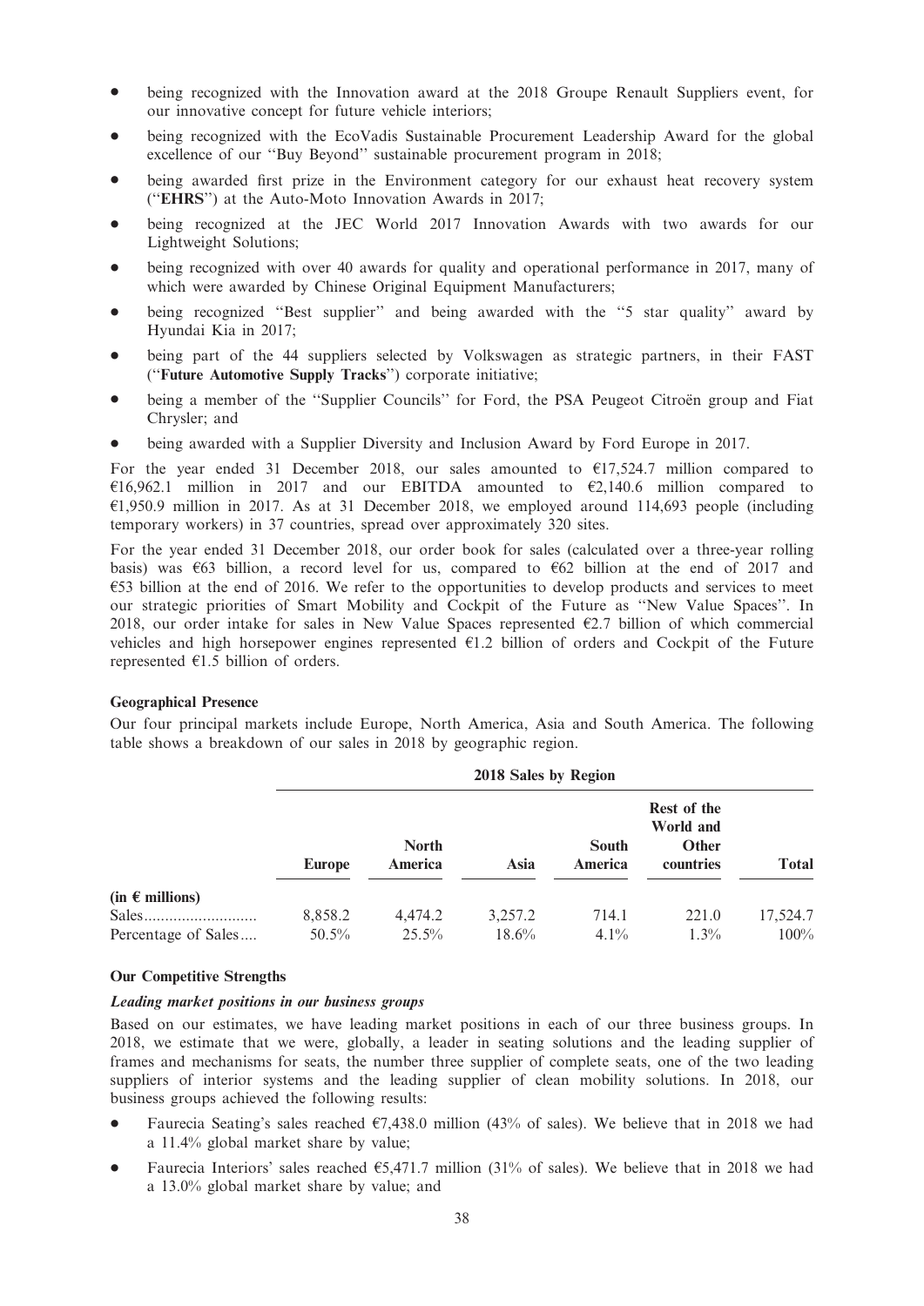- being recognized with the Innovation award at the 2018 Groupe Renault Suppliers event, for our innovative concept for future vehicle interiors;
- being recognized with the EcoVadis Sustainable Procurement Leadership Award for the global excellence of our ''Buy Beyond'' sustainable procurement program in 2018;
- being awarded first prize in the Environment category for our exhaust heat recovery system (''**EHRS**'') at the Auto-Moto Innovation Awards in 2017;
- being recognized at the JEC World 2017 Innovation Awards with two awards for our Lightweight Solutions;
- being recognized with over 40 awards for quality and operational performance in 2017, many of which were awarded by Chinese Original Equipment Manufacturers;
- being recognized ''Best supplier'' and being awarded with the ''5 star quality'' award by Hyundai Kia in 2017;
- being part of the 44 suppliers selected by Volkswagen as strategic partners, in their FAST (''**Future Automotive Supply Tracks**'') corporate initiative;
- being a member of the ''Supplier Councils'' for Ford, the PSA Peugeot Citroën group and Fiat Chrysler; and
- being awarded with a Supplier Diversity and Inclusion Award by Ford Europe in 2017.

For the year ended 31 December 2018, our sales amounted to €17,524.7 million compared to €16,962.1 million in 2017 and our EBITDA amounted to €2,140.6 million compared to €1,950.9 million in 2017. As at 31 December 2018, we employed around 114,693 people (including temporary workers) in 37 countries, spread over approximately 320 sites.

For the year ended 31 December 2018, our order book for sales (calculated over a three-year rolling basis) was €63 billion, a record level for us, compared to €62 billion at the end of 2017 and €53 billion at the end of 2016. We refer to the opportunities to develop products and services to meet our strategic priorities of Smart Mobility and Cockpit of the Future as ''New Value Spaces''. In 2018, our order intake for sales in New Value Spaces represented €2.7 billion of which commercial vehicles and high horsepower engines represented €1.2 billion of orders and Cockpit of the Future represented €1.5 billion of orders.

**Geographical Presence**

Our four principal markets include Europe, North America, Asia and South America. The following table shows a breakdown of our sales in 2018 by geographic region.

| | 2018 Sales by Region | | | | | |
|---|---|---|---|---|---|---|
| | **Europe** | **North America** | **Asia** | **South America** | **Rest of the World and Other countries** | **Total** |
| **(in € millions)** | | | | | | |
| Sales | 8,858.2 | 4,474.2 | 3,257.2 | 714.1 | 221.0 | 17,524.7 |
| Percentage of Sales | 50.5% | 25.5% | 18.6% | 4.1% | 1.3% | 100% |

**Our Competitive Strengths**

***Leading market positions in our business groups***

Based on our estimates, we have leading market positions in each of our three business groups. In 2018, we estimate that we were, globally, a leader in seating solutions and the leading supplier of frames and mechanisms for seats, the number three supplier of complete seats, one of the two leading suppliers of interior systems and the leading supplier of clean mobility solutions. In 2018, our business groups achieved the following results:

- Faurecia Seating's sales reached €7,438.0 million (43% of sales). We believe that in 2018 we had a 11.4% global market share by value;
- Faurecia Interiors' sales reached €5,471.7 million (31% of sales). We believe that in 2018 we had a 13.0% global market share by value; and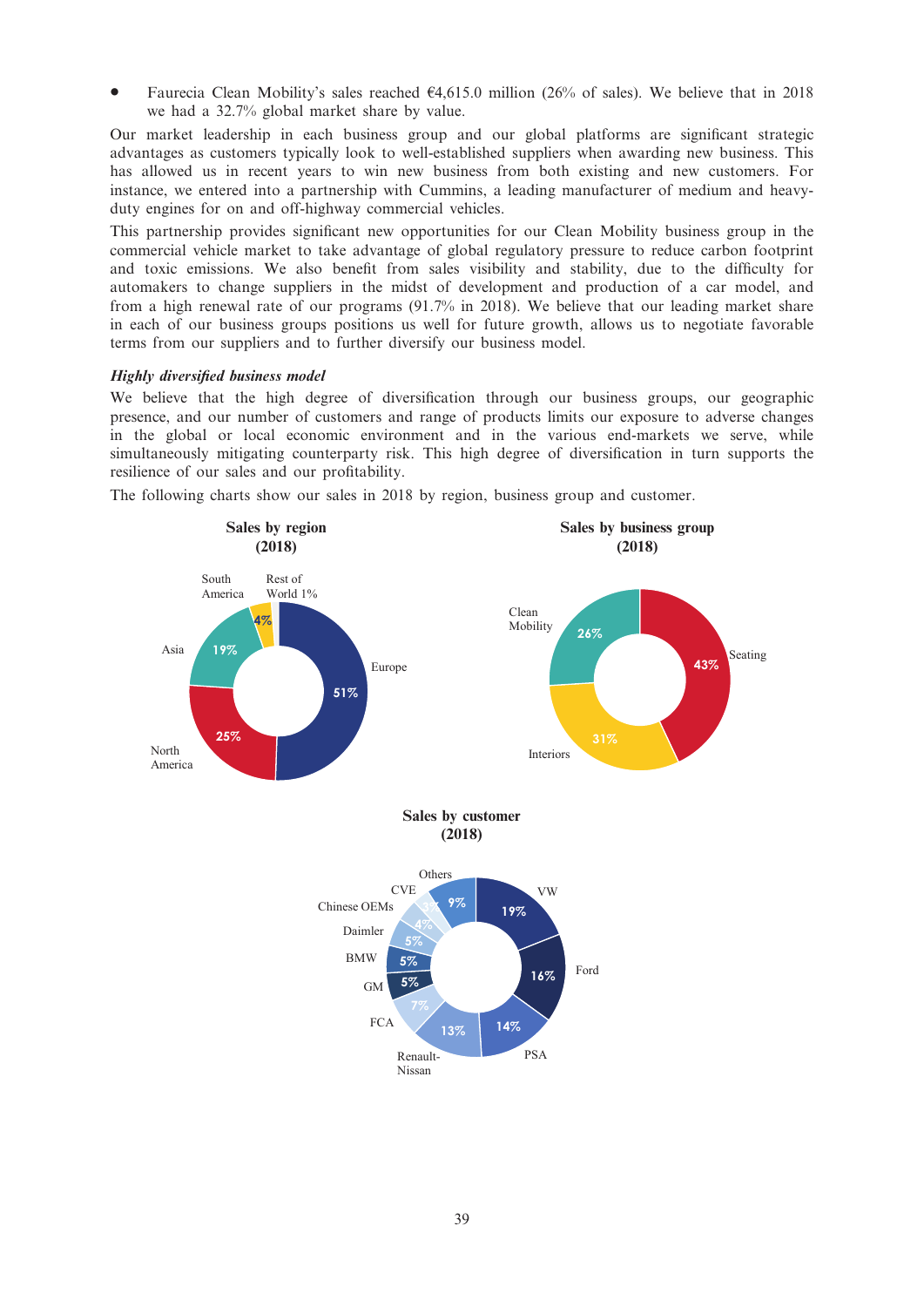- Faurecia Clean Mobility's sales reached €4,615.0 million (26% of sales). We believe that in 2018 we had a 32.7% global market share by value.

Our market leadership in each business group and our global platforms are significant strategic advantages as customers typically look to well-established suppliers when awarding new business. This has allowed us in recent years to win new business from both existing and new customers. For instance, we entered into a partnership with Cummins, a leading manufacturer of medium and heavy-duty engines for on and off-highway commercial vehicles.

This partnership provides significant new opportunities for our Clean Mobility business group in the commercial vehicle market to take advantage of global regulatory pressure to reduce carbon footprint and toxic emissions. We also benefit from sales visibility and stability, due to the difficulty for automakers to change suppliers in the midst of development and production of a car model, and from a high renewal rate of our programs (91.7% in 2018). We believe that our leading market share in each of our business groups positions us well for future growth, allows us to negotiate favorable terms from our suppliers and to further diversify our business model.

***Highly diversified business model***

We believe that the high degree of diversification through our business groups, our geographic presence, and our number of customers and range of products limits our exposure to adverse changes in the global or local economic environment and in the various end-markets we serve, while simultaneously mitigating counterparty risk. This high degree of diversification in turn supports the resilience of our sales and our profitability.

The following charts show our sales in 2018 by region, business group and customer.

**Sales by region (2018)**

| Region | % |
|---|---|
| Europe | 51% |
| North America | 25% |
| Asia | 19% |
| South America | 4% |
| Rest of World | 1% |

**Sales by business group (2018)**

| Business group | % |
|---|---|
| Seating | 43% |
| Interiors | 31% |
| Clean Mobility | 26% |

**Sales by customer (2018)**

| Customer | % |
|---|---|
| VW | 19% |
| Ford | 16% |
| PSA | 14% |
| Renault-Nissan | 13% |
| FCA | 7% |
| GM | 5% |
| BMW | 5% |
| Daimler | 5% |
| Chinese OEMs | 4% |
| CVE | 3% |
| Others | 9% |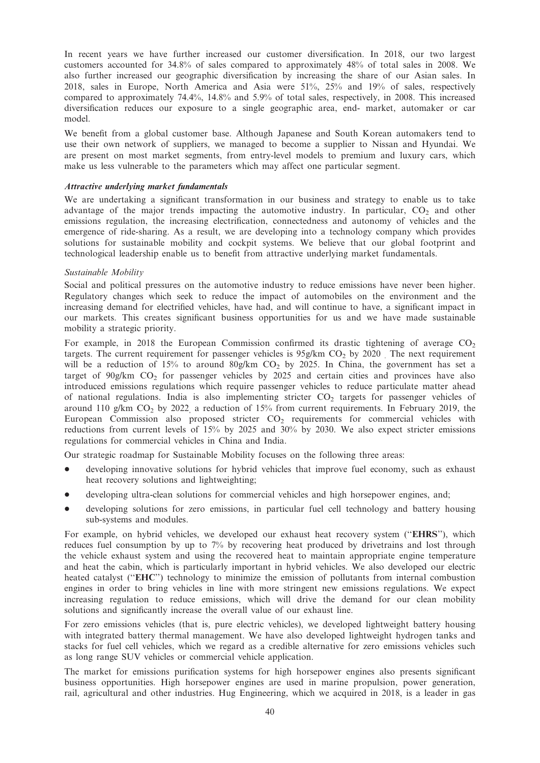In recent years we have further increased our customer diversification. In 2018, our two largest customers accounted for 34.8% of sales compared to approximately 48% of total sales in 2008. We also further increased our geographic diversification by increasing the share of our Asian sales. In 2018, sales in Europe, North America and Asia were 51%, 25% and 19% of sales, respectively compared to approximately 74.4%, 14.8% and 5.9% of total sales, respectively, in 2008. This increased diversification reduces our exposure to a single geographic area, end- market, automaker or car model.

We benefit from a global customer base. Although Japanese and South Korean automakers tend to use their own network of suppliers, we managed to become a supplier to Nissan and Hyundai. We are present on most market segments, from entry-level models to premium and luxury cars, which make us less vulnerable to the parameters which may affect one particular segment.

***Attractive underlying market fundamentals***

We are undertaking a significant transformation in our business and strategy to enable us to take advantage of the major trends impacting the automotive industry. In particular, $CO_2$ and other emissions regulation, the increasing electrification, connectedness and autonomy of vehicles and the emergence of ride-sharing. As a result, we are developing into a technology company which provides solutions for sustainable mobility and cockpit systems. We believe that our global footprint and technological leadership enable us to benefit from attractive underlying market fundamentals.

*Sustainable Mobility*

Social and political pressures on the automotive industry to reduce emissions have never been higher. Regulatory changes which seek to reduce the impact of automobiles on the environment and the increasing demand for electrified vehicles, have had, and will continue to have, a significant impact in our markets. This creates significant business opportunities for us and we have made sustainable mobility a strategic priority.

For example, in 2018 the European Commission confirmed its drastic tightening of average $CO_2$ targets. The current requirement for passenger vehicles is 95g/km $CO_2$ by 2020 . The next requirement will be a reduction of 15% to around 80g/km $CO_2$ by 2025. In China, the government has set a target of 90g/km $CO_2$ for passenger vehicles by 2025 and certain cities and provinces have also introduced emissions regulations which require passenger vehicles to reduce particulate matter ahead of national regulations. India is also implementing stricter $CO_2$ targets for passenger vehicles of around 110 g/km $CO_2$ by 2022, a reduction of 15% from current requirements. In February 2019, the European Commission also proposed stricter $CO_2$ requirements for commercial vehicles with reductions from current levels of 15% by 2025 and 30% by 2030. We also expect stricter emissions regulations for commercial vehicles in China and India.

Our strategic roadmap for Sustainable Mobility focuses on the following three areas:

- developing innovative solutions for hybrid vehicles that improve fuel economy, such as exhaust heat recovery solutions and lightweighting;
- developing ultra-clean solutions for commercial vehicles and high horsepower engines, and;
- developing solutions for zero emissions, in particular fuel cell technology and battery housing sub-systems and modules.

For example, on hybrid vehicles, we developed our exhaust heat recovery system (''**EHRS**''), which reduces fuel consumption by up to 7% by recovering heat produced by drivetrains and lost through the vehicle exhaust system and using the recovered heat to maintain appropriate engine temperature and heat the cabin, which is particularly important in hybrid vehicles. We also developed our electric heated catalyst (''**EHC**'') technology to minimize the emission of pollutants from internal combustion engines in order to bring vehicles in line with more stringent new emissions regulations. We expect increasing regulation to reduce emissions, which will drive the demand for our clean mobility solutions and significantly increase the overall value of our exhaust line.

For zero emissions vehicles (that is, pure electric vehicles), we developed lightweight battery housing with integrated battery thermal management. We have also developed lightweight hydrogen tanks and stacks for fuel cell vehicles, which we regard as a credible alternative for zero emissions vehicles such as long range SUV vehicles or commercial vehicle application.

The market for emissions purification systems for high horsepower engines also presents significant business opportunities. High horsepower engines are used in marine propulsion, power generation, rail, agricultural and other industries. Hug Engineering, which we acquired in 2018, is a leader in gas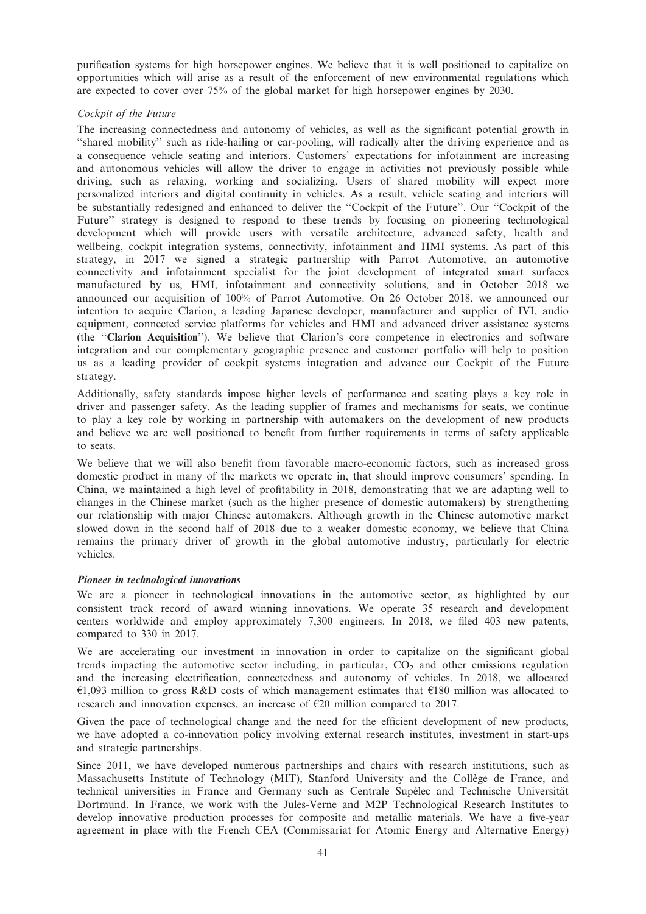purification systems for high horsepower engines. We believe that it is well positioned to capitalize on opportunities which will arise as a result of the enforcement of new environmental regulations which are expected to cover over 75% of the global market for high horsepower engines by 2030.

*Cockpit of the Future*

The increasing connectedness and autonomy of vehicles, as well as the significant potential growth in ''shared mobility'' such as ride-hailing or car-pooling, will radically alter the driving experience and as a consequence vehicle seating and interiors. Customers' expectations for infotainment are increasing and autonomous vehicles will allow the driver to engage in activities not previously possible while driving, such as relaxing, working and socializing. Users of shared mobility will expect more personalized interiors and digital continuity in vehicles. As a result, vehicle seating and interiors will be substantially redesigned and enhanced to deliver the ''Cockpit of the Future''. Our ''Cockpit of the Future'' strategy is designed to respond to these trends by focusing on pioneering technological development which will provide users with versatile architecture, advanced safety, health and wellbeing, cockpit integration systems, connectivity, infotainment and HMI systems. As part of this strategy, in 2017 we signed a strategic partnership with Parrot Automotive, an automotive connectivity and infotainment specialist for the joint development of integrated smart surfaces manufactured by us, HMI, infotainment and connectivity solutions, and in October 2018 we announced our acquisition of 100% of Parrot Automotive. On 26 October 2018, we announced our intention to acquire Clarion, a leading Japanese developer, manufacturer and supplier of IVI, audio equipment, connected service platforms for vehicles and HMI and advanced driver assistance systems (the ''**Clarion Acquisition**''). We believe that Clarion's core competence in electronics and software integration and our complementary geographic presence and customer portfolio will help to position us as a leading provider of cockpit systems integration and advance our Cockpit of the Future strategy.

Additionally, safety standards impose higher levels of performance and seating plays a key role in driver and passenger safety. As the leading supplier of frames and mechanisms for seats, we continue to play a key role by working in partnership with automakers on the development of new products and believe we are well positioned to benefit from further requirements in terms of safety applicable to seats.

We believe that we will also benefit from favorable macro-economic factors, such as increased gross domestic product in many of the markets we operate in, that should improve consumers' spending. In China, we maintained a high level of profitability in 2018, demonstrating that we are adapting well to changes in the Chinese market (such as the higher presence of domestic automakers) by strengthening our relationship with major Chinese automakers. Although growth in the Chinese automotive market slowed down in the second half of 2018 due to a weaker domestic economy, we believe that China remains the primary driver of growth in the global automotive industry, particularly for electric vehicles.

***Pioneer in technological innovations***

We are a pioneer in technological innovations in the automotive sector, as highlighted by our consistent track record of award winning innovations. We operate 35 research and development centers worldwide and employ approximately 7,300 engineers. In 2018, we filed 403 new patents, compared to 330 in 2017.

We are accelerating our investment in innovation in order to capitalize on the significant global trends impacting the automotive sector including, in particular, $CO_2$ and other emissions regulation and the increasing electrification, connectedness and autonomy of vehicles. In 2018, we allocated €1,093 million to gross R&D costs of which management estimates that €180 million was allocated to research and innovation expenses, an increase of €20 million compared to 2017.

Given the pace of technological change and the need for the efficient development of new products, we have adopted a co-innovation policy involving external research institutes, investment in start-ups and strategic partnerships.

Since 2011, we have developed numerous partnerships and chairs with research institutions, such as Massachusetts Institute of Technology (MIT), Stanford University and the Collège de France, and technical universities in France and Germany such as Centrale Supélec and Technische Universität Dortmund. In France, we work with the Jules-Verne and M2P Technological Research Institutes to develop innovative production processes for composite and metallic materials. We have a five-year agreement in place with the French CEA (Commissariat for Atomic Energy and Alternative Energy)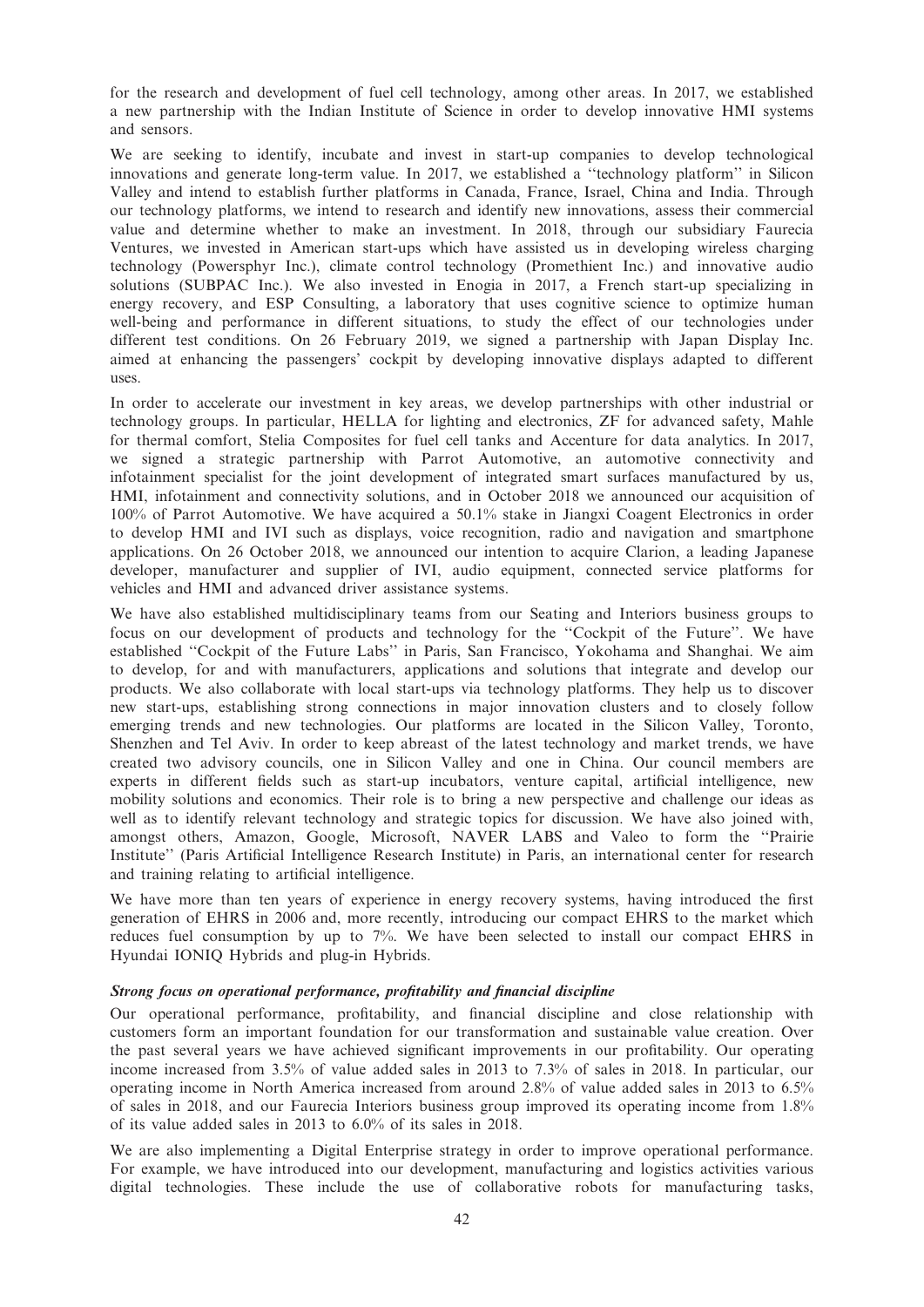for the research and development of fuel cell technology, among other areas. In 2017, we established a new partnership with the Indian Institute of Science in order to develop innovative HMI systems and sensors.

We are seeking to identify, incubate and invest in start-up companies to develop technological innovations and generate long-term value. In 2017, we established a ''technology platform'' in Silicon Valley and intend to establish further platforms in Canada, France, Israel, China and India. Through our technology platforms, we intend to research and identify new innovations, assess their commercial value and determine whether to make an investment. In 2018, through our subsidiary Faurecia Ventures, we invested in American start-ups which have assisted us in developing wireless charging technology (Powersphyr Inc.), climate control technology (Promethient Inc.) and innovative audio solutions (SUBPAC Inc.). We also invested in Enogia in 2017, a French start-up specializing in energy recovery, and ESP Consulting, a laboratory that uses cognitive science to optimize human well-being and performance in different situations, to study the effect of our technologies under different test conditions. On 26 February 2019, we signed a partnership with Japan Display Inc. aimed at enhancing the passengers' cockpit by developing innovative displays adapted to different uses.

In order to accelerate our investment in key areas, we develop partnerships with other industrial or technology groups. In particular, HELLA for lighting and electronics, ZF for advanced safety, Mahle for thermal comfort, Stelia Composites for fuel cell tanks and Accenture for data analytics. In 2017, we signed a strategic partnership with Parrot Automotive, an automotive connectivity and infotainment specialist for the joint development of integrated smart surfaces manufactured by us, HMI, infotainment and connectivity solutions, and in October 2018 we announced our acquisition of 100% of Parrot Automotive. We have acquired a 50.1% stake in Jiangxi Coagent Electronics in order to develop HMI and IVI such as displays, voice recognition, radio and navigation and smartphone applications. On 26 October 2018, we announced our intention to acquire Clarion, a leading Japanese developer, manufacturer and supplier of IVI, audio equipment, connected service platforms for vehicles and HMI and advanced driver assistance systems.

We have also established multidisciplinary teams from our Seating and Interiors business groups to focus on our development of products and technology for the ''Cockpit of the Future''. We have established ''Cockpit of the Future Labs'' in Paris, San Francisco, Yokohama and Shanghai. We aim to develop, for and with manufacturers, applications and solutions that integrate and develop our products. We also collaborate with local start-ups via technology platforms. They help us to discover new start-ups, establishing strong connections in major innovation clusters and to closely follow emerging trends and new technologies. Our platforms are located in the Silicon Valley, Toronto, Shenzhen and Tel Aviv. In order to keep abreast of the latest technology and market trends, we have created two advisory councils, one in Silicon Valley and one in China. Our council members are experts in different fields such as start-up incubators, venture capital, artificial intelligence, new mobility solutions and economics. Their role is to bring a new perspective and challenge our ideas as well as to identify relevant technology and strategic topics for discussion. We have also joined with, amongst others, Amazon, Google, Microsoft, NAVER LABS and Valeo to form the ''Prairie Institute'' (Paris Artificial Intelligence Research Institute) in Paris, an international center for research and training relating to artificial intelligence.

We have more than ten years of experience in energy recovery systems, having introduced the first generation of EHRS in 2006 and, more recently, introducing our compact EHRS to the market which reduces fuel consumption by up to 7%. We have been selected to install our compact EHRS in Hyundai IONIQ Hybrids and plug-in Hybrids.

***Strong focus on operational performance, profitability and financial discipline***

Our operational performance, profitability, and financial discipline and close relationship with customers form an important foundation for our transformation and sustainable value creation. Over the past several years we have achieved significant improvements in our profitability. Our operating income increased from 3.5% of value added sales in 2013 to 7.3% of sales in 2018. In particular, our operating income in North America increased from around 2.8% of value added sales in 2013 to 6.5% of sales in 2018, and our Faurecia Interiors business group improved its operating income from 1.8% of its value added sales in 2013 to 6.0% of its sales in 2018.

We are also implementing a Digital Enterprise strategy in order to improve operational performance. For example, we have introduced into our development, manufacturing and logistics activities various digital technologies. These include the use of collaborative robots for manufacturing tasks,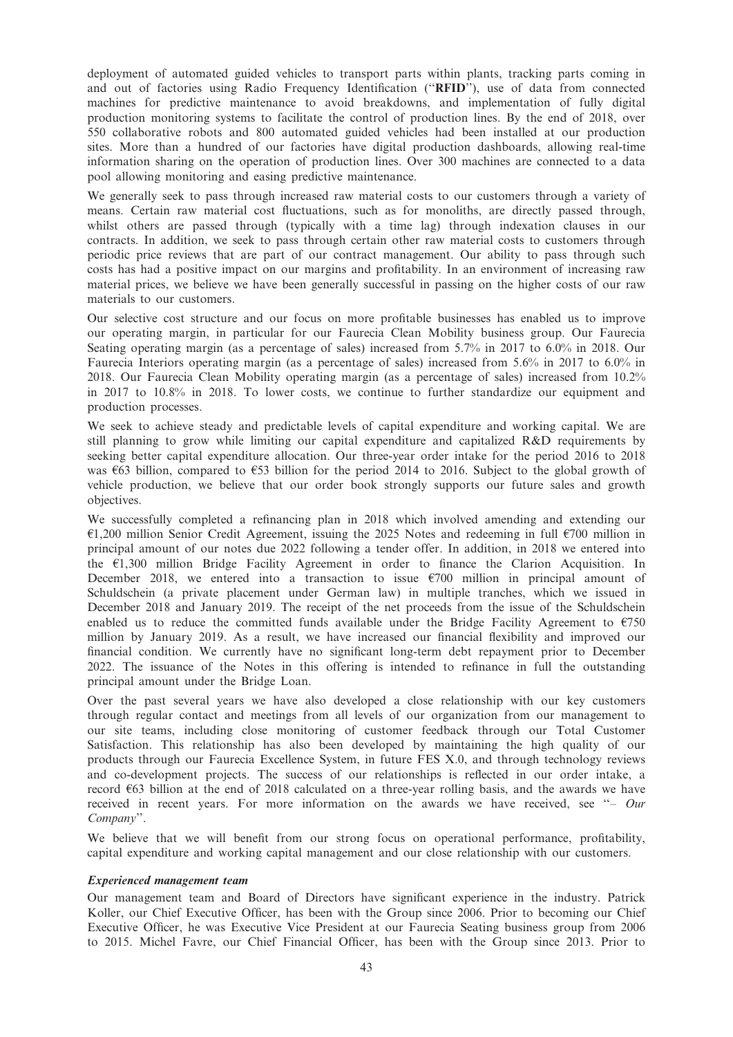deployment of automated guided vehicles to transport parts within plants, tracking parts coming in and out of factories using Radio Frequency Identification (''**RFID**''), use of data from connected machines for predictive maintenance to avoid breakdowns, and implementation of fully digital production monitoring systems to facilitate the control of production lines. By the end of 2018, over 550 collaborative robots and 800 automated guided vehicles had been installed at our production sites. More than a hundred of our factories have digital production dashboards, allowing real-time information sharing on the operation of production lines. Over 300 machines are connected to a data pool allowing monitoring and easing predictive maintenance.

We generally seek to pass through increased raw material costs to our customers through a variety of means. Certain raw material cost fluctuations, such as for monoliths, are directly passed through, whilst others are passed through (typically with a time lag) through indexation clauses in our contracts. In addition, we seek to pass through certain other raw material costs to customers through periodic price reviews that are part of our contract management. Our ability to pass through such costs has had a positive impact on our margins and profitability. In an environment of increasing raw material prices, we believe we have been generally successful in passing on the higher costs of our raw materials to our customers.

Our selective cost structure and our focus on more profitable businesses has enabled us to improve our operating margin, in particular for our Faurecia Clean Mobility business group. Our Faurecia Seating operating margin (as a percentage of sales) increased from 5.7% in 2017 to 6.0% in 2018. Our Faurecia Interiors operating margin (as a percentage of sales) increased from 5.6% in 2017 to 6.0% in 2018. Our Faurecia Clean Mobility operating margin (as a percentage of sales) increased from 10.2% in 2017 to 10.8% in 2018. To lower costs, we continue to further standardize our equipment and production processes.

We seek to achieve steady and predictable levels of capital expenditure and working capital. We are still planning to grow while limiting our capital expenditure and capitalized R&D requirements by seeking better capital expenditure allocation. Our three-year order intake for the period 2016 to 2018 was €63 billion, compared to €53 billion for the period 2014 to 2016. Subject to the global growth of vehicle production, we believe that our order book strongly supports our future sales and growth objectives.

We successfully completed a refinancing plan in 2018 which involved amending and extending our €1,200 million Senior Credit Agreement, issuing the 2025 Notes and redeeming in full €700 million in principal amount of our notes due 2022 following a tender offer. In addition, in 2018 we entered into the €1,300 million Bridge Facility Agreement in order to finance the Clarion Acquisition. In December 2018, we entered into a transaction to issue €700 million in principal amount of Schuldschein (a private placement under German law) in multiple tranches, which we issued in December 2018 and January 2019. The receipt of the net proceeds from the issue of the Schuldschein enabled us to reduce the committed funds available under the Bridge Facility Agreement to €750 million by January 2019. As a result, we have increased our financial flexibility and improved our financial condition. We currently have no significant long-term debt repayment prior to December 2022. The issuance of the Notes in this offering is intended to refinance in full the outstanding principal amount under the Bridge Loan.

Over the past several years we have also developed a close relationship with our key customers through regular contact and meetings from all levels of our organization from our management to our site teams, including close monitoring of customer feedback through our Total Customer Satisfaction. This relationship has also been developed by maintaining the high quality of our products through our Faurecia Excellence System, in future FES X.0, and through technology reviews and co-development projects. The success of our relationships is reflected in our order intake, a record €63 billion at the end of 2018 calculated on a three-year rolling basis, and the awards we have received in recent years. For more information on the awards we have received, see ''– *Our Company*''.

We believe that we will benefit from our strong focus on operational performance, profitability, capital expenditure and working capital management and our close relationship with our customers.

***Experienced management team***

Our management team and Board of Directors have significant experience in the industry. Patrick Koller, our Chief Executive Officer, has been with the Group since 2006. Prior to becoming our Chief Executive Officer, he was Executive Vice President at our Faurecia Seating business group from 2006 to 2015. Michel Favre, our Chief Financial Officer, has been with the Group since 2013. Prior to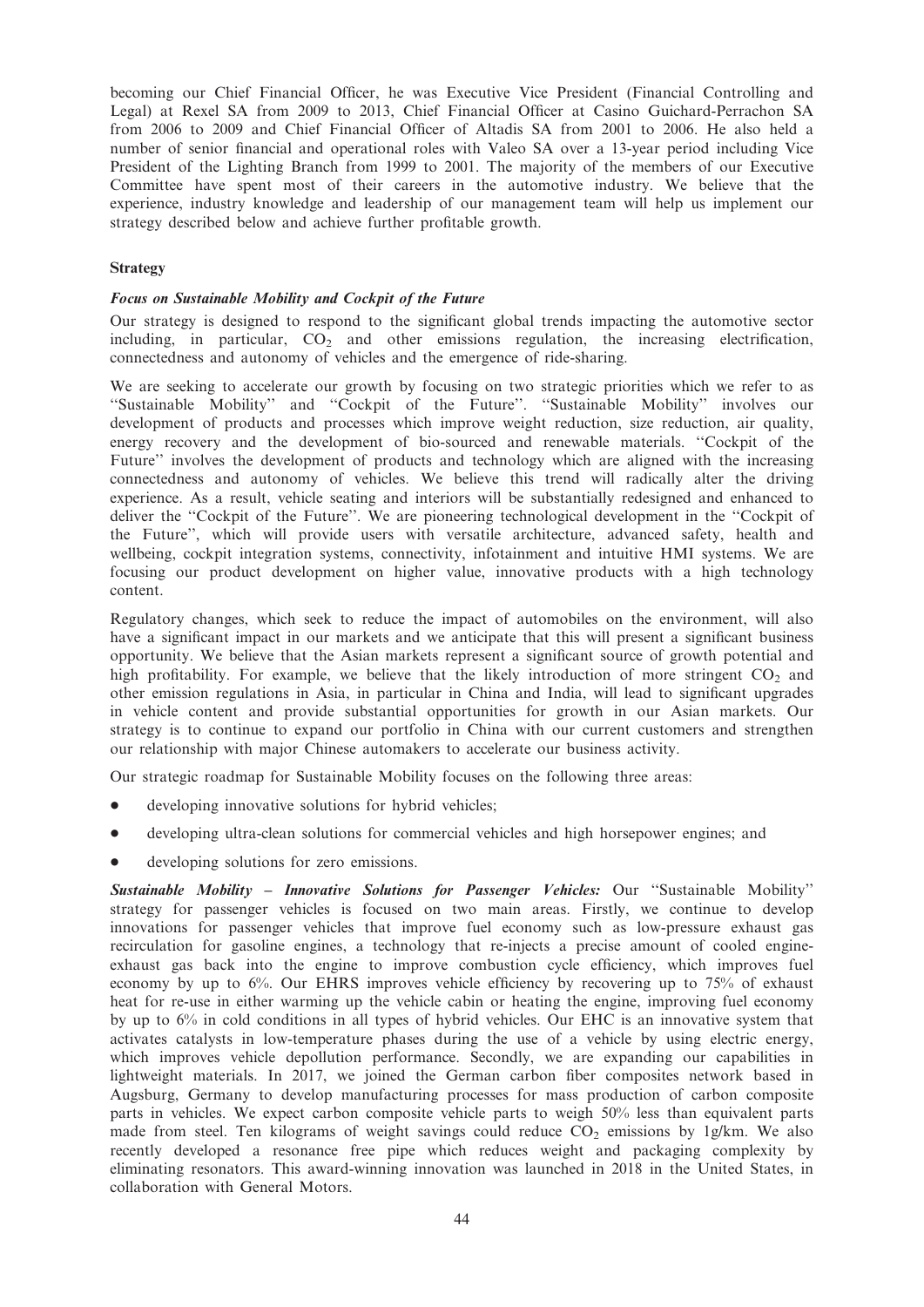becoming our Chief Financial Officer, he was Executive Vice President (Financial Controlling and Legal) at Rexel SA from 2009 to 2013, Chief Financial Officer at Casino Guichard-Perrachon SA from 2006 to 2009 and Chief Financial Officer of Altadis SA from 2001 to 2006. He also held a number of senior financial and operational roles with Valeo SA over a 13-year period including Vice President of the Lighting Branch from 1999 to 2001. The majority of the members of our Executive Committee have spent most of their careers in the automotive industry. We believe that the experience, industry knowledge and leadership of our management team will help us implement our strategy described below and achieve further profitable growth.

## Strategy

### *Focus on Sustainable Mobility and Cockpit of the Future*

Our strategy is designed to respond to the significant global trends impacting the automotive sector including, in particular, $CO_2$ and other emissions regulation, the increasing electrification, connectedness and autonomy of vehicles and the emergence of ride-sharing.

We are seeking to accelerate our growth by focusing on two strategic priorities which we refer to as ''Sustainable Mobility'' and ''Cockpit of the Future''. ''Sustainable Mobility'' involves our development of products and processes which improve weight reduction, size reduction, air quality, energy recovery and the development of bio-sourced and renewable materials. ''Cockpit of the Future'' involves the development of products and technology which are aligned with the increasing connectedness and autonomy of vehicles. We believe this trend will radically alter the driving experience. As a result, vehicle seating and interiors will be substantially redesigned and enhanced to deliver the ''Cockpit of the Future''. We are pioneering technological development in the ''Cockpit of the Future'', which will provide users with versatile architecture, advanced safety, health and wellbeing, cockpit integration systems, connectivity, infotainment and intuitive HMI systems. We are focusing our product development on higher value, innovative products with a high technology content.

Regulatory changes, which seek to reduce the impact of automobiles on the environment, will also have a significant impact in our markets and we anticipate that this will present a significant business opportunity. We believe that the Asian markets represent a significant source of growth potential and high profitability. For example, we believe that the likely introduction of more stringent $CO_2$ and other emission regulations in Asia, in particular in China and India, will lead to significant upgrades in vehicle content and provide substantial opportunities for growth in our Asian markets. Our strategy is to continue to expand our portfolio in China with our current customers and strengthen our relationship with major Chinese automakers to accelerate our business activity.

Our strategic roadmap for Sustainable Mobility focuses on the following three areas:

- developing innovative solutions for hybrid vehicles;
- developing ultra-clean solutions for commercial vehicles and high horsepower engines; and
- developing solutions for zero emissions.

***Sustainable Mobility – Innovative Solutions for Passenger Vehicles:*** Our ''Sustainable Mobility'' strategy for passenger vehicles is focused on two main areas. Firstly, we continue to develop innovations for passenger vehicles that improve fuel economy such as low-pressure exhaust gas recirculation for gasoline engines, a technology that re-injects a precise amount of cooled engine-exhaust gas back into the engine to improve combustion cycle efficiency, which improves fuel economy by up to 6%. Our EHRS improves vehicle efficiency by recovering up to 75% of exhaust heat for re-use in either warming up the vehicle cabin or heating the engine, improving fuel economy by up to 6% in cold conditions in all types of hybrid vehicles. Our EHC is an innovative system that activates catalysts in low-temperature phases during the use of a vehicle by using electric energy, which improves vehicle depollution performance. Secondly, we are expanding our capabilities in lightweight materials. In 2017, we joined the German carbon fiber composites network based in Augsburg, Germany to develop manufacturing processes for mass production of carbon composite parts in vehicles. We expect carbon composite vehicle parts to weigh 50% less than equivalent parts made from steel. Ten kilograms of weight savings could reduce $CO_2$ emissions by 1g/km. We also recently developed a resonance free pipe which reduces weight and packaging complexity by eliminating resonators. This award-winning innovation was launched in 2018 in the United States, in collaboration with General Motors.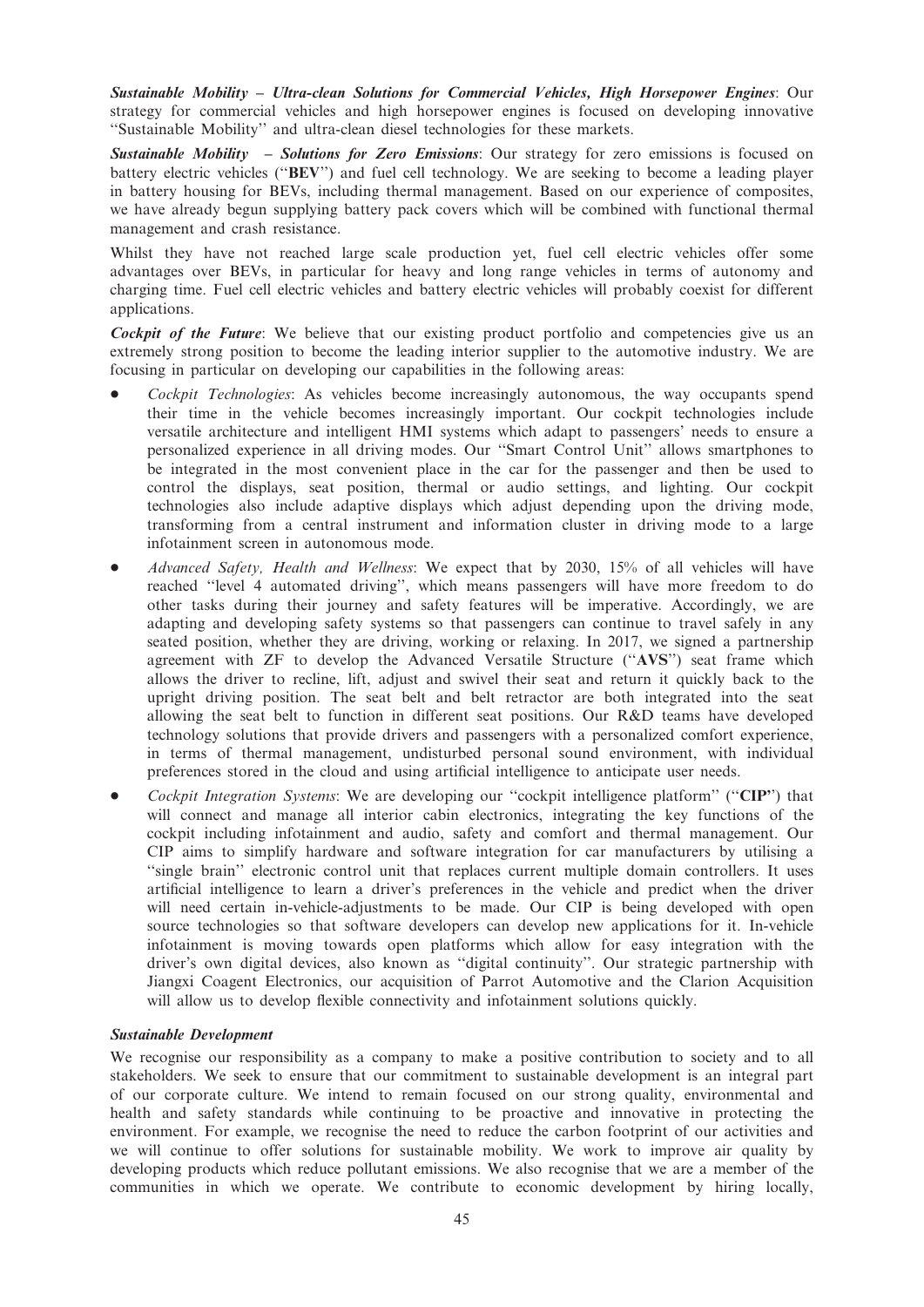***Sustainable Mobility – Ultra-clean Solutions for Commercial Vehicles, High Horsepower Engines***: Our strategy for commercial vehicles and high horsepower engines is focused on developing innovative "Sustainable Mobility" and ultra-clean diesel technologies for these markets.

***Sustainable Mobility – Solutions for Zero Emissions***: Our strategy for zero emissions is focused on battery electric vehicles ("**BEV**") and fuel cell technology. We are seeking to become a leading player in battery housing for BEVs, including thermal management. Based on our experience of composites, we have already begun supplying battery pack covers which will be combined with functional thermal management and crash resistance.

Whilst they have not reached large scale production yet, fuel cell electric vehicles offer some advantages over BEVs, in particular for heavy and long range vehicles in terms of autonomy and charging time. Fuel cell electric vehicles and battery electric vehicles will probably coexist for different applications.

***Cockpit of the Future***: We believe that our existing product portfolio and competencies give us an extremely strong position to become the leading interior supplier to the automotive industry. We are focusing in particular on developing our capabilities in the following areas:

- *Cockpit Technologies*: As vehicles become increasingly autonomous, the way occupants spend their time in the vehicle becomes increasingly important. Our cockpit technologies include versatile architecture and intelligent HMI systems which adapt to passengers' needs to ensure a personalized experience in all driving modes. Our "Smart Control Unit" allows smartphones to be integrated in the most convenient place in the car for the passenger and then be used to control the displays, seat position, thermal or audio settings, and lighting. Our cockpit technologies also include adaptive displays which adjust depending upon the driving mode, transforming from a central instrument and information cluster in driving mode to a large infotainment screen in autonomous mode.
- *Advanced Safety, Health and Wellness*: We expect that by 2030, 15% of all vehicles will have reached "level 4 automated driving", which means passengers will have more freedom to do other tasks during their journey and safety features will be imperative. Accordingly, we are adapting and developing safety systems so that passengers can continue to travel safely in any seated position, whether they are driving, working or relaxing. In 2017, we signed a partnership agreement with ZF to develop the Advanced Versatile Structure ("**AVS**") seat frame which allows the driver to recline, lift, adjust and swivel their seat and return it quickly back to the upright driving position. The seat belt and belt retractor are both integrated into the seat allowing the seat belt to function in different seat positions. Our R&D teams have developed technology solutions that provide drivers and passengers with a personalized comfort experience, in terms of thermal management, undisturbed personal sound environment, with individual preferences stored in the cloud and using artificial intelligence to anticipate user needs.
- *Cockpit Integration Systems*: We are developing our "cockpit intelligence platform" ("**CIP**") that will connect and manage all interior cabin electronics, integrating the key functions of the cockpit including infotainment and audio, safety and comfort and thermal management. Our CIP aims to simplify hardware and software integration for car manufacturers by utilising a "single brain" electronic control unit that replaces current multiple domain controllers. It uses artificial intelligence to learn a driver's preferences in the vehicle and predict when the driver will need certain in-vehicle-adjustments to be made. Our CIP is being developed with open source technologies so that software developers can develop new applications for it. In-vehicle infotainment is moving towards open platforms which allow for easy integration with the driver's own digital devices, also known as "digital continuity". Our strategic partnership with Jiangxi Coagent Electronics, our acquisition of Parrot Automotive and the Clarion Acquisition will allow us to develop flexible connectivity and infotainment solutions quickly.

***Sustainable Development***

We recognise our responsibility as a company to make a positive contribution to society and to all stakeholders. We seek to ensure that our commitment to sustainable development is an integral part of our corporate culture. We intend to remain focused on our strong quality, environmental and health and safety standards while continuing to be proactive and innovative in protecting the environment. For example, we recognise the need to reduce the carbon footprint of our activities and we will continue to offer solutions for sustainable mobility. We work to improve air quality by developing products which reduce pollutant emissions. We also recognise that we are a member of the communities in which we operate. We contribute to economic development by hiring locally,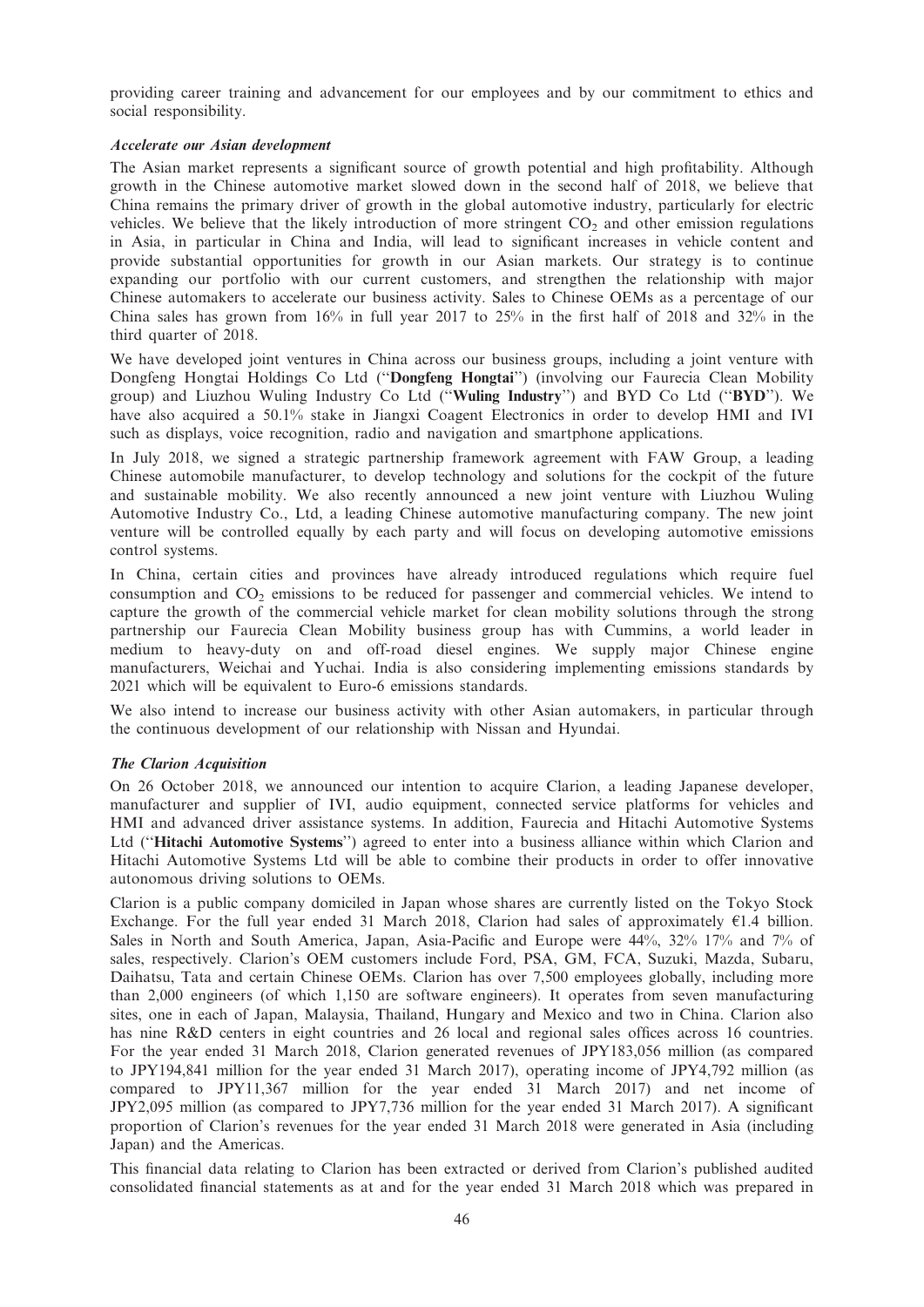providing career training and advancement for our employees and by our commitment to ethics and social responsibility.

***Accelerate our Asian development***

The Asian market represents a significant source of growth potential and high profitability. Although growth in the Chinese automotive market slowed down in the second half of 2018, we believe that China remains the primary driver of growth in the global automotive industry, particularly for electric vehicles. We believe that the likely introduction of more stringent $CO_2$ and other emission regulations in Asia, in particular in China and India, will lead to significant increases in vehicle content and provide substantial opportunities for growth in our Asian markets. Our strategy is to continue expanding our portfolio with our current customers, and strengthen the relationship with major Chinese automakers to accelerate our business activity. Sales to Chinese OEMs as a percentage of our China sales has grown from 16% in full year 2017 to 25% in the first half of 2018 and 32% in the third quarter of 2018.

We have developed joint ventures in China across our business groups, including a joint venture with Dongfeng Hongtai Holdings Co Ltd (''**Dongfeng Hongtai**'') (involving our Faurecia Clean Mobility group) and Liuzhou Wuling Industry Co Ltd (''**Wuling Industry**'') and BYD Co Ltd (''**BYD**''). We have also acquired a 50.1% stake in Jiangxi Coagent Electronics in order to develop HMI and IVI such as displays, voice recognition, radio and navigation and smartphone applications.

In July 2018, we signed a strategic partnership framework agreement with FAW Group, a leading Chinese automobile manufacturer, to develop technology and solutions for the cockpit of the future and sustainable mobility. We also recently announced a new joint venture with Liuzhou Wuling Automotive Industry Co., Ltd, a leading Chinese automotive manufacturing company. The new joint venture will be controlled equally by each party and will focus on developing automotive emissions control systems.

In China, certain cities and provinces have already introduced regulations which require fuel consumption and $CO_2$ emissions to be reduced for passenger and commercial vehicles. We intend to capture the growth of the commercial vehicle market for clean mobility solutions through the strong partnership our Faurecia Clean Mobility business group has with Cummins, a world leader in medium to heavy-duty on and off-road diesel engines. We supply major Chinese engine manufacturers, Weichai and Yuchai. India is also considering implementing emissions standards by 2021 which will be equivalent to Euro-6 emissions standards.

We also intend to increase our business activity with other Asian automakers, in particular through the continuous development of our relationship with Nissan and Hyundai.

***The Clarion Acquisition***

On 26 October 2018, we announced our intention to acquire Clarion, a leading Japanese developer, manufacturer and supplier of IVI, audio equipment, connected service platforms for vehicles and HMI and advanced driver assistance systems. In addition, Faurecia and Hitachi Automotive Systems Ltd (''**Hitachi Automotive Systems**'') agreed to enter into a business alliance within which Clarion and Hitachi Automotive Systems Ltd will be able to combine their products in order to offer innovative autonomous driving solutions to OEMs.

Clarion is a public company domiciled in Japan whose shares are currently listed on the Tokyo Stock Exchange. For the full year ended 31 March 2018, Clarion had sales of approximately €1.4 billion. Sales in North and South America, Japan, Asia-Pacific and Europe were 44%, 32% 17% and 7% of sales, respectively. Clarion's OEM customers include Ford, PSA, GM, FCA, Suzuki, Mazda, Subaru, Daihatsu, Tata and certain Chinese OEMs. Clarion has over 7,500 employees globally, including more than 2,000 engineers (of which 1,150 are software engineers). It operates from seven manufacturing sites, one in each of Japan, Malaysia, Thailand, Hungary and Mexico and two in China. Clarion also has nine R&D centers in eight countries and 26 local and regional sales offices across 16 countries. For the year ended 31 March 2018, Clarion generated revenues of JPY183,056 million (as compared to JPY194,841 million for the year ended 31 March 2017), operating income of JPY4,792 million (as compared to JPY11,367 million for the year ended 31 March 2017) and net income of JPY2,095 million (as compared to JPY7,736 million for the year ended 31 March 2017). A significant proportion of Clarion's revenues for the year ended 31 March 2018 were generated in Asia (including Japan) and the Americas.

This financial data relating to Clarion has been extracted or derived from Clarion's published audited consolidated financial statements as at and for the year ended 31 March 2018 which was prepared in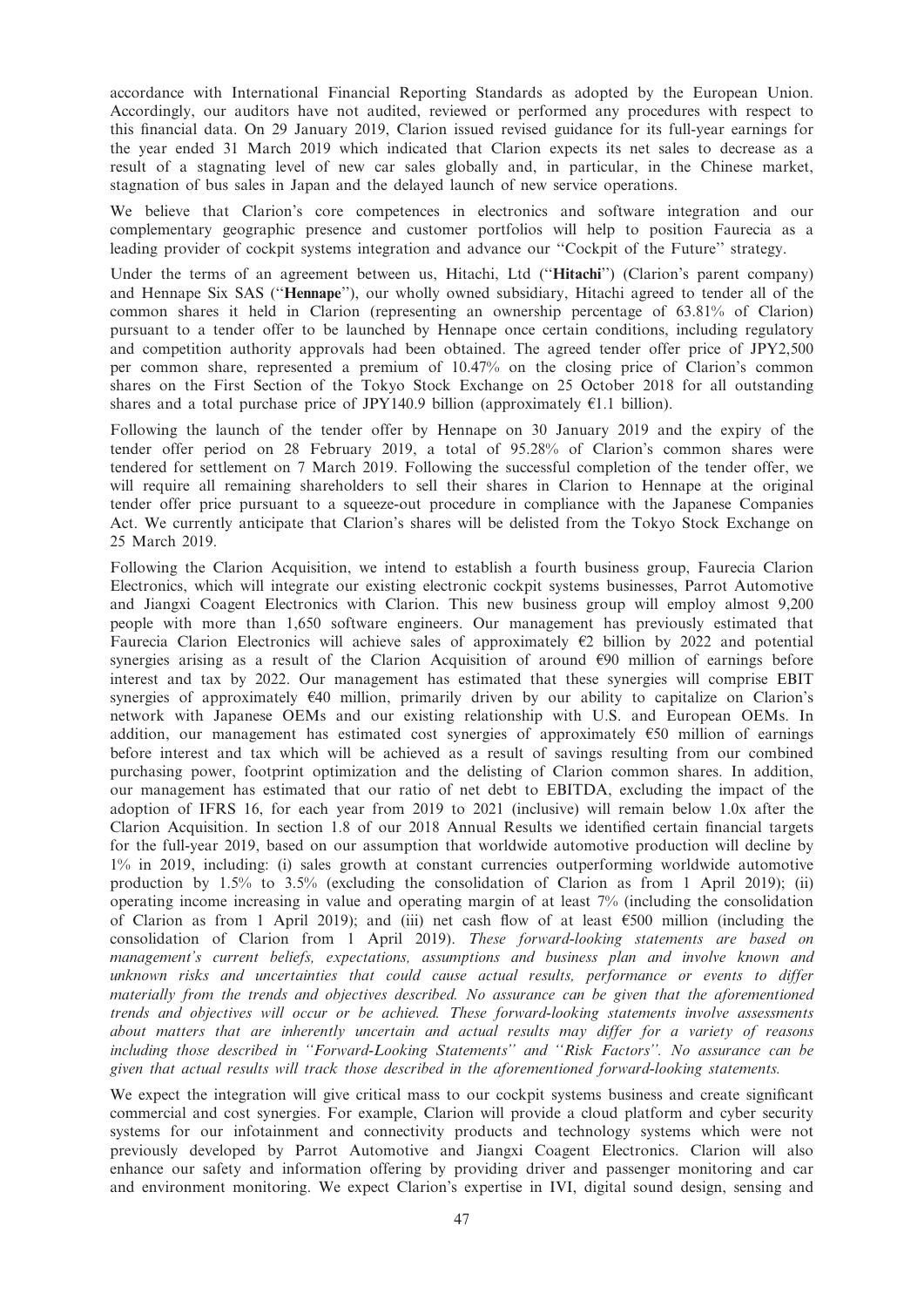accordance with International Financial Reporting Standards as adopted by the European Union. Accordingly, our auditors have not audited, reviewed or performed any procedures with respect to this financial data. On 29 January 2019, Clarion issued revised guidance for its full-year earnings for the year ended 31 March 2019 which indicated that Clarion expects its net sales to decrease as a result of a stagnating level of new car sales globally and, in particular, in the Chinese market, stagnation of bus sales in Japan and the delayed launch of new service operations.

We believe that Clarion's core competences in electronics and software integration and our complementary geographic presence and customer portfolios will help to position Faurecia as a leading provider of cockpit systems integration and advance our ''Cockpit of the Future'' strategy.

Under the terms of an agreement between us, Hitachi, Ltd (''**Hitachi**'') (Clarion's parent company) and Hennape Six SAS (''**Hennape**''), our wholly owned subsidiary, Hitachi agreed to tender all of the common shares it held in Clarion (representing an ownership percentage of 63.81% of Clarion) pursuant to a tender offer to be launched by Hennape once certain conditions, including regulatory and competition authority approvals had been obtained. The agreed tender offer price of JPY2,500 per common share, represented a premium of 10.47% on the closing price of Clarion's common shares on the First Section of the Tokyo Stock Exchange on 25 October 2018 for all outstanding shares and a total purchase price of JPY140.9 billion (approximately €1.1 billion).

Following the launch of the tender offer by Hennape on 30 January 2019 and the expiry of the tender offer period on 28 February 2019, a total of 95.28% of Clarion's common shares were tendered for settlement on 7 March 2019. Following the successful completion of the tender offer, we will require all remaining shareholders to sell their shares in Clarion to Hennape at the original tender offer price pursuant to a squeeze-out procedure in compliance with the Japanese Companies Act. We currently anticipate that Clarion's shares will be delisted from the Tokyo Stock Exchange on 25 March 2019.

Following the Clarion Acquisition, we intend to establish a fourth business group, Faurecia Clarion Electronics, which will integrate our existing electronic cockpit systems businesses, Parrot Automotive and Jiangxi Coagent Electronics with Clarion. This new business group will employ almost 9,200 people with more than 1,650 software engineers. Our management has previously estimated that Faurecia Clarion Electronics will achieve sales of approximately €2 billion by 2022 and potential synergies arising as a result of the Clarion Acquisition of around €90 million of earnings before interest and tax by 2022. Our management has estimated that these synergies will comprise EBIT synergies of approximately €40 million, primarily driven by our ability to capitalize on Clarion's network with Japanese OEMs and our existing relationship with U.S. and European OEMs. In addition, our management has estimated cost synergies of approximately €50 million of earnings before interest and tax which will be achieved as a result of savings resulting from our combined purchasing power, footprint optimization and the delisting of Clarion common shares. In addition, our management has estimated that our ratio of net debt to EBITDA, excluding the impact of the adoption of IFRS 16, for each year from 2019 to 2021 (inclusive) will remain below 1.0x after the Clarion Acquisition. In section 1.8 of our 2018 Annual Results we identified certain financial targets for the full-year 2019, based on our assumption that worldwide automotive production will decline by 1% in 2019, including: (i) sales growth at constant currencies outperforming worldwide automotive production by 1.5% to 3.5% (excluding the consolidation of Clarion as from 1 April 2019); (ii) operating income increasing in value and operating margin of at least 7% (including the consolidation of Clarion as from 1 April 2019); and (iii) net cash flow of at least €500 million (including the consolidation of Clarion from 1 April 2019). *These forward-looking statements are based on management's current beliefs, expectations, assumptions and business plan and involve known and unknown risks and uncertainties that could cause actual results, performance or events to differ materially from the trends and objectives described. No assurance can be given that the aforementioned trends and objectives will occur or be achieved. These forward-looking statements involve assessments about matters that are inherently uncertain and actual results may differ for a variety of reasons including those described in ''Forward-Looking Statements'' and ''Risk Factors''. No assurance can be given that actual results will track those described in the aforementioned forward-looking statements.*

We expect the integration will give critical mass to our cockpit systems business and create significant commercial and cost synergies. For example, Clarion will provide a cloud platform and cyber security systems for our infotainment and connectivity products and technology systems which were not previously developed by Parrot Automotive and Jiangxi Coagent Electronics. Clarion will also enhance our safety and information offering by providing driver and passenger monitoring and car and environment monitoring. We expect Clarion's expertise in IVI, digital sound design, sensing and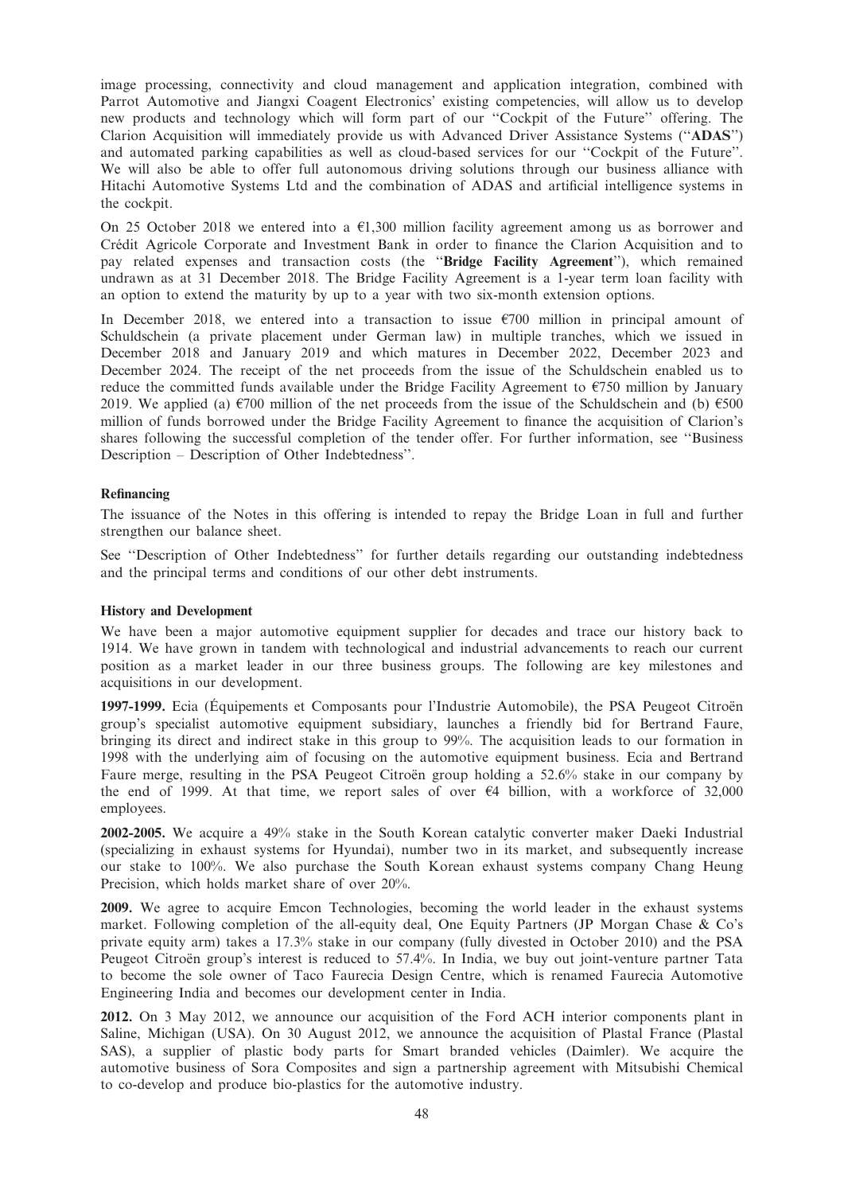image processing, connectivity and cloud management and application integration, combined with Parrot Automotive and Jiangxi Coagent Electronics' existing competencies, will allow us to develop new products and technology which will form part of our ''Cockpit of the Future'' offering. The Clarion Acquisition will immediately provide us with Advanced Driver Assistance Systems (''**ADAS**'') and automated parking capabilities as well as cloud-based services for our ''Cockpit of the Future''. We will also be able to offer full autonomous driving solutions through our business alliance with Hitachi Automotive Systems Ltd and the combination of ADAS and artificial intelligence systems in the cockpit.

On 25 October 2018 we entered into a €1,300 million facility agreement among us as borrower and Crédit Agricole Corporate and Investment Bank in order to finance the Clarion Acquisition and to pay related expenses and transaction costs (the ''**Bridge Facility Agreement**''), which remained undrawn as at 31 December 2018. The Bridge Facility Agreement is a 1-year term loan facility with an option to extend the maturity by up to a year with two six-month extension options.

In December 2018, we entered into a transaction to issue €700 million in principal amount of Schuldschein (a private placement under German law) in multiple tranches, which we issued in December 2018 and January 2019 and which matures in December 2022, December 2023 and December 2024. The receipt of the net proceeds from the issue of the Schuldschein enabled us to reduce the committed funds available under the Bridge Facility Agreement to €750 million by January 2019. We applied (a) €700 million of the net proceeds from the issue of the Schuldschein and (b) €500 million of funds borrowed under the Bridge Facility Agreement to finance the acquisition of Clarion's shares following the successful completion of the tender offer. For further information, see ''Business Description – Description of Other Indebtedness''.

**Refinancing**

The issuance of the Notes in this offering is intended to repay the Bridge Loan in full and further strengthen our balance sheet.

See ''Description of Other Indebtedness'' for further details regarding our outstanding indebtedness and the principal terms and conditions of our other debt instruments.

**History and Development**

We have been a major automotive equipment supplier for decades and trace our history back to 1914. We have grown in tandem with technological and industrial advancements to reach our current position as a market leader in our three business groups. The following are key milestones and acquisitions in our development.

**1997-1999.** Ecia (Équipements et Composants pour l'Industrie Automobile), the PSA Peugeot Citroën group's specialist automotive equipment subsidiary, launches a friendly bid for Bertrand Faure, bringing its direct and indirect stake in this group to 99%. The acquisition leads to our formation in 1998 with the underlying aim of focusing on the automotive equipment business. Ecia and Bertrand Faure merge, resulting in the PSA Peugeot Citroën group holding a 52.6% stake in our company by the end of 1999. At that time, we report sales of over €4 billion, with a workforce of 32,000 employees.

**2002-2005.** We acquire a 49% stake in the South Korean catalytic converter maker Daeki Industrial (specializing in exhaust systems for Hyundai), number two in its market, and subsequently increase our stake to 100%. We also purchase the South Korean exhaust systems company Chang Heung Precision, which holds market share of over 20%.

**2009.** We agree to acquire Emcon Technologies, becoming the world leader in the exhaust systems market. Following completion of the all-equity deal, One Equity Partners (JP Morgan Chase & Co's private equity arm) takes a 17.3% stake in our company (fully divested in October 2010) and the PSA Peugeot Citroën group's interest is reduced to 57.4%. In India, we buy out joint-venture partner Tata to become the sole owner of Taco Faurecia Design Centre, which is renamed Faurecia Automotive Engineering India and becomes our development center in India.

**2012.** On 3 May 2012, we announce our acquisition of the Ford ACH interior components plant in Saline, Michigan (USA). On 30 August 2012, we announce the acquisition of Plastal France (Plastal SAS), a supplier of plastic body parts for Smart branded vehicles (Daimler). We acquire the automotive business of Sora Composites and sign a partnership agreement with Mitsubishi Chemical to co-develop and produce bio-plastics for the automotive industry.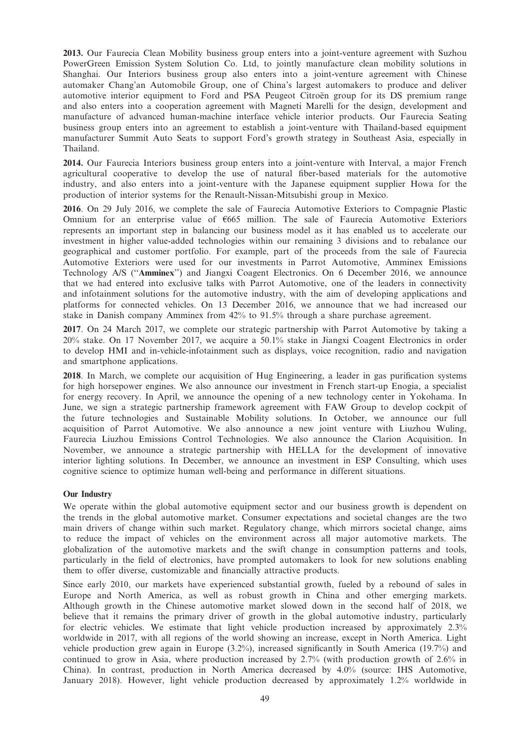**2013.** Our Faurecia Clean Mobility business group enters into a joint-venture agreement with Suzhou PowerGreen Emission System Solution Co. Ltd, to jointly manufacture clean mobility solutions in Shanghai. Our Interiors business group also enters into a joint-venture agreement with Chinese automaker Chang'an Automobile Group, one of China's largest automakers to produce and deliver automotive interior equipment to Ford and PSA Peugeot Citroën group for its DS premium range and also enters into a cooperation agreement with Magneti Marelli for the design, development and manufacture of advanced human-machine interface vehicle interior products. Our Faurecia Seating business group enters into an agreement to establish a joint-venture with Thailand-based equipment manufacturer Summit Auto Seats to support Ford's growth strategy in Southeast Asia, especially in Thailand.

**2014.** Our Faurecia Interiors business group enters into a joint-venture with Interval, a major French agricultural cooperative to develop the use of natural fiber-based materials for the automotive industry, and also enters into a joint-venture with the Japanese equipment supplier Howa for the production of interior systems for the Renault-Nissan-Mitsubishi group in Mexico.

**2016**. On 29 July 2016, we complete the sale of Faurecia Automotive Exteriors to Compagnie Plastic Omnium for an enterprise value of €665 million. The sale of Faurecia Automotive Exteriors represents an important step in balancing our business model as it has enabled us to accelerate our investment in higher value-added technologies within our remaining 3 divisions and to rebalance our geographical and customer portfolio. For example, part of the proceeds from the sale of Faurecia Automotive Exteriors were used for our investments in Parrot Automotive, Amminex Emissions Technology A/S (''**Amminex**'') and Jiangxi Coagent Electronics. On 6 December 2016, we announce that we had entered into exclusive talks with Parrot Automotive, one of the leaders in connectivity and infotainment solutions for the automotive industry, with the aim of developing applications and platforms for connected vehicles. On 13 December 2016, we announce that we had increased our stake in Danish company Amminex from 42% to 91.5% through a share purchase agreement.

**2017**. On 24 March 2017, we complete our strategic partnership with Parrot Automotive by taking a 20% stake. On 17 November 2017, we acquire a 50.1% stake in Jiangxi Coagent Electronics in order to develop HMI and in-vehicle-infotainment such as displays, voice recognition, radio and navigation and smartphone applications.

**2018**. In March, we complete our acquisition of Hug Engineering, a leader in gas purification systems for high horsepower engines. We also announce our investment in French start-up Enogia, a specialist for energy recovery. In April, we announce the opening of a new technology center in Yokohama. In June, we sign a strategic partnership framework agreement with FAW Group to develop cockpit of the future technologies and Sustainable Mobility solutions. In October, we announce our full acquisition of Parrot Automotive. We also announce a new joint venture with Liuzhou Wuling, Faurecia Liuzhou Emissions Control Technologies. We also announce the Clarion Acquisition. In November, we announce a strategic partnership with HELLA for the development of innovative interior lighting solutions. In December, we announce an investment in ESP Consulting, which uses cognitive science to optimize human well-being and performance in different situations.

**Our Industry**

We operate within the global automotive equipment sector and our business growth is dependent on the trends in the global automotive market. Consumer expectations and societal changes are the two main drivers of change within such market. Regulatory change, which mirrors societal change, aims to reduce the impact of vehicles on the environment across all major automotive markets. The globalization of the automotive markets and the swift change in consumption patterns and tools, particularly in the field of electronics, have prompted automakers to look for new solutions enabling them to offer diverse, customizable and financially attractive products.

Since early 2010, our markets have experienced substantial growth, fueled by a rebound of sales in Europe and North America, as well as robust growth in China and other emerging markets. Although growth in the Chinese automotive market slowed down in the second half of 2018, we believe that it remains the primary driver of growth in the global automotive industry, particularly for electric vehicles. We estimate that light vehicle production increased by approximately 2.3% worldwide in 2017, with all regions of the world showing an increase, except in North America. Light vehicle production grew again in Europe (3.2%), increased significantly in South America (19.7%) and continued to grow in Asia, where production increased by 2.7% (with production growth of 2.6% in China). In contrast, production in North America decreased by 4.0% (source: IHS Automotive, January 2018). However, light vehicle production decreased by approximately 1.2% worldwide in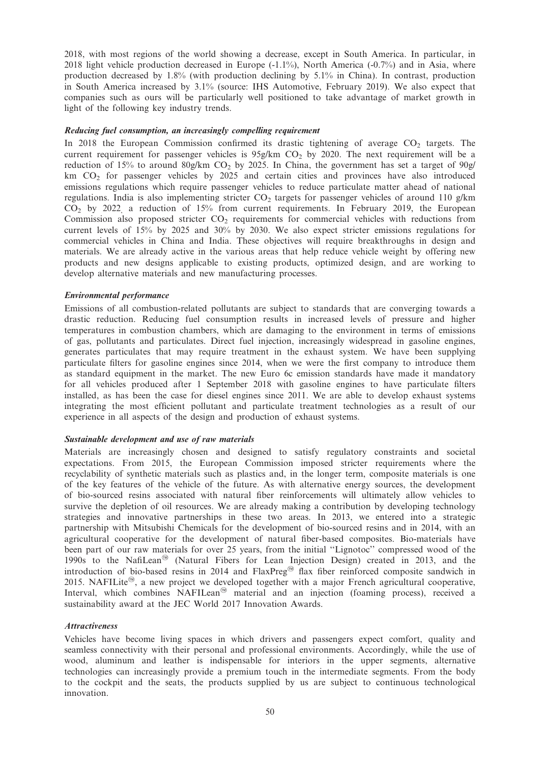2018, with most regions of the world showing a decrease, except in South America. In particular, in 2018 light vehicle production decreased in Europe (-1.1%), North America (-0.7%) and in Asia, where production decreased by 1.8% (with production declining by 5.1% in China). In contrast, production in South America increased by 3.1% (source: IHS Automotive, February 2019). We also expect that companies such as ours will be particularly well positioned to take advantage of market growth in light of the following key industry trends.

***Reducing fuel consumption, an increasingly compelling requirement***

In 2018 the European Commission confirmed its drastic tightening of average $CO_2$ targets. The current requirement for passenger vehicles is 95g/km $CO_2$ by 2020. The next requirement will be a reduction of 15% to around 80g/km $CO_2$ by 2025. In China, the government has set a target of 90g/km $CO_2$ for passenger vehicles by 2025 and certain cities and provinces have also introduced emissions regulations which require passenger vehicles to reduce particulate matter ahead of national regulations. India is also implementing stricter $CO_2$ targets for passenger vehicles of around 110 g/km $CO_2$ by 2022, a reduction of 15% from current requirements. In February 2019, the European Commission also proposed stricter $CO_2$ requirements for commercial vehicles with reductions from current levels of 15% by 2025 and 30% by 2030. We also expect stricter emissions regulations for commercial vehicles in China and India. These objectives will require breakthroughs in design and materials. We are already active in the various areas that help reduce vehicle weight by offering new products and new designs applicable to existing products, optimized design, and are working to develop alternative materials and new manufacturing processes.

***Environmental performance***

Emissions of all combustion-related pollutants are subject to standards that are converging towards a drastic reduction. Reducing fuel consumption results in increased levels of pressure and higher temperatures in combustion chambers, which are damaging to the environment in terms of emissions of gas, pollutants and particulates. Direct fuel injection, increasingly widespread in gasoline engines, generates particulates that may require treatment in the exhaust system. We have been supplying particulate filters for gasoline engines since 2014, when we were the first company to introduce them as standard equipment in the market. The new Euro 6c emission standards have made it mandatory for all vehicles produced after 1 September 2018 with gasoline engines to have particulate filters installed, as has been the case for diesel engines since 2011. We are able to develop exhaust systems integrating the most efficient pollutant and particulate treatment technologies as a result of our experience in all aspects of the design and production of exhaust systems.

***Sustainable development and use of raw materials***

Materials are increasingly chosen and designed to satisfy regulatory constraints and societal expectations. From 2015, the European Commission imposed stricter requirements where the recyclability of synthetic materials such as plastics and, in the longer term, composite materials is one of the key features of the vehicle of the future. As with alternative energy sources, the development of bio-sourced resins associated with natural fiber reinforcements will ultimately allow vehicles to survive the depletion of oil resources. We are already making a contribution by developing technology strategies and innovative partnerships in these two areas. In 2013, we entered into a strategic partnership with Mitsubishi Chemicals for the development of bio-sourced resins and in 2014, with an agricultural cooperative for the development of natural fiber-based composites. Bio-materials have been part of our raw materials for over 25 years, from the initial ''Lignotoc'' compressed wood of the 1990s to the NafiLean™ (Natural Fibers for Lean Injection Design) created in 2013, and the introduction of bio-based resins in 2014 and FlaxPreg™ flax fiber reinforced composite sandwich in 2015. NAFILite™, a new project we developed together with a major French agricultural cooperative, Interval, which combines NAFILean™ material and an injection (foaming process), received a sustainability award at the JEC World 2017 Innovation Awards.

***Attractiveness***

Vehicles have become living spaces in which drivers and passengers expect comfort, quality and seamless connectivity with their personal and professional environments. Accordingly, while the use of wood, aluminum and leather is indispensable for interiors in the upper segments, alternative technologies can increasingly provide a premium touch in the intermediate segments. From the body to the cockpit and the seats, the products supplied by us are subject to continuous technological innovation.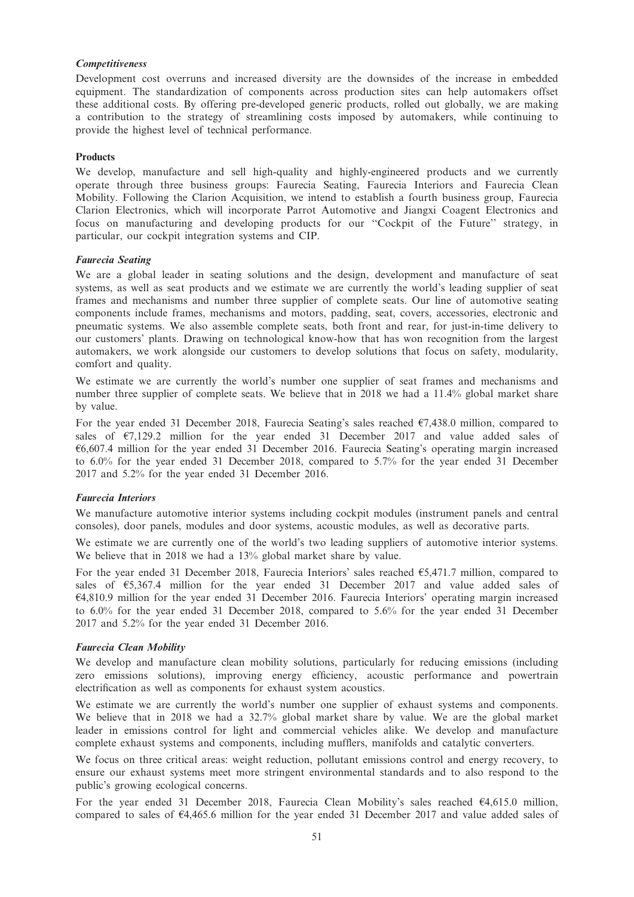### *Competitiveness*

Development cost overruns and increased diversity are the downsides of the increase in embedded equipment. The standardization of components across production sites can help automakers offset these additional costs. By offering pre-developed generic products, rolled out globally, we are making a contribution to the strategy of streamlining costs imposed by automakers, while continuing to provide the highest level of technical performance.

### Products

We develop, manufacture and sell high-quality and highly-engineered products and we currently operate through three business groups: Faurecia Seating, Faurecia Interiors and Faurecia Clean Mobility. Following the Clarion Acquisition, we intend to establish a fourth business group, Faurecia Clarion Electronics, which will incorporate Parrot Automotive and Jiangxi Coagent Electronics and focus on manufacturing and developing products for our ''Cockpit of the Future'' strategy, in particular, our cockpit integration systems and CIP.

### *Faurecia Seating*

We are a global leader in seating solutions and the design, development and manufacture of seat systems, as well as seat products and we estimate we are currently the world's leading supplier of seat frames and mechanisms and number three supplier of complete seats. Our line of automotive seating components include frames, mechanisms and motors, padding, seat, covers, accessories, electronic and pneumatic systems. We also assemble complete seats, both front and rear, for just-in-time delivery to our customers' plants. Drawing on technological know-how that has won recognition from the largest automakers, we work alongside our customers to develop solutions that focus on safety, modularity, comfort and quality.

We estimate we are currently the world's number one supplier of seat frames and mechanisms and number three supplier of complete seats. We believe that in 2018 we had a 11.4% global market share by value.

For the year ended 31 December 2018, Faurecia Seating's sales reached €7,438.0 million, compared to sales of €7,129.2 million for the year ended 31 December 2017 and value added sales of €6,607.4 million for the year ended 31 December 2016. Faurecia Seating's operating margin increased to 6.0% for the year ended 31 December 2018, compared to 5.7% for the year ended 31 December 2017 and 5.2% for the year ended 31 December 2016.

### *Faurecia Interiors*

We manufacture automotive interior systems including cockpit modules (instrument panels and central consoles), door panels, modules and door systems, acoustic modules, as well as decorative parts.

We estimate we are currently one of the world's two leading suppliers of automotive interior systems. We believe that in 2018 we had a 13% global market share by value.

For the year ended 31 December 2018, Faurecia Interiors' sales reached €5,471.7 million, compared to sales of €5,367.4 million for the year ended 31 December 2017 and value added sales of €4,810.9 million for the year ended 31 December 2016. Faurecia Interiors' operating margin increased to 6.0% for the year ended 31 December 2018, compared to 5.6% for the year ended 31 December 2017 and 5.2% for the year ended 31 December 2016.

### *Faurecia Clean Mobility*

We develop and manufacture clean mobility solutions, particularly for reducing emissions (including zero emissions solutions), improving energy efficiency, acoustic performance and powertrain electrification as well as components for exhaust system acoustics.

We estimate we are currently the world's number one supplier of exhaust systems and components. We believe that in 2018 we had a 32.7% global market share by value. We are the global market leader in emissions control for light and commercial vehicles alike. We develop and manufacture complete exhaust systems and components, including mufflers, manifolds and catalytic converters.

We focus on three critical areas: weight reduction, pollutant emissions control and energy recovery, to ensure our exhaust systems meet more stringent environmental standards and to also respond to the public's growing ecological concerns.

For the year ended 31 December 2018, Faurecia Clean Mobility's sales reached €4,615.0 million, compared to sales of €4,465.6 million for the year ended 31 December 2017 and value added sales of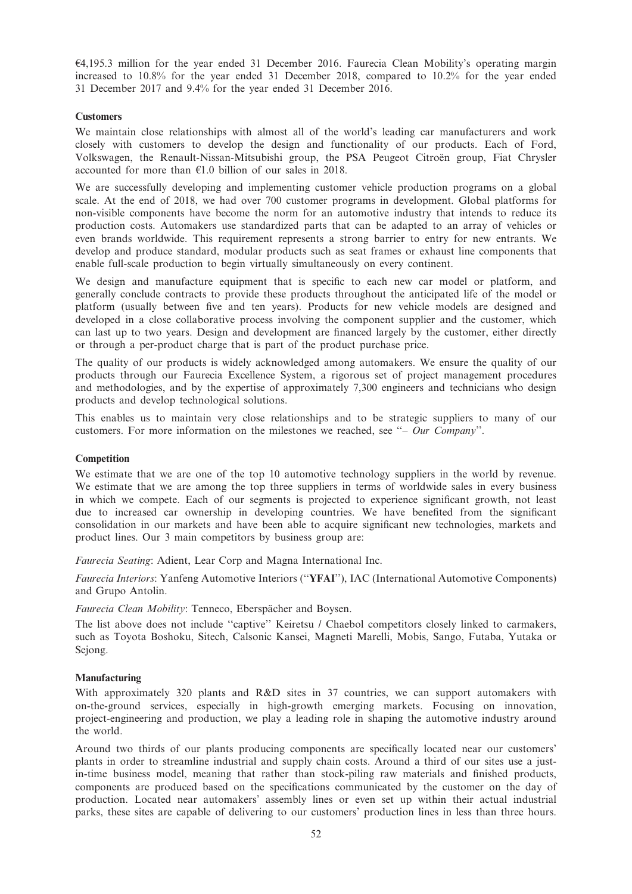€4,195.3 million for the year ended 31 December 2016. Faurecia Clean Mobility's operating margin increased to 10.8% for the year ended 31 December 2018, compared to 10.2% for the year ended 31 December 2017 and 9.4% for the year ended 31 December 2016.

**Customers**

We maintain close relationships with almost all of the world's leading car manufacturers and work closely with customers to develop the design and functionality of our products. Each of Ford, Volkswagen, the Renault-Nissan-Mitsubishi group, the PSA Peugeot Citroën group, Fiat Chrysler accounted for more than €1.0 billion of our sales in 2018.

We are successfully developing and implementing customer vehicle production programs on a global scale. At the end of 2018, we had over 700 customer programs in development. Global platforms for non-visible components have become the norm for an automotive industry that intends to reduce its production costs. Automakers use standardized parts that can be adapted to an array of vehicles or even brands worldwide. This requirement represents a strong barrier to entry for new entrants. We develop and produce standard, modular products such as seat frames or exhaust line components that enable full-scale production to begin virtually simultaneously on every continent.

We design and manufacture equipment that is specific to each new car model or platform, and generally conclude contracts to provide these products throughout the anticipated life of the model or platform (usually between five and ten years). Products for new vehicle models are designed and developed in a close collaborative process involving the component supplier and the customer, which can last up to two years. Design and development are financed largely by the customer, either directly or through a per-product charge that is part of the product purchase price.

The quality of our products is widely acknowledged among automakers. We ensure the quality of our products through our Faurecia Excellence System, a rigorous set of project management procedures and methodologies, and by the expertise of approximately 7,300 engineers and technicians who design products and develop technological solutions.

This enables us to maintain very close relationships and to be strategic suppliers to many of our customers. For more information on the milestones we reached, see "– *Our Company*".

**Competition**

We estimate that we are one of the top 10 automotive technology suppliers in the world by revenue. We estimate that we are among the top three suppliers in terms of worldwide sales in every business in which we compete. Each of our segments is projected to experience significant growth, not least due to increased car ownership in developing countries. We have benefited from the significant consolidation in our markets and have been able to acquire significant new technologies, markets and product lines. Our 3 main competitors by business group are:

*Faurecia Seating*: Adient, Lear Corp and Magna International Inc.

*Faurecia Interiors*: Yanfeng Automotive Interiors ("**YFAI**"), IAC (International Automotive Components) and Grupo Antolin.

*Faurecia Clean Mobility*: Tenneco, Eberspächer and Boysen.

The list above does not include "captive" Keiretsu / Chaebol competitors closely linked to carmakers, such as Toyota Boshoku, Sitech, Calsonic Kansei, Magneti Marelli, Mobis, Sango, Futaba, Yutaka or Sejong.

**Manufacturing**

With approximately 320 plants and R&D sites in 37 countries, we can support automakers with on-the-ground services, especially in high-growth emerging markets. Focusing on innovation, project-engineering and production, we play a leading role in shaping the automotive industry around the world.

Around two thirds of our plants producing components are specifically located near our customers' plants in order to streamline industrial and supply chain costs. Around a third of our sites use a just-in-time business model, meaning that rather than stock-piling raw materials and finished products, components are produced based on the specifications communicated by the customer on the day of production. Located near automakers' assembly lines or even set up within their actual industrial parks, these sites are capable of delivering to our customers' production lines in less than three hours.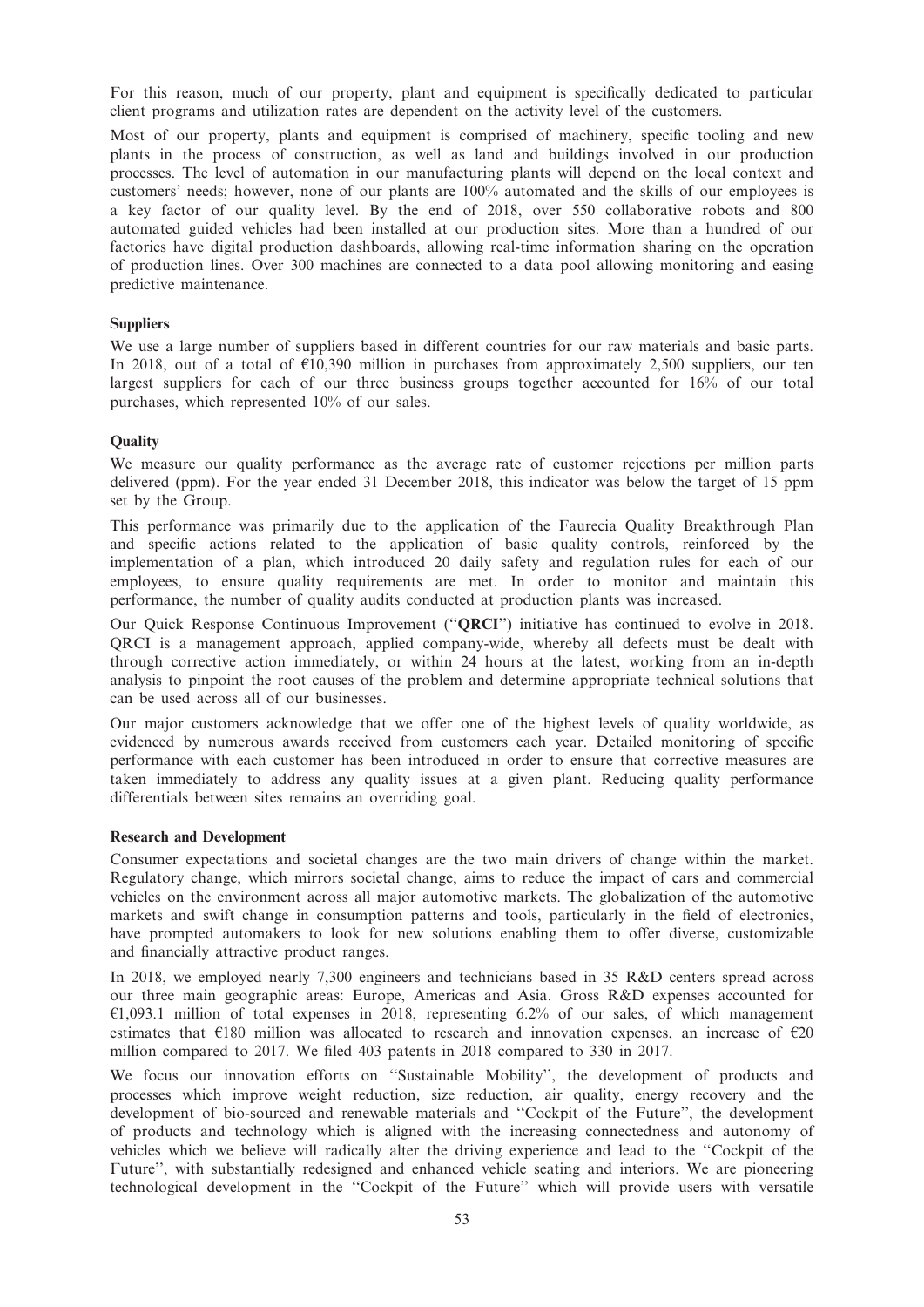For this reason, much of our property, plant and equipment is specifically dedicated to particular client programs and utilization rates are dependent on the activity level of the customers.

Most of our property, plants and equipment is comprised of machinery, specific tooling and new plants in the process of construction, as well as land and buildings involved in our production processes. The level of automation in our manufacturing plants will depend on the local context and customers' needs; however, none of our plants are 100% automated and the skills of our employees is a key factor of our quality level. By the end of 2018, over 550 collaborative robots and 800 automated guided vehicles had been installed at our production sites. More than a hundred of our factories have digital production dashboards, allowing real-time information sharing on the operation of production lines. Over 300 machines are connected to a data pool allowing monitoring and easing predictive maintenance.

**Suppliers**

We use a large number of suppliers based in different countries for our raw materials and basic parts. In 2018, out of a total of €10,390 million in purchases from approximately 2,500 suppliers, our ten largest suppliers for each of our three business groups together accounted for 16% of our total purchases, which represented 10% of our sales.

**Quality**

We measure our quality performance as the average rate of customer rejections per million parts delivered (ppm). For the year ended 31 December 2018, this indicator was below the target of 15 ppm set by the Group.

This performance was primarily due to the application of the Faurecia Quality Breakthrough Plan and specific actions related to the application of basic quality controls, reinforced by the implementation of a plan, which introduced 20 daily safety and regulation rules for each of our employees, to ensure quality requirements are met. In order to monitor and maintain this performance, the number of quality audits conducted at production plants was increased.

Our Quick Response Continuous Improvement (''**QRCI**'') initiative has continued to evolve in 2018. QRCI is a management approach, applied company-wide, whereby all defects must be dealt with through corrective action immediately, or within 24 hours at the latest, working from an in-depth analysis to pinpoint the root causes of the problem and determine appropriate technical solutions that can be used across all of our businesses.

Our major customers acknowledge that we offer one of the highest levels of quality worldwide, as evidenced by numerous awards received from customers each year. Detailed monitoring of specific performance with each customer has been introduced in order to ensure that corrective measures are taken immediately to address any quality issues at a given plant. Reducing quality performance differentials between sites remains an overriding goal.

**Research and Development**

Consumer expectations and societal changes are the two main drivers of change within the market. Regulatory change, which mirrors societal change, aims to reduce the impact of cars and commercial vehicles on the environment across all major automotive markets. The globalization of the automotive markets and swift change in consumption patterns and tools, particularly in the field of electronics, have prompted automakers to look for new solutions enabling them to offer diverse, customizable and financially attractive product ranges.

In 2018, we employed nearly 7,300 engineers and technicians based in 35 R&D centers spread across our three main geographic areas: Europe, Americas and Asia. Gross R&D expenses accounted for €1,093.1 million of total expenses in 2018, representing 6.2% of our sales, of which management estimates that €180 million was allocated to research and innovation expenses, an increase of €20 million compared to 2017. We filed 403 patents in 2018 compared to 330 in 2017.

We focus our innovation efforts on ''Sustainable Mobility'', the development of products and processes which improve weight reduction, size reduction, air quality, energy recovery and the development of bio-sourced and renewable materials and ''Cockpit of the Future'', the development of products and technology which is aligned with the increasing connectedness and autonomy of vehicles which we believe will radically alter the driving experience and lead to the ''Cockpit of the Future'', with substantially redesigned and enhanced vehicle seating and interiors. We are pioneering technological development in the ''Cockpit of the Future'' which will provide users with versatile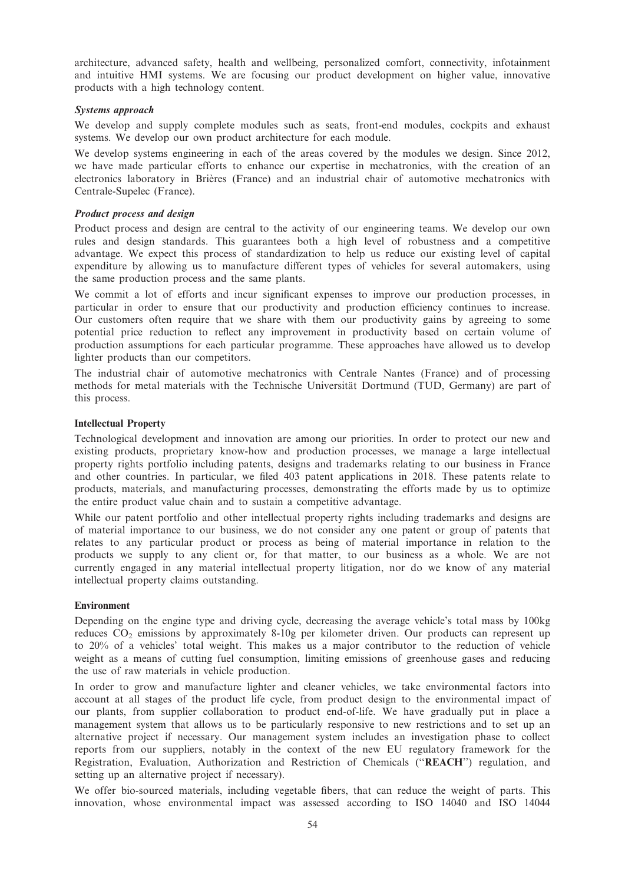architecture, advanced safety, health and wellbeing, personalized comfort, connectivity, infotainment and intuitive HMI systems. We are focusing our product development on higher value, innovative products with a high technology content.

***Systems approach***

We develop and supply complete modules such as seats, front-end modules, cockpits and exhaust systems. We develop our own product architecture for each module.

We develop systems engineering in each of the areas covered by the modules we design. Since 2012, we have made particular efforts to enhance our expertise in mechatronics, with the creation of an electronics laboratory in Brières (France) and an industrial chair of automotive mechatronics with Centrale-Supelec (France).

***Product process and design***

Product process and design are central to the activity of our engineering teams. We develop our own rules and design standards. This guarantees both a high level of robustness and a competitive advantage. We expect this process of standardization to help us reduce our existing level of capital expenditure by allowing us to manufacture different types of vehicles for several automakers, using the same production process and the same plants.

We commit a lot of efforts and incur significant expenses to improve our production processes, in particular in order to ensure that our productivity and production efficiency continues to increase. Our customers often require that we share with them our productivity gains by agreeing to some potential price reduction to reflect any improvement in productivity based on certain volume of production assumptions for each particular programme. These approaches have allowed us to develop lighter products than our competitors.

The industrial chair of automotive mechatronics with Centrale Nantes (France) and of processing methods for metal materials with the Technische Universität Dortmund (TUD, Germany) are part of this process.

**Intellectual Property**

Technological development and innovation are among our priorities. In order to protect our new and existing products, proprietary know-how and production processes, we manage a large intellectual property rights portfolio including patents, designs and trademarks relating to our business in France and other countries. In particular, we filed 403 patent applications in 2018. These patents relate to products, materials, and manufacturing processes, demonstrating the efforts made by us to optimize the entire product value chain and to sustain a competitive advantage.

While our patent portfolio and other intellectual property rights including trademarks and designs are of material importance to our business, we do not consider any one patent or group of patents that relates to any particular product or process as being of material importance in relation to the products we supply to any client or, for that matter, to our business as a whole. We are not currently engaged in any material intellectual property litigation, nor do we know of any material intellectual property claims outstanding.

**Environment**

Depending on the engine type and driving cycle, decreasing the average vehicle's total mass by 100kg reduces $CO_2$ emissions by approximately 8-10g per kilometer driven. Our products can represent up to 20% of a vehicles' total weight. This makes us a major contributor to the reduction of vehicle weight as a means of cutting fuel consumption, limiting emissions of greenhouse gases and reducing the use of raw materials in vehicle production.

In order to grow and manufacture lighter and cleaner vehicles, we take environmental factors into account at all stages of the product life cycle, from product design to the environmental impact of our plants, from supplier collaboration to product end-of-life. We have gradually put in place a management system that allows us to be particularly responsive to new restrictions and to set up an alternative project if necessary. Our management system includes an investigation phase to collect reports from our suppliers, notably in the context of the new EU regulatory framework for the Registration, Evaluation, Authorization and Restriction of Chemicals ("**REACH**") regulation, and setting up an alternative project if necessary).

We offer bio-sourced materials, including vegetable fibers, that can reduce the weight of parts. This innovation, whose environmental impact was assessed according to ISO 14040 and ISO 14044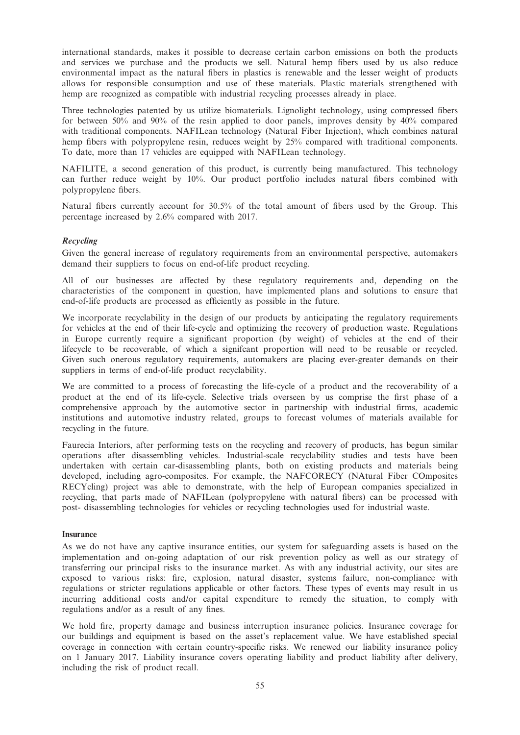international standards, makes it possible to decrease certain carbon emissions on both the products and services we purchase and the products we sell. Natural hemp fibers used by us also reduce environmental impact as the natural fibers in plastics is renewable and the lesser weight of products allows for responsible consumption and use of these materials. Plastic materials strengthened with hemp are recognized as compatible with industrial recycling processes already in place.

Three technologies patented by us utilize biomaterials. Lignolight technology, using compressed fibers for between 50% and 90% of the resin applied to door panels, improves density by 40% compared with traditional components. NAFILean technology (Natural Fiber Injection), which combines natural hemp fibers with polypropylene resin, reduces weight by 25% compared with traditional components. To date, more than 17 vehicles are equipped with NAFILean technology.

NAFILITE, a second generation of this product, is currently being manufactured. This technology can further reduce weight by 10%. Our product portfolio includes natural fibers combined with polypropylene fibers.

Natural fibers currently account for 30.5% of the total amount of fibers used by the Group. This percentage increased by 2.6% compared with 2017.

### *Recycling*

Given the general increase of regulatory requirements from an environmental perspective, automakers demand their suppliers to focus on end-of-life product recycling.

All of our businesses are affected by these regulatory requirements and, depending on the characteristics of the component in question, have implemented plans and solutions to ensure that end-of-life products are processed as efficiently as possible in the future.

We incorporate recyclability in the design of our products by anticipating the regulatory requirements for vehicles at the end of their life-cycle and optimizing the recovery of production waste. Regulations in Europe currently require a significant proportion (by weight) of vehicles at the end of their lifecycle to be recoverable, of which a signifcant proportion will need to be reusable or recycled. Given such onerous regulatory requirements, automakers are placing ever-greater demands on their suppliers in terms of end-of-life product recyclability.

We are committed to a process of forecasting the life-cycle of a product and the recoverability of a product at the end of its life-cycle. Selective trials overseen by us comprise the first phase of a comprehensive approach by the automotive sector in partnership with industrial firms, academic institutions and automotive industry related, groups to forecast volumes of materials available for recycling in the future.

Faurecia Interiors, after performing tests on the recycling and recovery of products, has begun similar operations after disassembling vehicles. Industrial-scale recyclability studies and tests have been undertaken with certain car-disassembling plants, both on existing products and materials being developed, including agro-composites. For example, the NAFCORECY (NAtural Fiber COmposites RECYcling) project was able to demonstrate, with the help of European companies specialized in recycling, that parts made of NAFILean (polypropylene with natural fibers) can be processed with post- disassembling technologies for vehicles or recycling technologies used for industrial waste.

### **Insurance**

As we do not have any captive insurance entities, our system for safeguarding assets is based on the implementation and on-going adaptation of our risk prevention policy as well as our strategy of transferring our principal risks to the insurance market. As with any industrial activity, our sites are exposed to various risks: fire, explosion, natural disaster, systems failure, non-compliance with regulations or stricter regulations applicable or other factors. These types of events may result in us incurring additional costs and/or capital expenditure to remedy the situation, to comply with regulations and/or as a result of any fines.

We hold fire, property damage and business interruption insurance policies. Insurance coverage for our buildings and equipment is based on the asset's replacement value. We have established special coverage in connection with certain country-specific risks. We renewed our liability insurance policy on 1 January 2017. Liability insurance covers operating liability and product liability after delivery, including the risk of product recall.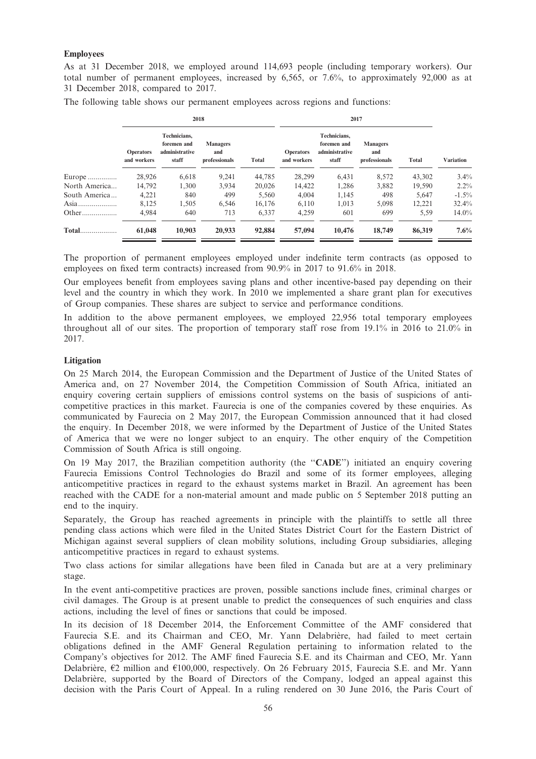**Employees**

As at 31 December 2018, we employed around 114,693 people (including temporary workers). Our total number of permanent employees, increased by 6,565, or 7.6%, to approximately 92,000 as at 31 December 2018, compared to 2017.

The following table shows our permanent employees across regions and functions:

| | 2018 | | | | 2017 | | | | |
|---|---|---|---|---|---|---|---|---|---|
| | Operators and workers | Technicians, foremen and administrative staff | Managers and professionals | Total | Operators and workers | Technicians, foremen and administrative staff | Managers and professionals | Total | Variation |
| Europe | 28,926 | 6,618 | 9,241 | 44,785 | 28,299 | 6,431 | 8,572 | 43,302 | 3.4% |
| North America | 14,792 | 1,300 | 3,934 | 20,026 | 14,422 | 1,286 | 3,882 | 19,590 | 2.2% |
| South America | 4,221 | 840 | 499 | 5,560 | 4,004 | 1,145 | 498 | 5,647 | -1.5% |
| Asia | 8,125 | 1,505 | 6,546 | 16,176 | 6,110 | 1,013 | 5,098 | 12,221 | 32.4% |
| Other | 4,984 | 640 | 713 | 6,337 | 4,259 | 601 | 699 | 5,59 | 14.0% |
| **Total** | **61,048** | **10,903** | **20,933** | **92,884** | **57,094** | **10,476** | **18,749** | **86,319** | **7.6%** |

The proportion of permanent employees employed under indefinite term contracts (as opposed to employees on fixed term contracts) increased from 90.9% in 2017 to 91.6% in 2018.

Our employees benefit from employees saving plans and other incentive-based pay depending on their level and the country in which they work. In 2010 we implemented a share grant plan for executives of Group companies. These shares are subject to service and performance conditions.

In addition to the above permanent employees, we employed 22,956 total temporary employees throughout all of our sites. The proportion of temporary staff rose from 19.1% in 2016 to 21.0% in 2017.

**Litigation**

On 25 March 2014, the European Commission and the Department of Justice of the United States of America and, on 27 November 2014, the Competition Commission of South Africa, initiated an enquiry covering certain suppliers of emissions control systems on the basis of suspicions of anti-competitive practices in this market. Faurecia is one of the companies covered by these enquiries. As communicated by Faurecia on 2 May 2017, the European Commission announced that it had closed the enquiry. In December 2018, we were informed by the Department of Justice of the United States of America that we were no longer subject to an enquiry. The other enquiry of the Competition Commission of South Africa is still ongoing.

On 19 May 2017, the Brazilian competition authority (the "**CADE**") initiated an enquiry covering Faurecia Emissions Control Technologies do Brazil and some of its former employees, alleging anticompetitive practices in regard to the exhaust systems market in Brazil. An agreement has been reached with the CADE for a non-material amount and made public on 5 September 2018 putting an end to the inquiry.

Separately, the Group has reached agreements in principle with the plaintiffs to settle all three pending class actions which were filed in the United States District Court for the Eastern District of Michigan against several suppliers of clean mobility solutions, including Group subsidiaries, alleging anticompetitive practices in regard to exhaust systems.

Two class actions for similar allegations have been filed in Canada but are at a very preliminary stage.

In the event anti-competitive practices are proven, possible sanctions include fines, criminal charges or civil damages. The Group is at present unable to predict the consequences of such enquiries and class actions, including the level of fines or sanctions that could be imposed.

In its decision of 18 December 2014, the Enforcement Committee of the AMF considered that Faurecia S.E. and its Chairman and CEO, Mr. Yann Delabrière, had failed to meet certain obligations defined in the AMF General Regulation pertaining to information related to the Company's objectives for 2012. The AMF fined Faurecia S.E. and its Chairman and CEO, Mr. Yann Delabrière, €2 million and €100,000, respectively. On 26 February 2015, Faurecia S.E. and Mr. Yann Delabrière, supported by the Board of Directors of the Company, lodged an appeal against this decision with the Paris Court of Appeal. In a ruling rendered on 30 June 2016, the Paris Court of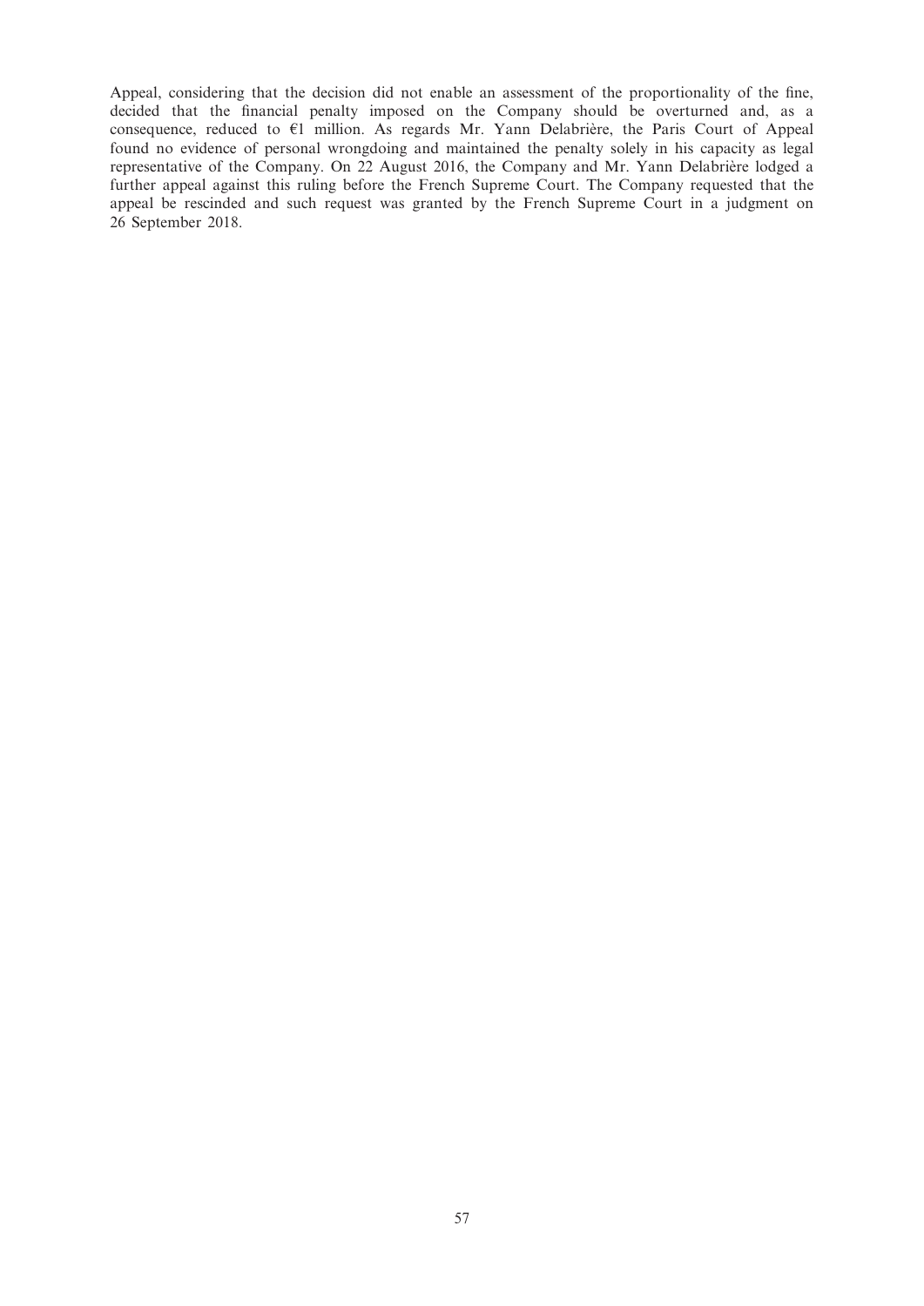Appeal, considering that the decision did not enable an assessment of the proportionality of the fine, decided that the financial penalty imposed on the Company should be overturned and, as a consequence, reduced to €1 million. As regards Mr. Yann Delabrière, the Paris Court of Appeal found no evidence of personal wrongdoing and maintained the penalty solely in his capacity as legal representative of the Company. On 22 August 2016, the Company and Mr. Yann Delabrière lodged a further appeal against this ruling before the French Supreme Court. The Company requested that the appeal be rescinded and such request was granted by the French Supreme Court in a judgment on 26 September 2018.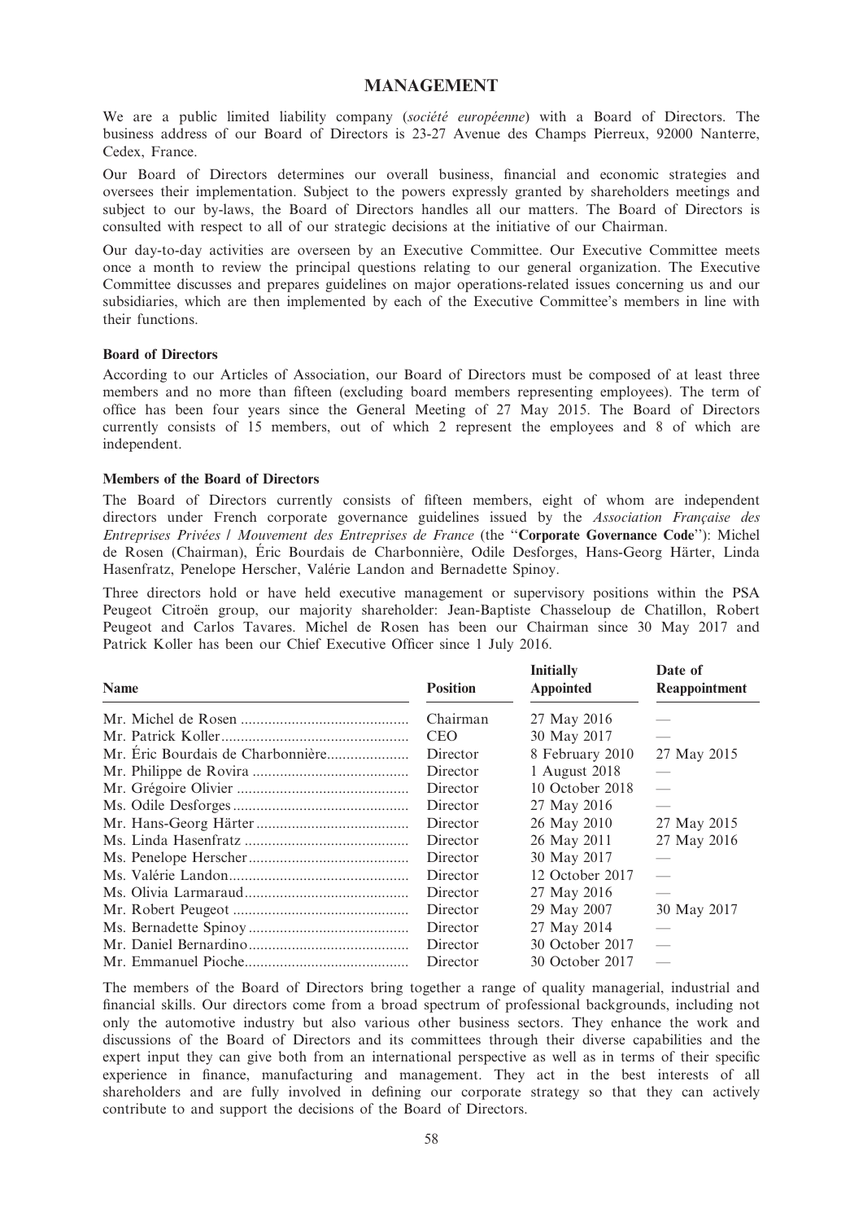# MANAGEMENT

We are a public limited liability company (*société européenne*) with a Board of Directors. The business address of our Board of Directors is 23-27 Avenue des Champs Pierreux, 92000 Nanterre, Cedex, France.

Our Board of Directors determines our overall business, financial and economic strategies and oversees their implementation. Subject to the powers expressly granted by shareholders meetings and subject to our by-laws, the Board of Directors handles all our matters. The Board of Directors is consulted with respect to all of our strategic decisions at the initiative of our Chairman.

Our day-to-day activities are overseen by an Executive Committee. Our Executive Committee meets once a month to review the principal questions relating to our general organization. The Executive Committee discusses and prepares guidelines on major operations-related issues concerning us and our subsidiaries, which are then implemented by each of the Executive Committee's members in line with their functions.

### Board of Directors

According to our Articles of Association, our Board of Directors must be composed of at least three members and no more than fifteen (excluding board members representing employees). The term of office has been four years since the General Meeting of 27 May 2015. The Board of Directors currently consists of 15 members, out of which 2 represent the employees and 8 of which are independent.

### Members of the Board of Directors

The Board of Directors currently consists of fifteen members, eight of whom are independent directors under French corporate governance guidelines issued by the *Association Française des Entreprises Privées / Mouvement des Entreprises de France* (the "**Corporate Governance Code**"): Michel de Rosen (Chairman), Éric Bourdais de Charbonnière, Odile Desforges, Hans-Georg Härter, Linda Hasenfratz, Penelope Herscher, Valérie Landon and Bernadette Spinoy.

Three directors hold or have held executive management or supervisory positions within the PSA Peugeot Citroën group, our majority shareholder: Jean-Baptiste Chasseloup de Chatillon, Robert Peugeot and Carlos Tavares. Michel de Rosen has been our Chairman since 30 May 2017 and Patrick Koller has been our Chief Executive Officer since 1 July 2016.

| Name | Position | Initially Appointed | Date of Reappointment |
|---|---|---|---|
| Mr. Michel de Rosen | Chairman | 27 May 2016 | — |
| Mr. Patrick Koller | CEO | 30 May 2017 | — |
| Mr. Éric Bourdais de Charbonnière | Director | 8 February 2010 | 27 May 2015 |
| Mr. Philippe de Rovira | Director | 1 August 2018 | — |
| Mr. Grégoire Olivier | Director | 10 October 2018 | — |
| Ms. Odile Desforges | Director | 27 May 2016 | — |
| Mr. Hans-Georg Härter | Director | 26 May 2010 | 27 May 2015 |
| Ms. Linda Hasenfratz | Director | 26 May 2011 | 27 May 2016 |
| Ms. Penelope Herscher | Director | 30 May 2017 | — |
| Ms. Valérie Landon | Director | 12 October 2017 | — |
| Ms. Olivia Larmaraud | Director | 27 May 2016 | — |
| Mr. Robert Peugeot | Director | 29 May 2007 | 30 May 2017 |
| Ms. Bernadette Spinoy | Director | 27 May 2014 | — |
| Mr. Daniel Bernardino | Director | 30 October 2017 | — |
| Mr. Emmanuel Pioche | Director | 30 October 2017 | — |

The members of the Board of Directors bring together a range of quality managerial, industrial and financial skills. Our directors come from a broad spectrum of professional backgrounds, including not only the automotive industry but also various other business sectors. They enhance the work and discussions of the Board of Directors and its committees through their diverse capabilities and the expert input they can give both from an international perspective as well as in terms of their specific experience in finance, manufacturing and management. They act in the best interests of all shareholders and are fully involved in defining our corporate strategy so that they can actively contribute to and support the decisions of the Board of Directors.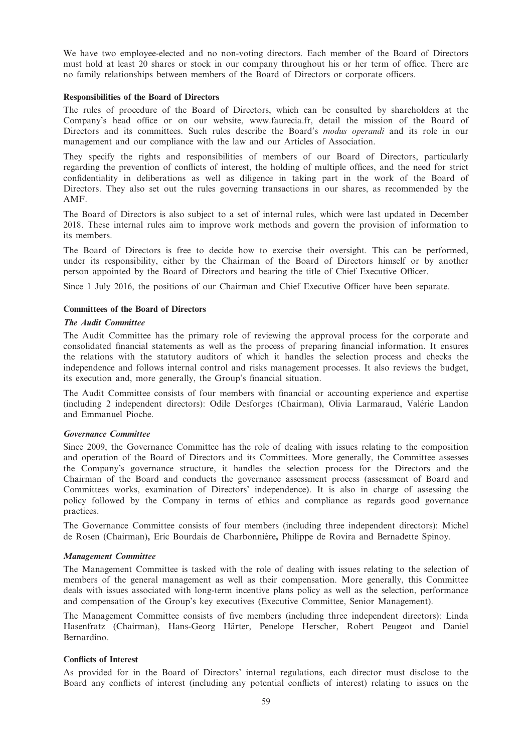We have two employee-elected and no non-voting directors. Each member of the Board of Directors must hold at least 20 shares or stock in our company throughout his or her term of office. There are no family relationships between members of the Board of Directors or corporate officers.

**Responsibilities of the Board of Directors**

The rules of procedure of the Board of Directors, which can be consulted by shareholders at the Company's head office or on our website, www.faurecia.fr, detail the mission of the Board of Directors and its committees. Such rules describe the Board's *modus operandi* and its role in our management and our compliance with the law and our Articles of Association.

They specify the rights and responsibilities of members of our Board of Directors, particularly regarding the prevention of conflicts of interest, the holding of multiple offices, and the need for strict confidentiality in deliberations as well as diligence in taking part in the work of the Board of Directors. They also set out the rules governing transactions in our shares, as recommended by the AMF.

The Board of Directors is also subject to a set of internal rules, which were last updated in December 2018. These internal rules aim to improve work methods and govern the provision of information to its members.

The Board of Directors is free to decide how to exercise their oversight. This can be performed, under its responsibility, either by the Chairman of the Board of Directors himself or by another person appointed by the Board of Directors and bearing the title of Chief Executive Officer.

Since 1 July 2016, the positions of our Chairman and Chief Executive Officer have been separate.

**Committees of the Board of Directors**

***The Audit Committee***

The Audit Committee has the primary role of reviewing the approval process for the corporate and consolidated financial statements as well as the process of preparing financial information. It ensures the relations with the statutory auditors of which it handles the selection process and checks the independence and follows internal control and risks management processes. It also reviews the budget, its execution and, more generally, the Group's financial situation.

The Audit Committee consists of four members with financial or accounting experience and expertise (including 2 independent directors): Odile Desforges (Chairman), Olivia Larmaraud, Valérie Landon and Emmanuel Pioche.

***Governance Committee***

Since 2009, the Governance Committee has the role of dealing with issues relating to the composition and operation of the Board of Directors and its Committees. More generally, the Committee assesses the Company's governance structure, it handles the selection process for the Directors and the Chairman of the Board and conducts the governance assessment process (assessment of Board and Committees works, examination of Directors' independence). It is also in charge of assessing the policy followed by the Company in terms of ethics and compliance as regards good governance practices.

The Governance Committee consists of four members (including three independent directors): Michel de Rosen (Chairman), Eric Bourdais de Charbonnière, Philippe de Rovira and Bernadette Spinoy.

***Management Committee***

The Management Committee is tasked with the role of dealing with issues relating to the selection of members of the general management as well as their compensation. More generally, this Committee deals with issues associated with long-term incentive plans policy as well as the selection, performance and compensation of the Group's key executives (Executive Committee, Senior Management).

The Management Committee consists of five members (including three independent directors): Linda Hasenfratz (Chairman), Hans-Georg Härter, Penelope Herscher, Robert Peugeot and Daniel Bernardino.

**Conflicts of Interest**

As provided for in the Board of Directors' internal regulations, each director must disclose to the Board any conflicts of interest (including any potential conflicts of interest) relating to issues on the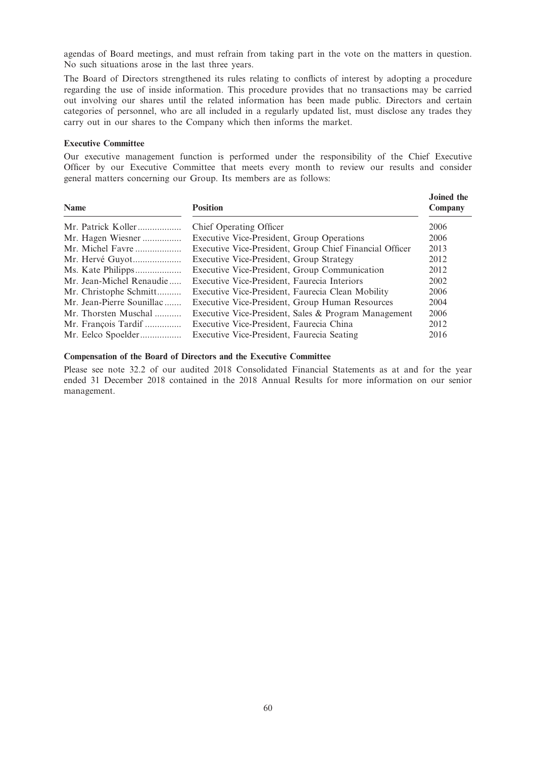agendas of Board meetings, and must refrain from taking part in the vote on the matters in question. No such situations arose in the last three years.

The Board of Directors strengthened its rules relating to conflicts of interest by adopting a procedure regarding the use of inside information. This procedure provides that no transactions may be carried out involving our shares until the related information has been made public. Directors and certain categories of personnel, who are all included in a regularly updated list, must disclose any trades they carry out in our shares to the Company which then informs the market.

**Executive Committee**

Our executive management function is performed under the responsibility of the Chief Executive Officer by our Executive Committee that meets every month to review our results and consider general matters concerning our Group. Its members are as follows:

| Name | Position | Joined the Company |
|---|---|---|
| Mr. Patrick Koller | Chief Operating Officer | 2006 |
| Mr. Hagen Wiesner | Executive Vice-President, Group Operations | 2006 |
| Mr. Michel Favre | Executive Vice-President, Group Chief Financial Officer | 2013 |
| Mr. Hervé Guyot | Executive Vice-President, Group Strategy | 2012 |
| Ms. Kate Philipps | Executive Vice-President, Group Communication | 2012 |
| Mr. Jean-Michel Renaudie | Executive Vice-President, Faurecia Interiors | 2002 |
| Mr. Christophe Schmitt | Executive Vice-President, Faurecia Clean Mobility | 2006 |
| Mr. Jean-Pierre Sounillac | Executive Vice-President, Group Human Resources | 2004 |
| Mr. Thorsten Muschal | Executive Vice-President, Sales & Program Management | 2006 |
| Mr. François Tardif | Executive Vice-President, Faurecia China | 2012 |
| Mr. Eelco Spoelder | Executive Vice-President, Faurecia Seating | 2016 |

**Compensation of the Board of Directors and the Executive Committee**

Please see note 32.2 of our audited 2018 Consolidated Financial Statements as at and for the year ended 31 December 2018 contained in the 2018 Annual Results for more information on our senior management.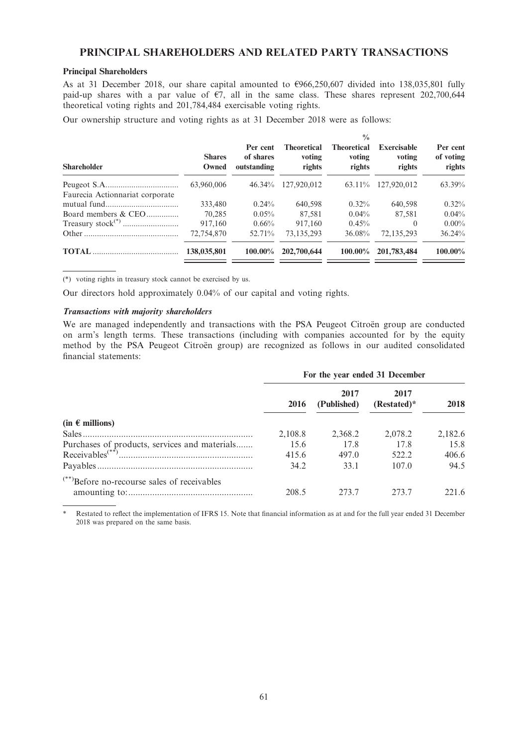# PRINCIPAL SHAREHOLDERS AND RELATED PARTY TRANSACTIONS

### Principal Shareholders

As at 31 December 2018, our share capital amounted to €966,250,607 divided into 138,035,801 fully paid-up shares with a par value of €7, all in the same class. These shares represent 202,700,644 theoretical voting rights and 201,784,484 exercisable voting rights.

Our ownership structure and voting rights as at 31 December 2018 were as follows:

| Shareholder | Shares Owned | Per cent of shares outstanding | Theoretical voting rights | % Theoretical voting rights | Exercisable voting rights | Per cent of voting rights |
|---|---|---|---|---|---|---|
| Peugeot S.A. | 63,960,006 | 46.34% | 127,920,012 | 63.11% | 127,920,012 | 63.39% |
| Faurecia Actionnariat corporate mutual fund | 333,480 | 0.24% | 640,598 | 0.32% | 640,598 | 0.32% |
| Board members & CEO | 70,285 | 0.05% | 87,581 | 0.04% | 87,581 | 0.04% |
| Treasury stock(*) | 917,160 | 0.66% | 917,160 | 0.45% | 0 | 0.00% |
| Other | 72,754,870 | 52.71% | 73,135,293 | 36.08% | 72,135,293 | 36.24% |
| **TOTAL** | **138,035,801** | **100.00%** | **202,700,644** | **100.00%** | **201,783,484** | **100.00%** |

(*) voting rights in treasury stock cannot be exercised by us.

Our directors hold approximately 0.04% of our capital and voting rights.

#### *Transactions with majority shareholders*

We are managed independently and transactions with the PSA Peugeot Citroën group are conducted on arm's length terms. These transactions (including with companies accounted for by the equity method by the PSA Peugeot Citroën group) are recognized as follows in our audited consolidated financial statements:

| | For the year ended 31 December | | | |
|---|---|---|---|---|
| | 2016 | 2017 (Published) | 2017 (Restated)* | 2018 |
| **(in € millions)** | | | | |
| Sales | 2,108.8 | 2,368.2 | 2,078.2 | 2,182.6 |
| Purchases of products, services and materials | 15.6 | 17.8 | 17.8 | 15.8 |
| Receivables(**) | 415.6 | 497.0 | 522.2 | 406.6 |
| Payables | 34.2 | 33.1 | 107.0 | 94.5 |
| (**)Before no-recourse sales of receivables amounting to: | 208.5 | 273.7 | 273.7 | 221.6 |

\* Restated to reflect the implementation of IFRS 15. Note that financial information as at and for the full year ended 31 December 2018 was prepared on the same basis.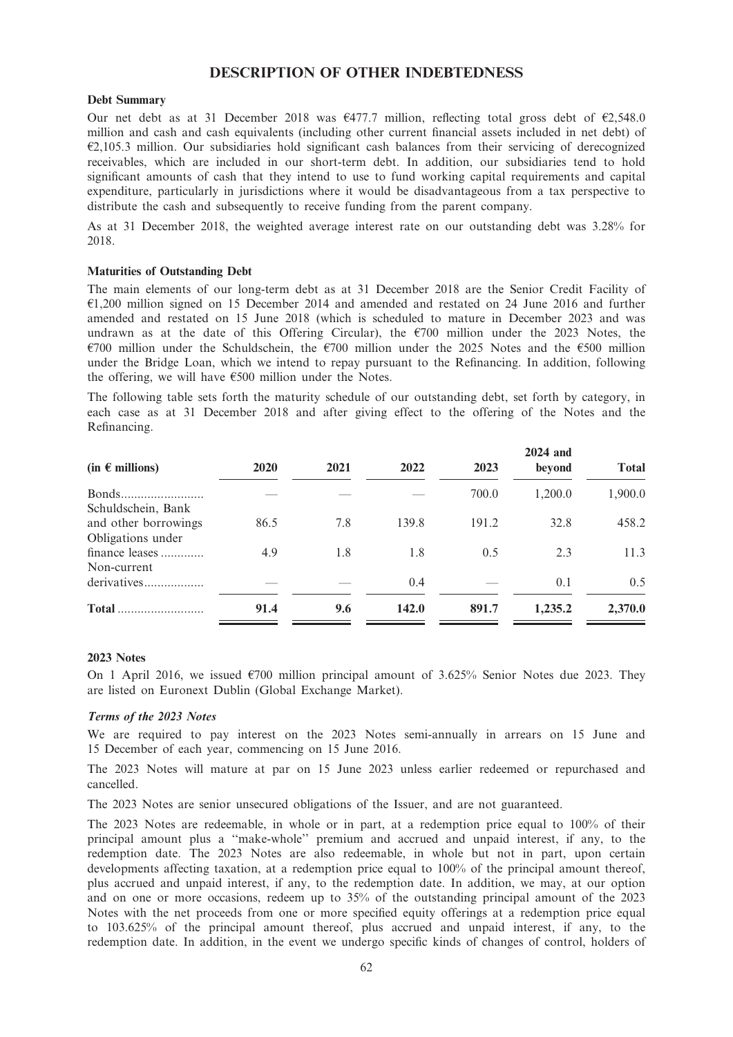# DESCRIPTION OF OTHER INDEBTEDNESS

### Debt Summary

Our net debt as at 31 December 2018 was €477.7 million, reflecting total gross debt of €2,548.0 million and cash and cash equivalents (including other current financial assets included in net debt) of €2,105.3 million. Our subsidiaries hold significant cash balances from their servicing of derecognized receivables, which are included in our short-term debt. In addition, our subsidiaries tend to hold significant amounts of cash that they intend to use to fund working capital requirements and capital expenditure, particularly in jurisdictions where it would be disadvantageous from a tax perspective to distribute the cash and subsequently to receive funding from the parent company.

As at 31 December 2018, the weighted average interest rate on our outstanding debt was 3.28% for 2018.

### Maturities of Outstanding Debt

The main elements of our long-term debt as at 31 December 2018 are the Senior Credit Facility of €1,200 million signed on 15 December 2014 and amended and restated on 24 June 2016 and further amended and restated on 15 June 2018 (which is scheduled to mature in December 2023 and was undrawn as at the date of this Offering Circular), the €700 million under the 2023 Notes, the €700 million under the Schuldschein, the €700 million under the 2025 Notes and the €500 million under the Bridge Loan, which we intend to repay pursuant to the Refinancing. In addition, following the offering, we will have €500 million under the Notes.

The following table sets forth the maturity schedule of our outstanding debt, set forth by category, in each case as at 31 December 2018 and after giving effect to the offering of the Notes and the Refinancing.

| (in € millions) | 2020 | 2021 | 2022 | 2023 | 2024 and beyond | Total |
|---|---|---|---|---|---|---|
| Bonds | — | — | — | 700.0 | 1,200.0 | 1,900.0 |
| Schuldschein, Bank and other borrowings | 86.5 | 7.8 | 139.8 | 191.2 | 32.8 | 458.2 |
| Obligations under finance leases | 4.9 | 1.8 | 1.8 | 0.5 | 2.3 | 11.3 |
| Non-current derivatives | — | — | 0.4 | — | 0.1 | 0.5 |
| **Total** | **91.4** | **9.6** | **142.0** | **891.7** | **1,235.2** | **2,370.0** |

### 2023 Notes

On 1 April 2016, we issued €700 million principal amount of 3.625% Senior Notes due 2023. They are listed on Euronext Dublin (Global Exchange Market).

#### *Terms of the 2023 Notes*

We are required to pay interest on the 2023 Notes semi-annually in arrears on 15 June and 15 December of each year, commencing on 15 June 2016.

The 2023 Notes will mature at par on 15 June 2023 unless earlier redeemed or repurchased and cancelled.

The 2023 Notes are senior unsecured obligations of the Issuer, and are not guaranteed.

The 2023 Notes are redeemable, in whole or in part, at a redemption price equal to 100% of their principal amount plus a "make-whole" premium and accrued and unpaid interest, if any, to the redemption date. The 2023 Notes are also redeemable, in whole but not in part, upon certain developments affecting taxation, at a redemption price equal to 100% of the principal amount thereof, plus accrued and unpaid interest, if any, to the redemption date. In addition, we may, at our option and on one or more occasions, redeem up to 35% of the outstanding principal amount of the 2023 Notes with the net proceeds from one or more specified equity offerings at a redemption price equal to 103.625% of the principal amount thereof, plus accrued and unpaid interest, if any, to the redemption date. In addition, in the event we undergo specific kinds of changes of control, holders of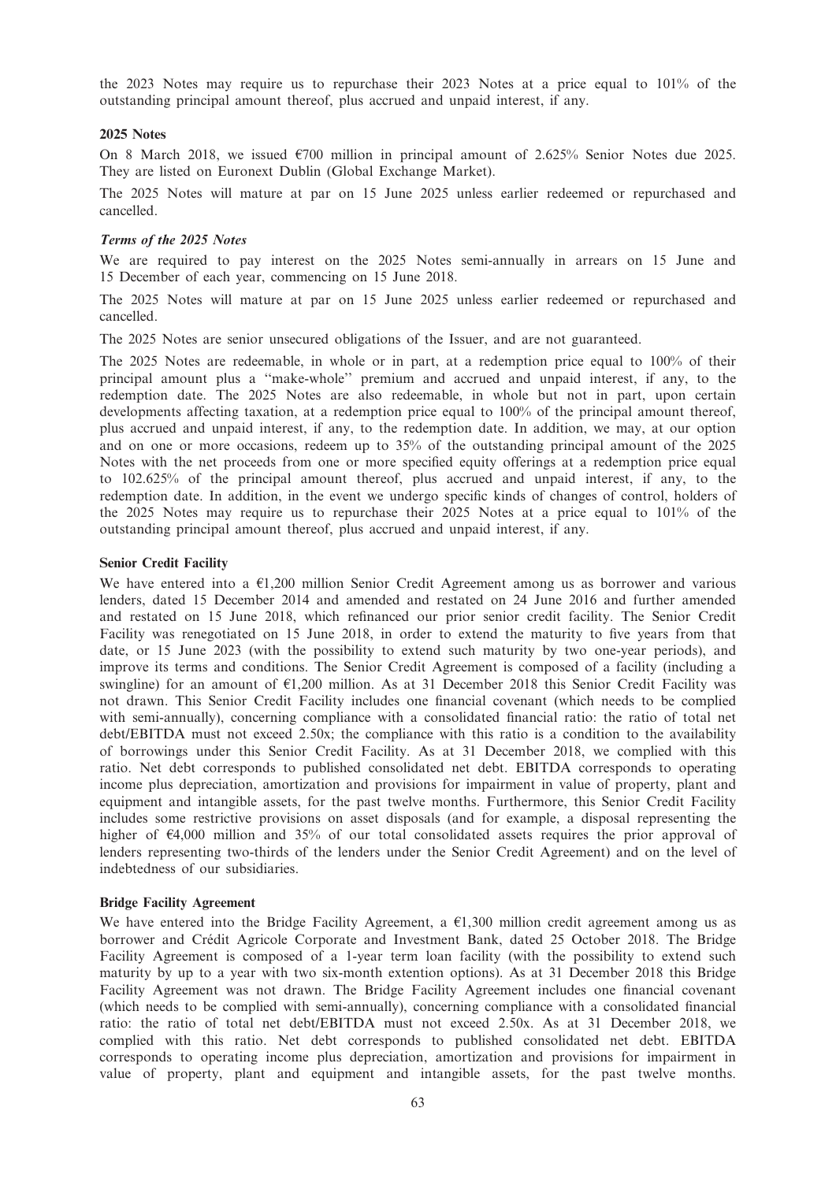the 2023 Notes may require us to repurchase their 2023 Notes at a price equal to 101% of the outstanding principal amount thereof, plus accrued and unpaid interest, if any.

### 2025 Notes

On 8 March 2018, we issued €700 million in principal amount of 2.625% Senior Notes due 2025. They are listed on Euronext Dublin (Global Exchange Market).

The 2025 Notes will mature at par on 15 June 2025 unless earlier redeemed or repurchased and cancelled.

#### *Terms of the 2025 Notes*

We are required to pay interest on the 2025 Notes semi-annually in arrears on 15 June and 15 December of each year, commencing on 15 June 2018.

The 2025 Notes will mature at par on 15 June 2025 unless earlier redeemed or repurchased and cancelled.

The 2025 Notes are senior unsecured obligations of the Issuer, and are not guaranteed.

The 2025 Notes are redeemable, in whole or in part, at a redemption price equal to 100% of their principal amount plus a ''make-whole'' premium and accrued and unpaid interest, if any, to the redemption date. The 2025 Notes are also redeemable, in whole but not in part, upon certain developments affecting taxation, at a redemption price equal to 100% of the principal amount thereof, plus accrued and unpaid interest, if any, to the redemption date. In addition, we may, at our option and on one or more occasions, redeem up to 35% of the outstanding principal amount of the 2025 Notes with the net proceeds from one or more specified equity offerings at a redemption price equal to 102.625% of the principal amount thereof, plus accrued and unpaid interest, if any, to the redemption date. In addition, in the event we undergo specific kinds of changes of control, holders of the 2025 Notes may require us to repurchase their 2025 Notes at a price equal to 101% of the outstanding principal amount thereof, plus accrued and unpaid interest, if any.

### Senior Credit Facility

We have entered into a €1,200 million Senior Credit Agreement among us as borrower and various lenders, dated 15 December 2014 and amended and restated on 24 June 2016 and further amended and restated on 15 June 2018, which refinanced our prior senior credit facility. The Senior Credit Facility was renegotiated on 15 June 2018, in order to extend the maturity to five years from that date, or 15 June 2023 (with the possibility to extend such maturity by two one-year periods), and improve its terms and conditions. The Senior Credit Agreement is composed of a facility (including a swingline) for an amount of €1,200 million. As at 31 December 2018 this Senior Credit Facility was not drawn. This Senior Credit Facility includes one financial covenant (which needs to be complied with semi-annually), concerning compliance with a consolidated financial ratio: the ratio of total net debt/EBITDA must not exceed 2.50x; the compliance with this ratio is a condition to the availability of borrowings under this Senior Credit Facility. As at 31 December 2018, we complied with this ratio. Net debt corresponds to published consolidated net debt. EBITDA corresponds to operating income plus depreciation, amortization and provisions for impairment in value of property, plant and equipment and intangible assets, for the past twelve months. Furthermore, this Senior Credit Facility includes some restrictive provisions on asset disposals (and for example, a disposal representing the higher of €4,000 million and 35% of our total consolidated assets requires the prior approval of lenders representing two-thirds of the lenders under the Senior Credit Agreement) and on the level of indebtedness of our subsidiaries.

### Bridge Facility Agreement

We have entered into the Bridge Facility Agreement, a €1,300 million credit agreement among us as borrower and Crédit Agricole Corporate and Investment Bank, dated 25 October 2018. The Bridge Facility Agreement is composed of a 1-year term loan facility (with the possibility to extend such maturity by up to a year with two six-month extention options). As at 31 December 2018 this Bridge Facility Agreement was not drawn. The Bridge Facility Agreement includes one financial covenant (which needs to be complied with semi-annually), concerning compliance with a consolidated financial ratio: the ratio of total net debt/EBITDA must not exceed 2.50x. As at 31 December 2018, we complied with this ratio. Net debt corresponds to published consolidated net debt. EBITDA corresponds to operating income plus depreciation, amortization and provisions for impairment in value of property, plant and equipment and intangible assets, for the past twelve months.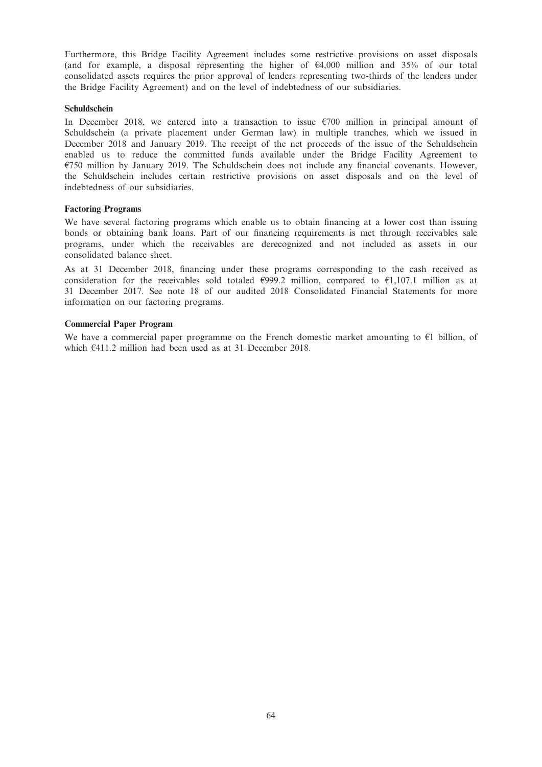Furthermore, this Bridge Facility Agreement includes some restrictive provisions on asset disposals (and for example, a disposal representing the higher of €4,000 million and 35% of our total consolidated assets requires the prior approval of lenders representing two-thirds of the lenders under the Bridge Facility Agreement) and on the level of indebtedness of our subsidiaries.

**Schuldschein**

In December 2018, we entered into a transaction to issue €700 million in principal amount of Schuldschein (a private placement under German law) in multiple tranches, which we issued in December 2018 and January 2019. The receipt of the net proceeds of the issue of the Schuldschein enabled us to reduce the committed funds available under the Bridge Facility Agreement to €750 million by January 2019. The Schuldschein does not include any financial covenants. However, the Schuldschein includes certain restrictive provisions on asset disposals and on the level of indebtedness of our subsidiaries.

**Factoring Programs**

We have several factoring programs which enable us to obtain financing at a lower cost than issuing bonds or obtaining bank loans. Part of our financing requirements is met through receivables sale programs, under which the receivables are derecognized and not included as assets in our consolidated balance sheet.

As at 31 December 2018, financing under these programs corresponding to the cash received as consideration for the receivables sold totaled €999.2 million, compared to €1,107.1 million as at 31 December 2017. See note 18 of our audited 2018 Consolidated Financial Statements for more information on our factoring programs.

**Commercial Paper Program**

We have a commercial paper programme on the French domestic market amounting to €1 billion, of which €411.2 million had been used as at 31 December 2018.